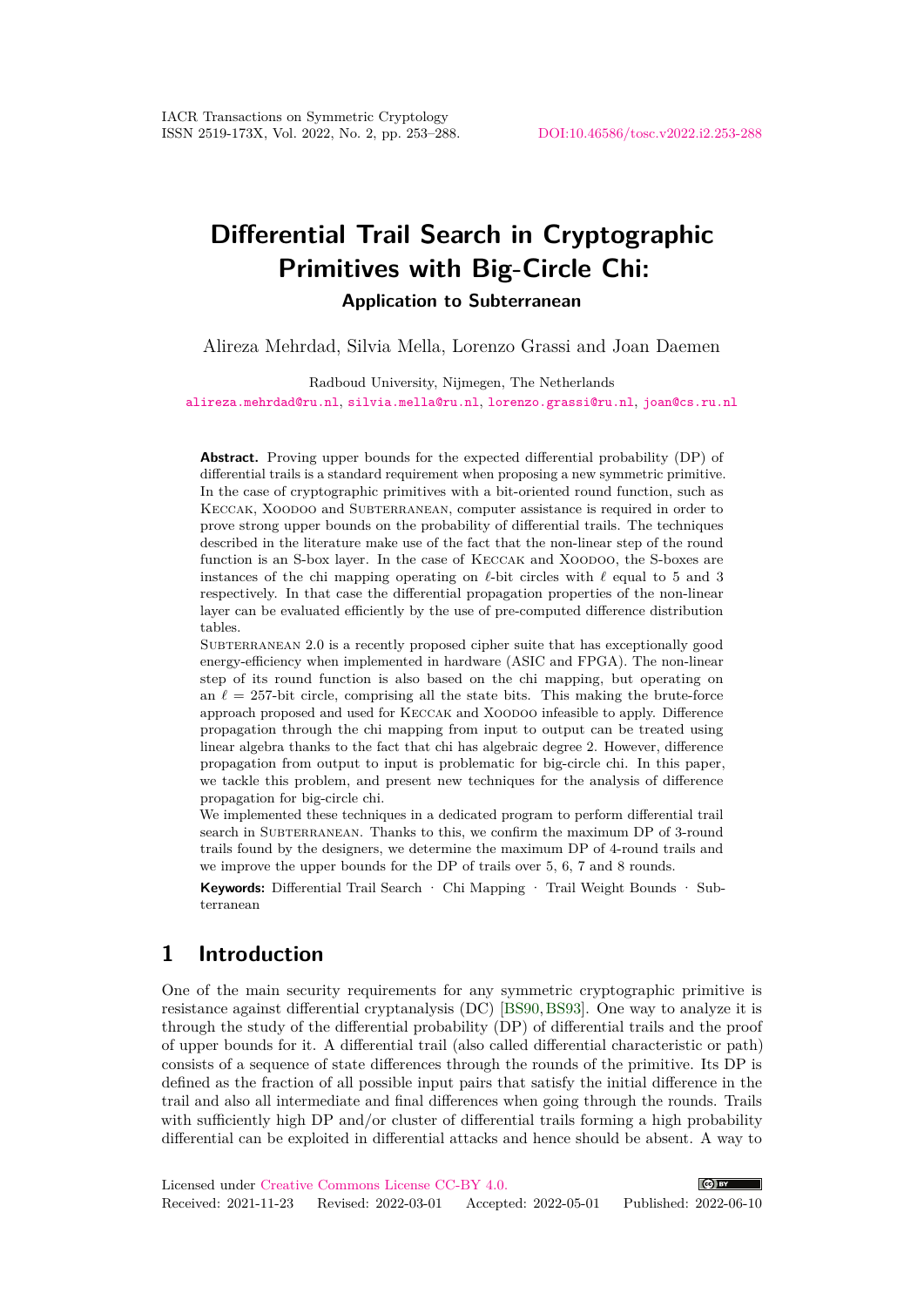# Differential Trail Search in Cryptographic Primitives with Big-Circle Chi:

### Application to Subterranean

Alireza Mehrdad, Silvia Mella, Lorenzo Grassi and Joan Daemen

Radboud University, Nijmegen, The Netherlands
alireza.mehrdad@ru.nl, silvia.mella@ru.nl, lorenzo.grassi@ru.nl, joan@cs.ru.nl

**Abstract.** Proving upper bounds for the expected differential probability (DP) of differential trails is a standard requirement when proposing a new symmetric primitive. In the case of cryptographic primitives with a bit-oriented round function, such as Keccak, Xoodoo and Subterranean, computer assistance is required in order to prove strong upper bounds on the probability of differential trails. The techniques described in the literature make use of the fact that the non-linear step of the round function is an S-box layer. In the case of Keccak and Xoodoo, the S-boxes are instances of the chi mapping operating on $\ell$-bit circles with $\ell$ equal to 5 and 3 respectively. In that case the differential propagation properties of the non-linear layer can be evaluated efficiently by the use of pre-computed difference distribution tables.

Subterranean 2.0 is a recently proposed cipher suite that has exceptionally good energy-efficiency when implemented in hardware (ASIC and FPGA). The non-linear step of its round function is also based on the chi mapping, but operating on an $\ell = 257$-bit circle, comprising all the state bits. This making the brute-force approach proposed and used for Keccak and Xoodoo infeasible to apply. Difference propagation through the chi mapping from input to output can be treated using linear algebra thanks to the fact that chi has algebraic degree 2. However, difference propagation from output to input is problematic for big-circle chi. In this paper, we tackle this problem, and present new techniques for the analysis of difference propagation for big-circle chi.

We implemented these techniques in a dedicated program to perform differential trail search in Subterranean. Thanks to this, we confirm the maximum DP of 3-round trails found by the designers, we determine the maximum DP of 4-round trails and we improve the upper bounds for the DP of trails over 5, 6, 7 and 8 rounds.

**Keywords:** Differential Trail Search · Chi Mapping · Trail Weight Bounds · Subterranean

## 1 Introduction

One of the main security requirements for any symmetric cryptographic primitive is resistance against differential cryptanalysis (DC) [BS90, BS93]. One way to analyze it is through the study of the differential probability (DP) of differential trails and the proof of upper bounds for it. A differential trail (also called differential characteristic or path) consists of a sequence of state differences through the rounds of the primitive. Its DP is defined as the fraction of all possible input pairs that satisfy the initial difference in the trail and also all intermediate and final differences when going through the rounds. Trails with sufficiently high DP and/or cluster of differential trails forming a high probability differential can be exploited in differential attacks and hence should be absent. A way to

Licensed under Creative Commons License CC-BY 4.0.
Received: 2021-11-23 Revised: 2022-03-01 Accepted: 2022-05-01 Published: 2022-06-10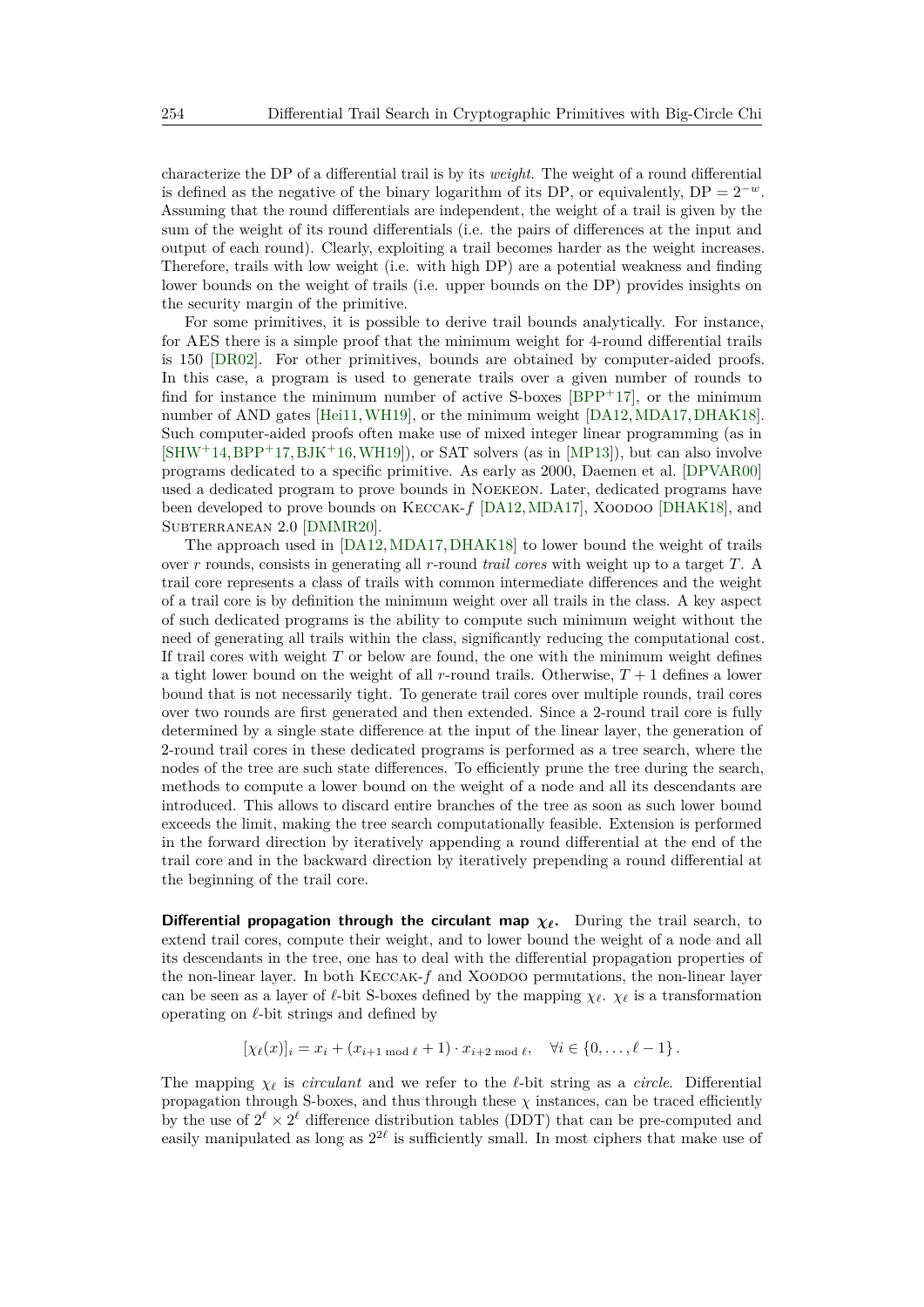characterize the DP of a differential trail is by its *weight*. The weight of a round differential is defined as the negative of the binary logarithm of its DP, or equivalently, $\mathrm{DP} = 2^{-w}$. Assuming that the round differentials are independent, the weight of a trail is given by the sum of the weight of its round differentials (i.e. the pairs of differences at the input and output of each round). Clearly, exploiting a trail becomes harder as the weight increases. Therefore, trails with low weight (i.e. with high DP) are a potential weakness and finding lower bounds on the weight of trails (i.e. upper bounds on the DP) provides insights on the security margin of the primitive.

For some primitives, it is possible to derive trail bounds analytically. For instance, for AES there is a simple proof that the minimum weight for 4-round differential trails is 150 [DR02]. For other primitives, bounds are obtained by computer-aided proofs. In this case, a program is used to generate trails over a given number of rounds to find for instance the minimum number of active S-boxes [BPP+17], or the minimum number of AND gates [Hei11, WH19], or the minimum weight [DA12, MDA17, DHAK18]. Such computer-aided proofs often make use of mixed integer linear programming (as in [SHW+14, BPP+17, BJK+16, WH19]), or SAT solvers (as in [MP13]), but can also involve programs dedicated to a specific primitive. As early as 2000, Daemen et al. [DPVAR00] used a dedicated program to prove bounds in Noekeon. Later, dedicated programs have been developed to prove bounds on Keccak-$f$ [DA12, MDA17], Xoodoo [DHAK18], and Subterranean 2.0 [DMMR20].

The approach used in [DA12, MDA17, DHAK18] to lower bound the weight of trails over $r$ rounds, consists in generating all $r$-round *trail cores* with weight up to a target $T$. A trail core represents a class of trails with common intermediate differences and the weight of a trail core is by definition the minimum weight over all trails in the class. A key aspect of such dedicated programs is the ability to compute such minimum weight without the need of generating all trails within the class, significantly reducing the computational cost. If trail cores with weight $T$ or below are found, the one with the minimum weight defines a tight lower bound on the weight of all $r$-round trails. Otherwise, $T+1$ defines a lower bound that is not necessarily tight. To generate trail cores over multiple rounds, trail cores over two rounds are first generated and then extended. Since a 2-round trail core is fully determined by a single state difference at the input of the linear layer, the generation of 2-round trail cores in these dedicated programs is performed as a tree search, where the nodes of the tree are such state differences. To efficiently prune the tree during the search, methods to compute a lower bound on the weight of a node and all its descendants are introduced. This allows to discard entire branches of the tree as soon as such lower bound exceeds the limit, making the tree search computationally feasible. Extension is performed in the forward direction by iteratively appending a round differential at the end of the trail core and in the backward direction by iteratively prepending a round differential at the beginning of the trail core.

**Differential propagation through the circulant map $\chi_\ell$.** During the trail search, to extend trail cores, compute their weight, and to lower bound the weight of a node and all its descendants in the tree, one has to deal with the differential propagation properties of the non-linear layer. In both Keccak-$f$ and Xoodoo permutations, the non-linear layer can be seen as a layer of $\ell$-bit S-boxes defined by the mapping $\chi_\ell$. $\chi_\ell$ is a transformation operating on $\ell$-bit strings and defined by

$$[\chi_\ell(x)]_i = x_i + (x_{i+1 \bmod \ell} + 1) \cdot x_{i+2 \bmod \ell}, \quad \forall i \in \{0, \ldots, \ell - 1\}.$$

The mapping $\chi_\ell$ is *circulant* and we refer to the $\ell$-bit string as a *circle*. Differential propagation through S-boxes, and thus through these $\chi$ instances, can be traced efficiently by the use of $2^\ell \times 2^\ell$ difference distribution tables (DDT) that can be pre-computed and easily manipulated as long as $2^{2\ell}$ is sufficiently small. In most ciphers that make use of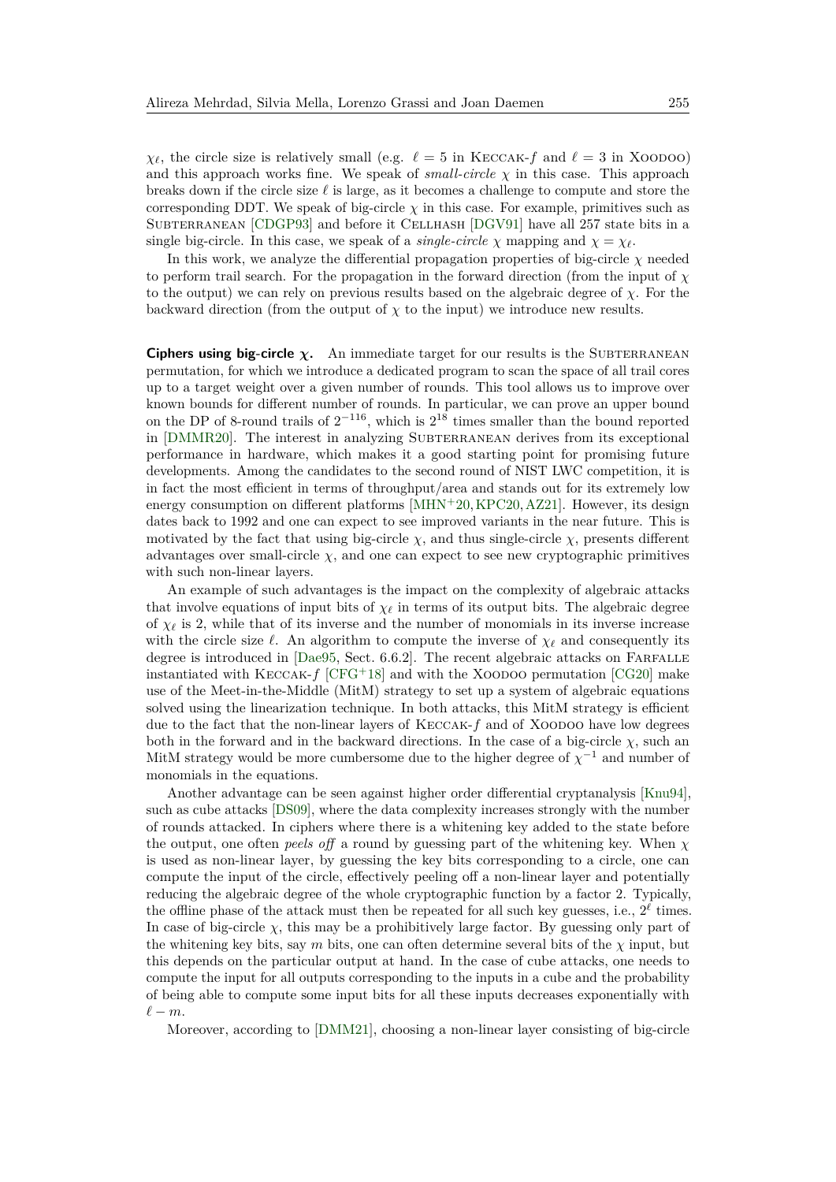$\chi_\ell$, the circle size is relatively small (e.g. $\ell = 5$ in Keccak-$f$ and $\ell = 3$ in Xoodoo) and this approach works fine. We speak of *small-circle* $\chi$ in this case. This approach breaks down if the circle size $\ell$ is large, as it becomes a challenge to compute and store the corresponding DDT. We speak of big-circle $\chi$ in this case. For example, primitives such as Subterranean [CDGP93] and before it Cellhash [DGV91] have all 257 state bits in a single big-circle. In this case, we speak of a *single-circle* $\chi$ mapping and $\chi = \chi_\ell$.

In this work, we analyze the differential propagation properties of big-circle $\chi$ needed to perform trail search. For the propagation in the forward direction (from the input of $\chi$ to the output) we can rely on previous results based on the algebraic degree of $\chi$. For the backward direction (from the output of $\chi$ to the input) we introduce new results.

**Ciphers using big-circle $\chi$.** An immediate target for our results is the Subterranean permutation, for which we introduce a dedicated program to scan the space of all trail cores up to a target weight over a given number of rounds. This tool allows us to improve over known bounds for different number of rounds. In particular, we can prove an upper bound on the DP of 8-round trails of $2^{-116}$, which is $2^{18}$ times smaller than the bound reported in [DMMR20]. The interest in analyzing Subterranean derives from its exceptional performance in hardware, which makes it a good starting point for promising future developments. Among the candidates to the second round of NIST LWC competition, it is in fact the most efficient in terms of throughput/area and stands out for its extremely low energy consumption on different platforms [MHN+20, KPC20, AZ21]. However, its design dates back to 1992 and one can expect to see improved variants in the near future. This is motivated by the fact that using big-circle $\chi$, and thus single-circle $\chi$, presents different advantages over small-circle $\chi$, and one can expect to see new cryptographic primitives with such non-linear layers.

An example of such advantages is the impact on the complexity of algebraic attacks that involve equations of input bits of $\chi_\ell$ in terms of its output bits. The algebraic degree of $\chi_\ell$ is 2, while that of its inverse and the number of monomials in its inverse increase with the circle size $\ell$. An algorithm to compute the inverse of $\chi_\ell$ and consequently its degree is introduced in [Dae95, Sect. 6.6.2]. The recent algebraic attacks on Farfalle instantiated with Keccak-$f$ [CFG+18] and with the Xoodoo permutation [CG20] make use of the Meet-in-the-Middle (MitM) strategy to set up a system of algebraic equations solved using the linearization technique. In both attacks, this MitM strategy is efficient due to the fact that the non-linear layers of Keccak-$f$ and of Xoodoo have low degrees both in the forward and in the backward directions. In the case of a big-circle $\chi$, such an MitM strategy would be more cumbersome due to the higher degree of $\chi^{-1}$ and number of monomials in the equations.

Another advantage can be seen against higher order differential cryptanalysis [Knu94], such as cube attacks [DS09], where the data complexity increases strongly with the number of rounds attacked. In ciphers where there is a whitening key added to the state before the output, one often *peels off* a round by guessing part of the whitening key. When $\chi$ is used as non-linear layer, by guessing the key bits corresponding to a circle, one can compute the input of the circle, effectively peeling off a non-linear layer and potentially reducing the algebraic degree of the whole cryptographic function by a factor 2. Typically, the offline phase of the attack must then be repeated for all such key guesses, i.e., $2^\ell$ times. In case of big-circle $\chi$, this may be a prohibitively large factor. By guessing only part of the whitening key bits, say $m$ bits, one can often determine several bits of the $\chi$ input, but this depends on the particular output at hand. In the case of cube attacks, one needs to compute the input for all outputs corresponding to the inputs in a cube and the probability of being able to compute some input bits for all these inputs decreases exponentially with $\ell - m$.

Moreover, according to [DMM21], choosing a non-linear layer consisting of big-circle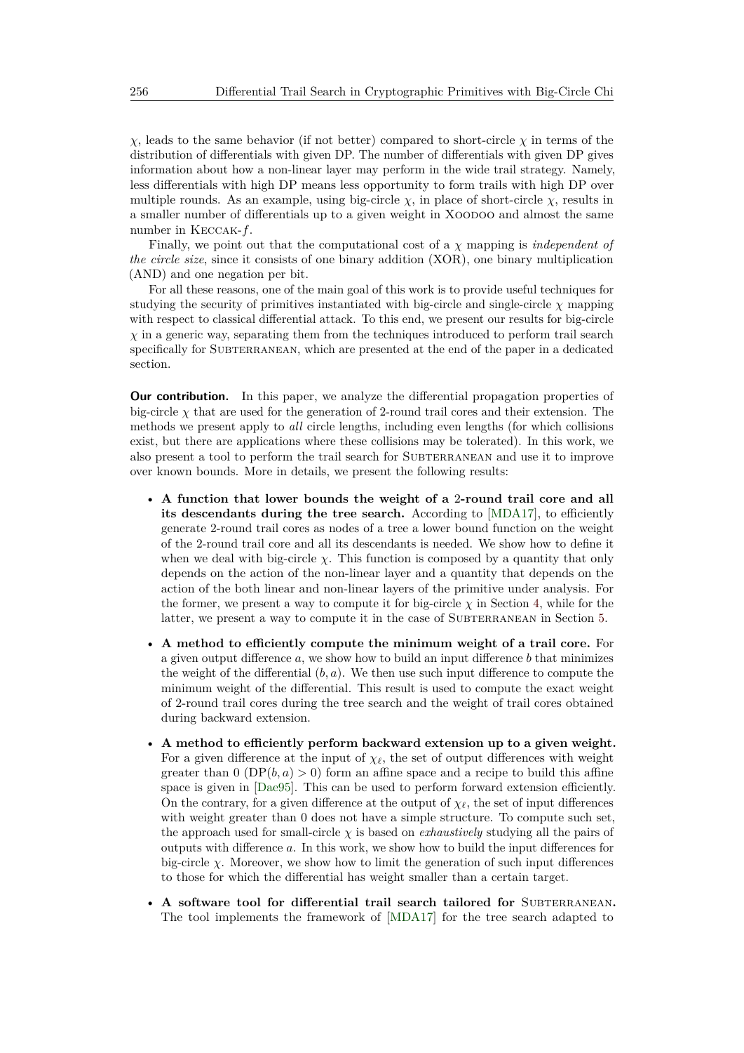$\chi$, leads to the same behavior (if not better) compared to short-circle $\chi$ in terms of the distribution of differentials with given DP. The number of differentials with given DP gives information about how a non-linear layer may perform in the wide trail strategy. Namely, less differentials with high DP means less opportunity to form trails with high DP over multiple rounds. As an example, using big-circle $\chi$, in place of short-circle $\chi$, results in a smaller number of differentials up to a given weight in Xoodoo and almost the same number in Keccak-$f$.

Finally, we point out that the computational cost of a $\chi$ mapping is *independent of the circle size*, since it consists of one binary addition (XOR), one binary multiplication (AND) and one negation per bit.

For all these reasons, one of the main goal of this work is to provide useful techniques for studying the security of primitives instantiated with big-circle and single-circle $\chi$ mapping with respect to classical differential attack. To this end, we present our results for big-circle $\chi$ in a generic way, separating them from the techniques introduced to perform trail search specifically for Subterranean, which are presented at the end of the paper in a dedicated section.

**Our contribution.** In this paper, we analyze the differential propagation properties of big-circle $\chi$ that are used for the generation of 2-round trail cores and their extension. The methods we present apply to *all* circle lengths, including even lengths (for which collisions exist, but there are applications where these collisions may be tolerated). In this work, we also present a tool to perform the trail search for Subterranean and use it to improve over known bounds. More in details, we present the following results:

- **A function that lower bounds the weight of a 2-round trail core and all its descendants during the tree search.** According to [MDA17], to efficiently generate 2-round trail cores as nodes of a tree a lower bound function on the weight of the 2-round trail core and all its descendants is needed. We show how to define it when we deal with big-circle $\chi$. This function is composed by a quantity that only depends on the action of the non-linear layer and a quantity that depends on the action of the both linear and non-linear layers of the primitive under analysis. For the former, we present a way to compute it for big-circle $\chi$ in Section 4, while for the latter, we present a way to compute it in the case of Subterranean in Section 5.
- **A method to efficiently compute the minimum weight of a trail core.** For a given output difference $a$, we show how to build an input difference $b$ that minimizes the weight of the differential $(b, a)$. We then use such input difference to compute the minimum weight of the differential. This result is used to compute the exact weight of 2-round trail cores during the tree search and the weight of trail cores obtained during backward extension.
- **A method to efficiently perform backward extension up to a given weight.** For a given difference at the input of $\chi_\ell$, the set of output differences with weight greater than 0 ($\text{DP}(b, a) > 0$) form an affine space and a recipe to build this affine space is given in [Dae95]. This can be used to perform forward extension efficiently. On the contrary, for a given difference at the output of $\chi_\ell$, the set of input differences with weight greater than 0 does not have a simple structure. To compute such set, the approach used for small-circle $\chi$ is based on *exhaustively* studying all the pairs of outputs with difference $a$. In this work, we show how to build the input differences for big-circle $\chi$. Moreover, we show how to limit the generation of such input differences to those for which the differential has weight smaller than a certain target.
- **A software tool for differential trail search tailored for Subterranean.** The tool implements the framework of [MDA17] for the tree search adapted to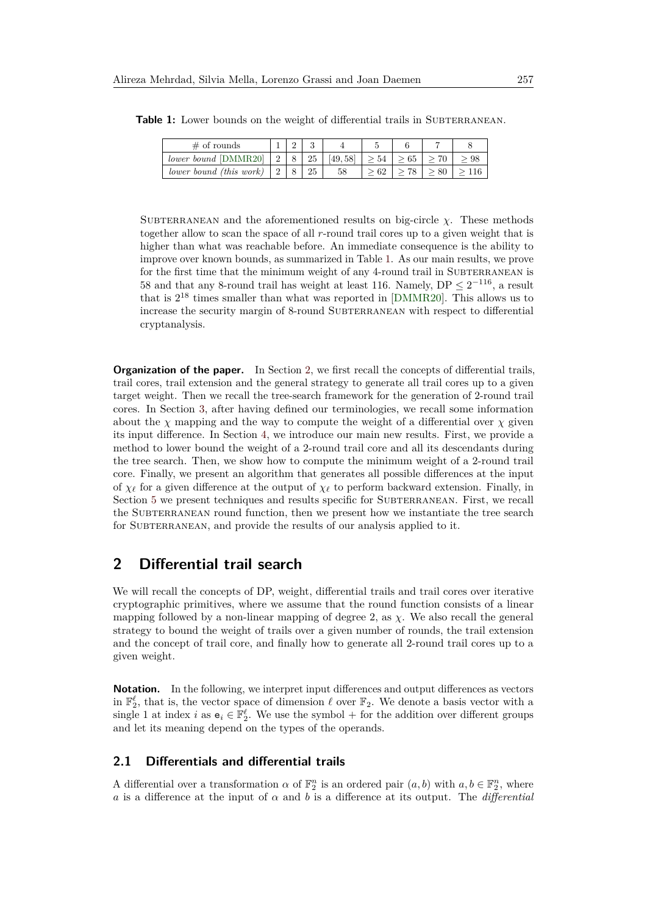**Table 1:** Lower bounds on the weight of differential trails in SUBTERRANEAN.

| # of rounds | 1 | 2 | 3 | 4 | 5 | 6 | 7 | 8 |
|---|---|---|---|---|---|---|---|---|
| *lower bound* [DMMR20] | 2 | 8 | 25 | [49, 58] | $\geq 54$ | $\geq 65$ | $\geq 70$ | $\geq 98$ |
| *lower bound (this work)* | 2 | 8 | 25 | 58 | $\geq 62$ | $\geq 78$ | $\geq 80$ | $\geq 116$ |

SUBTERRANEAN and the aforementioned results on big-circle $\chi$. These methods together allow to scan the space of all $r$-round trail cores up to a given weight that is higher than what was reachable before. An immediate consequence is the ability to improve over known bounds, as summarized in Table 1. As our main results, we prove for the first time that the minimum weight of any 4-round trail in SUBTERRANEAN is 58 and that any 8-round trail has weight at least 116. Namely, $\mathrm{DP} \leq 2^{-116}$, a result that is $2^{18}$ times smaller than what was reported in [DMMR20]. This allows us to increase the security margin of 8-round SUBTERRANEAN with respect to differential cryptanalysis.

**Organization of the paper.** In Section 2, we first recall the concepts of differential trails, trail cores, trail extension and the general strategy to generate all trail cores up to a given target weight. Then we recall the tree-search framework for the generation of 2-round trail cores. In Section 3, after having defined our terminologies, we recall some information about the $\chi$ mapping and the way to compute the weight of a differential over $\chi$ given its input difference. In Section 4, we introduce our main new results. First, we provide a method to lower bound the weight of a 2-round trail core and all its descendants during the tree search. Then, we show how to compute the minimum weight of a 2-round trail core. Finally, we present an algorithm that generates all possible differences at the input of $\chi_\ell$ for a given difference at the output of $\chi_\ell$ to perform backward extension. Finally, in Section 5 we present techniques and results specific for SUBTERRANEAN. First, we recall the SUBTERRANEAN round function, then we present how we instantiate the tree search for SUBTERRANEAN, and provide the results of our analysis applied to it.

## 2 Differential trail search

We will recall the concepts of DP, weight, differential trails and trail cores over iterative cryptographic primitives, where we assume that the round function consists of a linear mapping followed by a non-linear mapping of degree 2, as $\chi$. We also recall the general strategy to bound the weight of trails over a given number of rounds, the trail extension and the concept of trail core, and finally how to generate all 2-round trail cores up to a given weight.

**Notation.** In the following, we interpret input differences and output differences as vectors in $\mathbb{F}_2^\ell$, that is, the vector space of dimension $\ell$ over $\mathbb{F}_2$. We denote a basis vector with a single 1 at index $i$ as $\mathsf{e}_i \in \mathbb{F}_2^\ell$. We use the symbol $+$ for the addition over different groups and let its meaning depend on the types of the operands.

### 2.1 Differentials and differential trails

A differential over a transformation $\alpha$ of $\mathbb{F}_2^n$ is an ordered pair $(a, b)$ with $a, b \in \mathbb{F}_2^n$, where $a$ is a difference at the input of $\alpha$ and $b$ is a difference at its output. The *differential*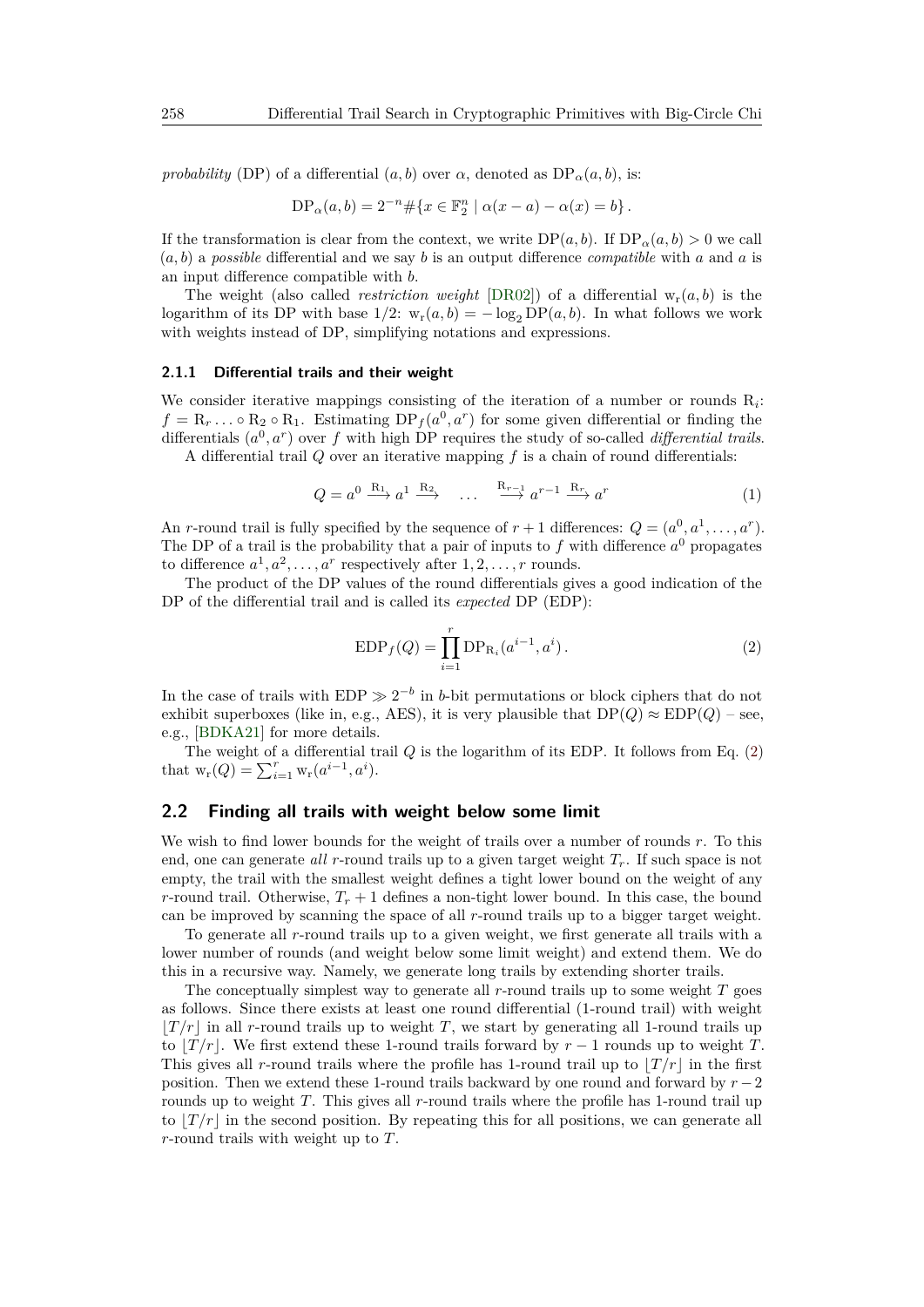*probability* (DP) of a differential $(a, b)$ over $\alpha$, denoted as $\mathrm{DP}_\alpha(a, b)$, is:

$$\mathrm{DP}_\alpha(a, b) = 2^{-n}\#\{x \in \mathbb{F}_2^n \mid \alpha(x - a) - \alpha(x) = b\}\,.$$

If the transformation is clear from the context, we write $\mathrm{DP}(a, b)$. If $\mathrm{DP}_\alpha(a, b) > 0$ we call $(a, b)$ a *possible* differential and we say $b$ is an output difference *compatible* with $a$ and $a$ is an input difference compatible with $b$.

The weight (also called *restriction weight* [DR02]) of a differential $\mathrm{w_r}(a, b)$ is the logarithm of its DP with base 1/2: $\mathrm{w_r}(a, b) = -\log_2 \mathrm{DP}(a, b)$. In what follows we work with weights instead of DP, simplifying notations and expressions.

### 2.1.1 Differential trails and their weight

We consider iterative mappings consisting of the iteration of a number or rounds $\mathrm{R}_i$: $f = \mathrm{R}_r \ldots \circ \mathrm{R}_2 \circ \mathrm{R}_1$. Estimating $\mathrm{DP}_f(a^0, a^r)$ for some given differential or finding the differentials $(a^0, a^r)$ over $f$ with high DP requires the study of so-called *differential trails*.

A differential trail $Q$ over an iterative mapping $f$ is a chain of round differentials:

$$Q = a^0 \xrightarrow{\mathrm{R}_1} a^1 \xrightarrow{\mathrm{R}_2} \quad \ldots \quad \xrightarrow{\mathrm{R}_{r-1}} a^{r-1} \xrightarrow{\mathrm{R}_r} a^r \tag{1}$$

An $r$-round trail is fully specified by the sequence of $r + 1$ differences: $Q = (a^0, a^1, \ldots, a^r)$. The DP of a trail is the probability that a pair of inputs to $f$ with difference $a^0$ propagates to difference $a^1, a^2, \ldots, a^r$ respectively after $1, 2, \ldots, r$ rounds.

The product of the DP values of the round differentials gives a good indication of the DP of the differential trail and is called its *expected* DP (EDP):

$$\mathrm{EDP}_f(Q) = \prod_{i=1}^{r} \mathrm{DP}_{\mathrm{R}_i}(a^{i-1}, a^i)\,. \tag{2}$$

In the case of trails with EDP $\gg 2^{-b}$ in $b$-bit permutations or block ciphers that do not exhibit superboxes (like in, e.g., AES), it is very plausible that $\mathrm{DP}(Q) \approx \mathrm{EDP}(Q)$ – see, e.g., [BDKA21] for more details.

The weight of a differential trail $Q$ is the logarithm of its EDP. It follows from Eq. (2) that $\mathrm{w_r}(Q) = \sum_{i=1}^{r} \mathrm{w_r}(a^{i-1}, a^i)$.

## 2.2 Finding all trails with weight below some limit

We wish to find lower bounds for the weight of trails over a number of rounds $r$. To this end, one can generate *all* $r$-round trails up to a given target weight $T_r$. If such space is not empty, the trail with the smallest weight defines a tight lower bound on the weight of any $r$-round trail. Otherwise, $T_r + 1$ defines a non-tight lower bound. In this case, the bound can be improved by scanning the space of all $r$-round trails up to a bigger target weight.

To generate all $r$-round trails up to a given weight, we first generate all trails with a lower number of rounds (and weight below some limit weight) and extend them. We do this in a recursive way. Namely, we generate long trails by extending shorter trails.

The conceptually simplest way to generate all $r$-round trails up to some weight $T$ goes as follows. Since there exists at least one round differential (1-round trail) with weight $\lfloor T/r \rfloor$ in all $r$-round trails up to weight $T$, we start by generating all 1-round trails up to $\lfloor T/r \rfloor$. We first extend these 1-round trails forward by $r - 1$ rounds up to weight $T$. This gives all $r$-round trails where the profile has 1-round trail up to $\lfloor T/r \rfloor$ in the first position. Then we extend these 1-round trails backward by one round and forward by $r - 2$ rounds up to weight $T$. This gives all $r$-round trails where the profile has 1-round trail up to $\lfloor T/r \rfloor$ in the second position. By repeating this for all positions, we can generate all $r$-round trails with weight up to $T$.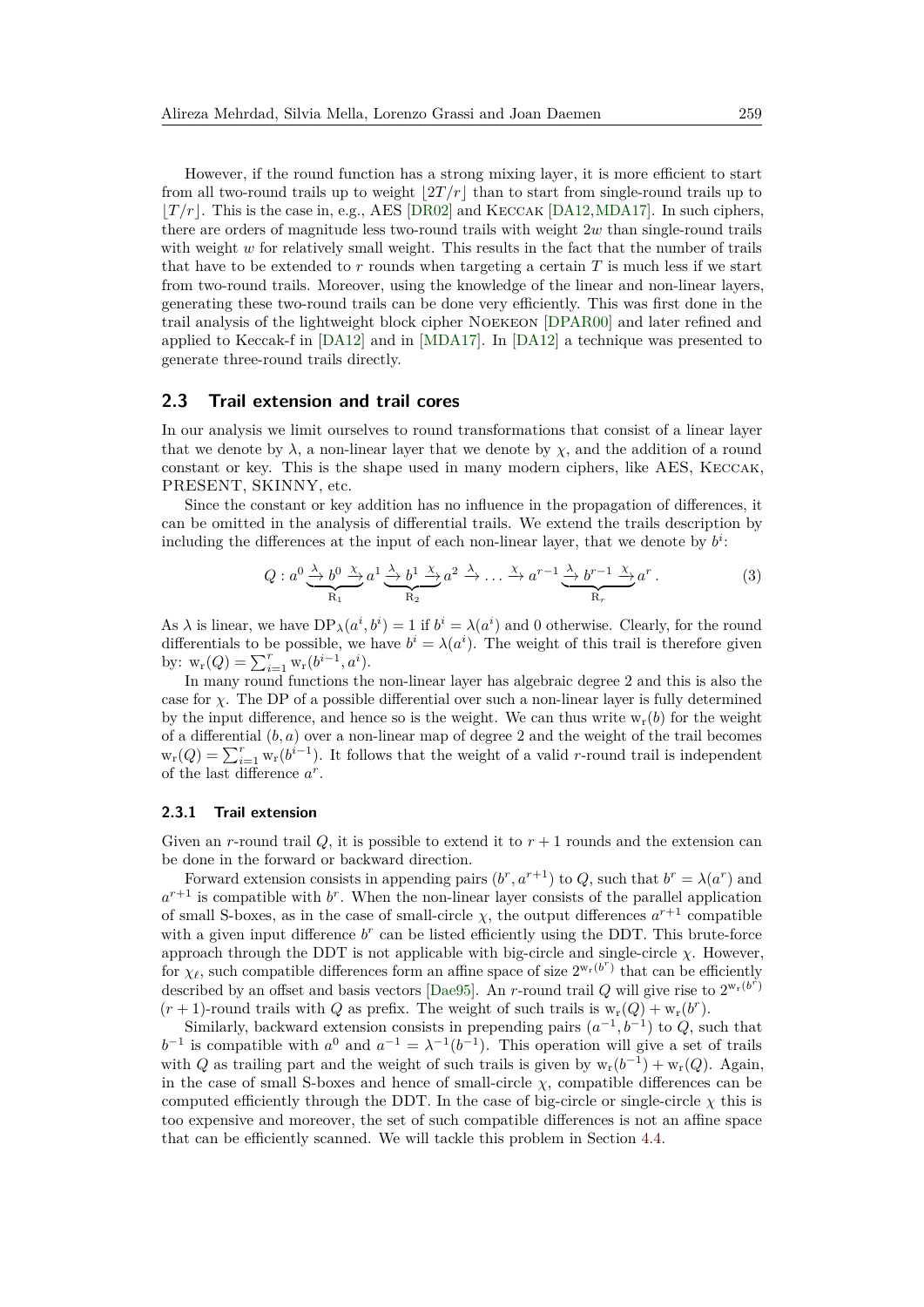However, if the round function has a strong mixing layer, it is more efficient to start from all two-round trails up to weight $\lfloor 2T/r \rfloor$ than to start from single-round trails up to $\lfloor T/r \rfloor$. This is the case in, e.g., AES [DR02] and Keccak [DA12,MDA17]. In such ciphers, there are orders of magnitude less two-round trails with weight $2w$ than single-round trails with weight $w$ for relatively small weight. This results in the fact that the number of trails that have to be extended to $r$ rounds when targeting a certain $T$ is much less if we start from two-round trails. Moreover, using the knowledge of the linear and non-linear layers, generating these two-round trails can be done very efficiently. This was first done in the trail analysis of the lightweight block cipher Noekeon [DPAR00] and later refined and applied to Keccak-f in [DA12] and in [MDA17]. In [DA12] a technique was presented to generate three-round trails directly.

## 2.3 Trail extension and trail cores

In our analysis we limit ourselves to round transformations that consist of a linear layer that we denote by $\lambda$, a non-linear layer that we denote by $\chi$, and the addition of a round constant or key. This is the shape used in many modern ciphers, like AES, Keccak, PRESENT, SKINNY, etc.

Since the constant or key addition has no influence in the propagation of differences, it can be omitted in the analysis of differential trails. We extend the trails description by including the differences at the input of each non-linear layer, that we denote by $b^i$:

$$Q : a^0 \underbrace{\xrightarrow{\lambda} b^0 \xrightarrow{\chi}}_{\mathrm{R}_1} a^1 \underbrace{\xrightarrow{\lambda} b^1 \xrightarrow{\chi}}_{\mathrm{R}_2} a^2 \xrightarrow{\lambda} \dots \xrightarrow{\chi} a^{r-1} \underbrace{\xrightarrow{\lambda} b^{r-1} \xrightarrow{\chi}}_{\mathrm{R}_r} a^r \,. \tag{3}$$

As $\lambda$ is linear, we have $\mathrm{DP}_\lambda(a^i, b^i) = 1$ if $b^i = \lambda(a^i)$ and 0 otherwise. Clearly, for the round differentials to be possible, we have $b^i = \lambda(a^i)$. The weight of this trail is therefore given by: $\mathrm{w_r}(Q) = \sum_{i=1}^{r} \mathrm{w_r}(b^{i-1}, a^i)$.

In many round functions the non-linear layer has algebraic degree 2 and this is also the case for $\chi$. The DP of a possible differential over such a non-linear layer is fully determined by the input difference, and hence so is the weight. We can thus write $\mathrm{w_r}(b)$ for the weight of a differential $(b, a)$ over a non-linear map of degree 2 and the weight of the trail becomes $\mathrm{w_r}(Q) = \sum_{i=1}^{r} \mathrm{w_r}(b^{i-1})$. It follows that the weight of a valid $r$-round trail is independent of the last difference $a^r$.

### 2.3.1 Trail extension

Given an $r$-round trail $Q$, it is possible to extend it to $r+1$ rounds and the extension can be done in the forward or backward direction.

Forward extension consists in appending pairs $(b^r, a^{r+1})$ to $Q$, such that $b^r = \lambda(a^r)$ and $a^{r+1}$ is compatible with $b^r$. When the non-linear layer consists of the parallel application of small S-boxes, as in the case of small-circle $\chi$, the output differences $a^{r+1}$ compatible with a given input difference $b^r$ can be listed efficiently using the DDT. This brute-force approach through the DDT is not applicable with big-circle and single-circle $\chi$. However, for $\chi_\ell$, such compatible differences form an affine space of size $2^{\mathrm{w_r}(b^r)}$ that can be efficiently described by an offset and basis vectors [Dae95]. An $r$-round trail $Q$ will give rise to $2^{\mathrm{w_r}(b^r)}$ $(r+1)$-round trails with $Q$ as prefix. The weight of such trails is $\mathrm{w_r}(Q) + \mathrm{w_r}(b^r)$.

Similarly, backward extension consists in prepending pairs $(a^{-1}, b^{-1})$ to $Q$, such that $b^{-1}$ is compatible with $a^0$ and $a^{-1} = \lambda^{-1}(b^{-1})$. This operation will give a set of trails with $Q$ as trailing part and the weight of such trails is given by $\mathrm{w_r}(b^{-1}) + \mathrm{w_r}(Q)$. Again, in the case of small S-boxes and hence of small-circle $\chi$, compatible differences can be computed efficiently through the DDT. In the case of big-circle or single-circle $\chi$ this is too expensive and moreover, the set of such compatible differences is not an affine space that can be efficiently scanned. We will tackle this problem in Section 4.4.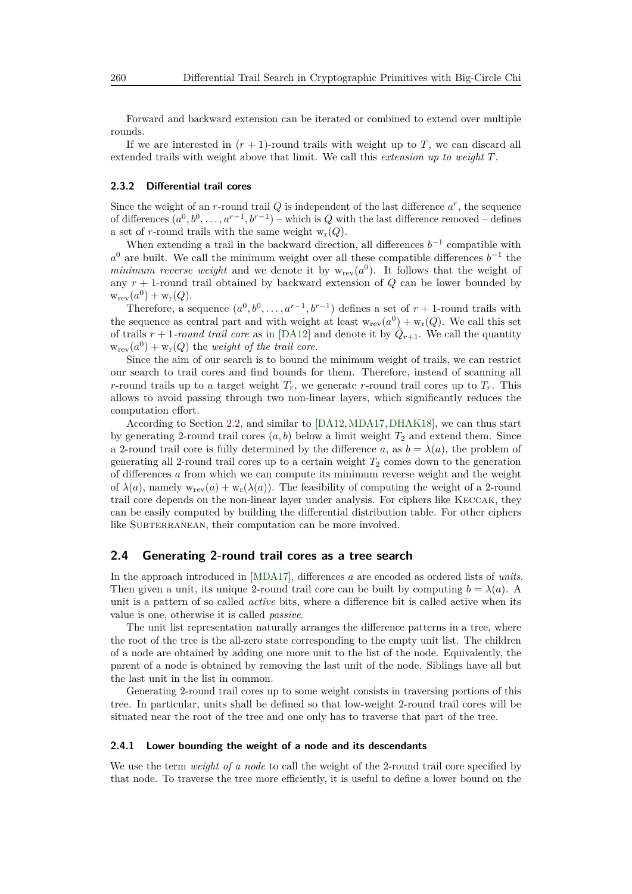Forward and backward extension can be iterated or combined to extend over multiple rounds.

If we are interested in $(r+1)$-round trails with weight up to $T$, we can discard all extended trails with weight above that limit. We call this *extension up to weight $T$*.

### 2.3.2 Differential trail cores

Since the weight of an $r$-round trail $Q$ is independent of the last difference $a^r$, the sequence of differences $(a^0, b^0, \ldots, a^{r-1}, b^{r-1})$ – which is $Q$ with the last difference removed – defines a set of $r$-round trails with the same weight $\mathrm{w_r}(Q)$.

When extending a trail in the backward direction, all differences $b^{-1}$ compatible with $a^0$ are built. We call the minimum weight over all these compatible differences $b^{-1}$ the *minimum reverse weight* and we denote it by $\mathrm{w_{rev}}(a^0)$. It follows that the weight of any $r+1$-round trail obtained by backward extension of $Q$ can be lower bounded by $\mathrm{w_{rev}}(a^0) + \mathrm{w_r}(Q)$.

Therefore, a sequence $(a^0, b^0, \ldots, a^{r-1}, b^{r-1})$ defines a set of $r+1$-round trails with the sequence as central part and with weight at least $\mathrm{w_{rev}}(a^0) + \mathrm{w_r}(Q)$. We call this set of trails $r+1$*-round trail core* as in [DA12] and denote it by $\tilde{Q}_{r+1}$. We call the quantity $\mathrm{w_{rev}}(a^0) + \mathrm{w_r}(Q)$ the *weight of the trail core*.

Since the aim of our search is to bound the minimum weight of trails, we can restrict our search to trail cores and find bounds for them. Therefore, instead of scanning all $r$-round trails up to a target weight $T_r$, we generate $r$-round trail cores up to $T_r$. This allows to avoid passing through two non-linear layers, which significantly reduces the computation effort.

According to Section 2.2, and similar to [DA12, MDA17, DHAK18], we can thus start by generating 2-round trail cores $(a, b)$ below a limit weight $T_2$ and extend them. Since a 2-round trail core is fully determined by the difference $a$, as $b = \lambda(a)$, the problem of generating all 2-round trail cores up to a certain weight $T_2$ comes down to the generation of differences $a$ from which we can compute its minimum reverse weight and the weight of $\lambda(a)$, namely $\mathrm{w_{rev}}(a) + \mathrm{w_r}(\lambda(a))$. The feasibility of computing the weight of a 2-round trail core depends on the non-linear layer under analysis. For ciphers like Keccak, they can be easily computed by building the differential distribution table. For other ciphers like Subterranean, their computation can be more involved.

## 2.4 Generating 2-round trail cores as a tree search

In the approach introduced in [MDA17], differences $a$ are encoded as ordered lists of *units*. Then given a unit, its unique 2-round trail core can be built by computing $b = \lambda(a)$. A unit is a pattern of so called *active* bits, where a difference bit is called active when its value is one, otherwise it is called *passive*.

The unit list representation naturally arranges the difference patterns in a tree, where the root of the tree is the all-zero state corresponding to the empty unit list. The children of a node are obtained by adding one more unit to the list of the node. Equivalently, the parent of a node is obtained by removing the last unit of the node. Siblings have all but the last unit in the list in common.

Generating 2-round trail cores up to some weight consists in traversing portions of this tree. In particular, units shall be defined so that low-weight 2-round trail cores will be situated near the root of the tree and one only has to traverse that part of the tree.

### 2.4.1 Lower bounding the weight of a node and its descendants

We use the term *weight of a node* to call the weight of the 2-round trail core specified by that node. To traverse the tree more efficiently, it is useful to define a lower bound on the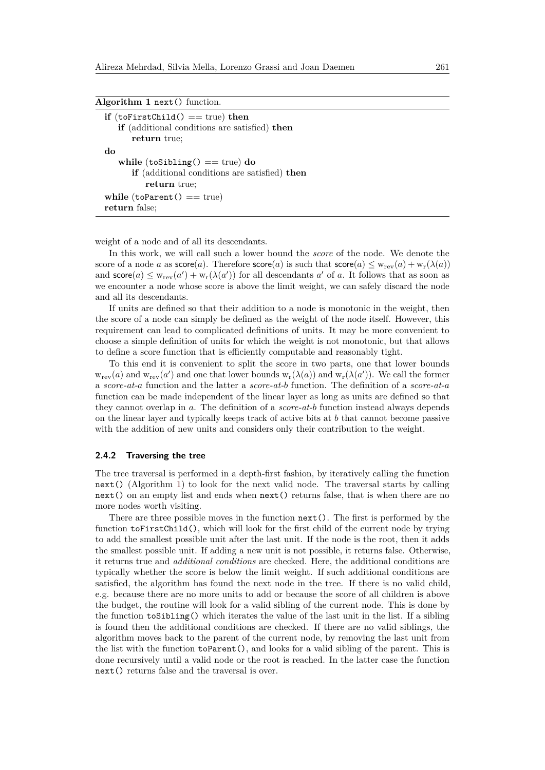**Algorithm 1** `next()` function.

```
if (toFirstChild() == true) then
    if (additional conditions are satisfied) then
        return true;
do
    while (toSibling() == true) do
        if (additional conditions are satisfied) then
            return true;
while (toParent() == true)
return false;
```

weight of a node and of all its descendants.

In this work, we will call such a lower bound the *score* of the node. We denote the score of a node $a$ as $\mathsf{score}(a)$. Therefore $\mathsf{score}(a)$ is such that $\mathsf{score}(a) \leq \mathrm{w}_{\mathrm{rev}}(a) + \mathrm{w}_{\mathrm{r}}(\lambda(a))$ and $\mathsf{score}(a) \leq \mathrm{w}_{\mathrm{rev}}(a') + \mathrm{w}_{\mathrm{r}}(\lambda(a'))$ for all descendants $a'$ of $a$. It follows that as soon as we encounter a node whose score is above the limit weight, we can safely discard the node and all its descendants.

If units are defined so that their addition to a node is monotonic in the weight, then the score of a node can simply be defined as the weight of the node itself. However, this requirement can lead to complicated definitions of units. It may be more convenient to choose a simple definition of units for which the weight is not monotonic, but that allows to define a score function that is efficiently computable and reasonably tight.

To this end it is convenient to split the score in two parts, one that lower bounds $\mathrm{w}_{\mathrm{rev}}(a)$ and $\mathrm{w}_{\mathrm{rev}}(a')$ and one that lower bounds $\mathrm{w}_{\mathrm{r}}(\lambda(a))$ and $\mathrm{w}_{\mathrm{r}}(\lambda(a'))$. We call the former a *score-at-a* function and the latter a *score-at-b* function. The definition of a *score-at-a* function can be made independent of the linear layer as long as units are defined so that they cannot overlap in $a$. The definition of a *score-at-b* function instead always depends on the linear layer and typically keeps track of active bits at $b$ that cannot become passive with the addition of new units and considers only their contribution to the weight.

### 2.4.2 Traversing the tree

The tree traversal is performed in a depth-first fashion, by iteratively calling the function `next()` (Algorithm 1) to look for the next valid node. The traversal starts by calling `next()` on an empty list and ends when `next()` returns false, that is when there are no more nodes worth visiting.

There are three possible moves in the function `next()`. The first is performed by the function `toFirstChild()`, which will look for the first child of the current node by trying to add the smallest possible unit after the last unit. If the node is the root, then it adds the smallest possible unit. If adding a new unit is not possible, it returns false. Otherwise, it returns true and *additional conditions* are checked. Here, the additional conditions are typically whether the score is below the limit weight. If such additional conditions are satisfied, the algorithm has found the next node in the tree. If there is no valid child, e.g. because there are no more units to add or because the score of all children is above the budget, the routine will look for a valid sibling of the current node. This is done by the function `toSibling()` which iterates the value of the last unit in the list. If a sibling is found then the additional conditions are checked. If there are no valid siblings, the algorithm moves back to the parent of the current node, by removing the last unit from the list with the function `toParent()`, and looks for a valid sibling of the parent. This is done recursively until a valid node or the root is reached. In the latter case the function `next()` returns false and the traversal is over.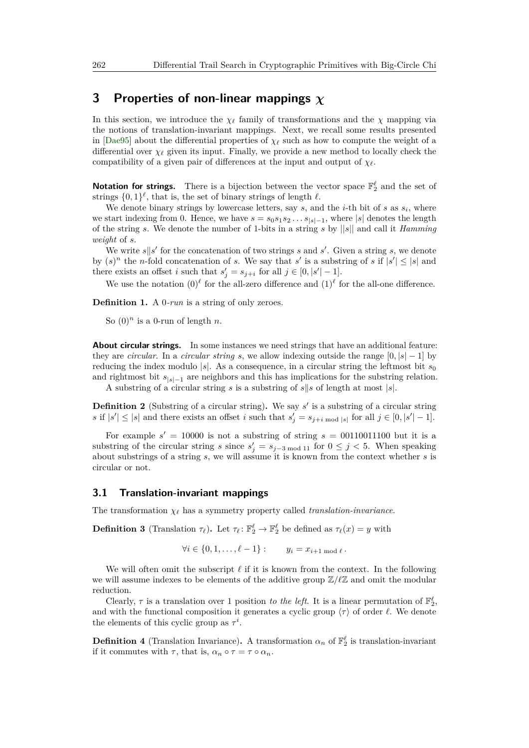## 3 Properties of non-linear mappings $\chi$

In this section, we introduce the $\chi_\ell$ family of transformations and the $\chi$ mapping via the notions of translation-invariant mappings. Next, we recall some results presented in [Dae95] about the differential properties of $\chi_\ell$ such as how to compute the weight of a differential over $\chi_\ell$ given its input. Finally, we provide a new method to locally check the compatibility of a given pair of differences at the input and output of $\chi_\ell$.

**Notation for strings.** There is a bijection between the vector space $\mathbb{F}_2^\ell$ and the set of strings $\{0,1\}^\ell$, that is, the set of binary strings of length $\ell$.

We denote binary strings by lowercase letters, say $s$, and the $i$-th bit of $s$ as $s_i$, where we start indexing from 0. Hence, we have $s = s_0 s_1 s_2 \dots s_{|s|-1}$, where $|s|$ denotes the length of the string $s$. We denote the number of 1-bits in a string $s$ by $||s||$ and call it *Hamming weight* of $s$.

We write $s\|s'$ for the concatenation of two strings $s$ and $s'$. Given a string $s$, we denote by $(s)^n$ the $n$-fold concatenation of $s$. We say that $s'$ is a substring of $s$ if $|s'| \leq |s|$ and there exists an offset $i$ such that $s'_j = s_{j+i}$ for all $j \in [0, |s'|-1]$.

We use the notation $(0)^\ell$ for the all-zero difference and $(1)^\ell$ for the all-one difference.

**Definition 1.** A 0-*run* is a string of only zeroes.

So $(0)^n$ is a 0-run of length $n$.

**About circular strings.** In some instances we need strings that have an additional feature: they are *circular*. In a *circular string* $s$, we allow indexing outside the range $[0, |s|-1]$ by reducing the index modulo $|s|$. As a consequence, in a circular string the leftmost bit $s_0$ and rightmost bit $s_{|s|-1}$ are neighbors and this has implications for the substring relation.

A substring of a circular string $s$ is a substring of $s\|s$ of length at most $|s|$.

**Definition 2** (Substring of a circular string)**.** We say $s'$ is a substring of a circular string $s$ if $|s'| \leq |s|$ and there exists an offset $i$ such that $s'_j = s_{j+i \bmod |s|}$ for all $j \in [0, |s'|-1]$.

For example $s' = 10000$ is not a substring of string $s = 00110011100$ but it is a substring of the circular string $s$ since $s'_j = s_{j-3 \bmod 11}$ for $0 \leq j < 5$. When speaking about substrings of a string $s$, we will assume it is known from the context whether $s$ is circular or not.

### 3.1 Translation-invariant mappings

The transformation $\chi_\ell$ has a symmetry property called *translation-invariance*.

**Definition 3** (Translation $\tau_\ell$)**.** Let $\tau_\ell \colon \mathbb{F}_2^\ell \to \mathbb{F}_2^\ell$ be defined as $\tau_\ell(x) = y$ with

$$\forall i \in \{0, 1, \dots, \ell-1\} : \qquad y_i = x_{i+1 \bmod \ell} \,.$$

We will often omit the subscript $\ell$ if it is known from the context. In the following we will assume indexes to be elements of the additive group $\mathbb{Z}/\ell\mathbb{Z}$ and omit the modular reduction.

Clearly, $\tau$ is a translation over 1 position *to the left*. It is a linear permutation of $\mathbb{F}_2^\ell$, and with the functional composition it generates a cyclic group $\langle\tau\rangle$ of order $\ell$. We denote the elements of this cyclic group as $\tau^i$.

**Definition 4** (Translation Invariance)**.** A transformation $\alpha_n$ of $\mathbb{F}_2^\ell$ is translation-invariant if it commutes with $\tau$, that is, $\alpha_n \circ \tau = \tau \circ \alpha_n$.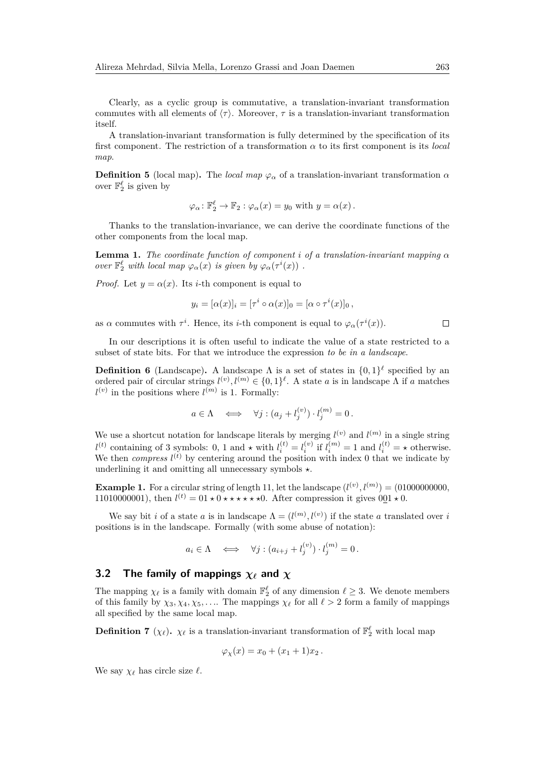Clearly, as a cyclic group is commutative, a translation-invariant transformation commutes with all elements of $\langle\tau\rangle$. Moreover, $\tau$ is a translation-invariant transformation itself.

A translation-invariant transformation is fully determined by the specification of its first component. The restriction of a transformation $\alpha$ to its first component is its *local map*.

**Definition 5** (local map)**.** The *local map* $\varphi_\alpha$ of a translation-invariant transformation $\alpha$ over $\mathbb{F}_2^\ell$ is given by

$$\varphi_\alpha \colon \mathbb{F}_2^\ell \to \mathbb{F}_2 : \varphi_\alpha(x) = y_0 \text{ with } y = \alpha(x)\,.$$

Thanks to the translation-invariance, we can derive the coordinate functions of the other components from the local map.

**Lemma 1.** *The coordinate function of component $i$ of a translation-invariant mapping $\alpha$ over $\mathbb{F}_2^\ell$ with local map $\varphi_\alpha(x)$ is given by $\varphi_\alpha(\tau^i(x))$ .*

*Proof.* Let $y = \alpha(x)$. Its $i$-th component is equal to

$$y_i = [\alpha(x)]_i = [\tau^i \circ \alpha(x)]_0 = [\alpha \circ \tau^i(x)]_0\,,$$

as $\alpha$ commutes with $\tau^i$. Hence, its $i$-th component is equal to $\varphi_\alpha(\tau^i(x))$. $\square$

In our descriptions it is often useful to indicate the value of a state restricted to a subset of state bits. For that we introduce the expression *to be in a landscape*.

**Definition 6** (Landscape)**.** A landscape $\Lambda$ is a set of states in $\{0,1\}^\ell$ specified by an ordered pair of circular strings $l^{(v)}, l^{(m)} \in \{0,1\}^\ell$. A state $a$ is in landscape $\Lambda$ if $a$ matches $l^{(v)}$ in the positions where $l^{(m)}$ is 1. Formally:

$$a \in \Lambda \quad\iff\quad \forall j : (a_j + l^{(v)}_j)\cdot l^{(m)}_j = 0\,.$$

We use a shortcut notation for landscape literals by merging $l^{(v)}$ and $l^{(m)}$ in a single string $l^{(t)}$ containing of 3 symbols: 0, 1 and $\star$ with $l^{(t)}_i = l^{(v)}_i$ if $l^{(m)}_i = 1$ and $l^{(t)}_i = \star$ otherwise. We then *compress* $l^{(t)}$ by centering around the position with index 0 that we indicate by underlining it and omitting all unnecessary symbols $\star$.

**Example 1.** For a circular string of length 11, let the landscape $(l^{(v)}, l^{(m)}) = (01000000000, 11010000001)$, then $l^{(t)} = 01\star0\star\star\star\star\star\star0$. After compression it gives $0\underline{0}1\star0$.

We say bit $i$ of a state $a$ is in landscape $\Lambda = (l^{(m)}, l^{(v)})$ if the state $a$ translated over $i$ positions is in the landscape. Formally (with some abuse of notation):

$$a_i \in \Lambda \quad\iff\quad \forall j : (a_{i+j} + l^{(v)}_j)\cdot l^{(m)}_j = 0\,.$$

## 3.2 The family of mappings $\chi_\ell$ and $\chi$

The mapping $\chi_\ell$ is a family with domain $\mathbb{F}_2^\ell$ of any dimension $\ell \geq 3$. We denote members of this family by $\chi_3, \chi_4, \chi_5, \ldots$. The mappings $\chi_\ell$ for all $\ell > 2$ form a family of mappings all specified by the same local map.

**Definition 7** ($\chi_\ell$)**.** $\chi_\ell$ is a translation-invariant transformation of $\mathbb{F}_2^\ell$ with local map

$$\varphi_\chi(x) = x_0 + (x_1 + 1)x_2\,.$$

We say $\chi_\ell$ has circle size $\ell$.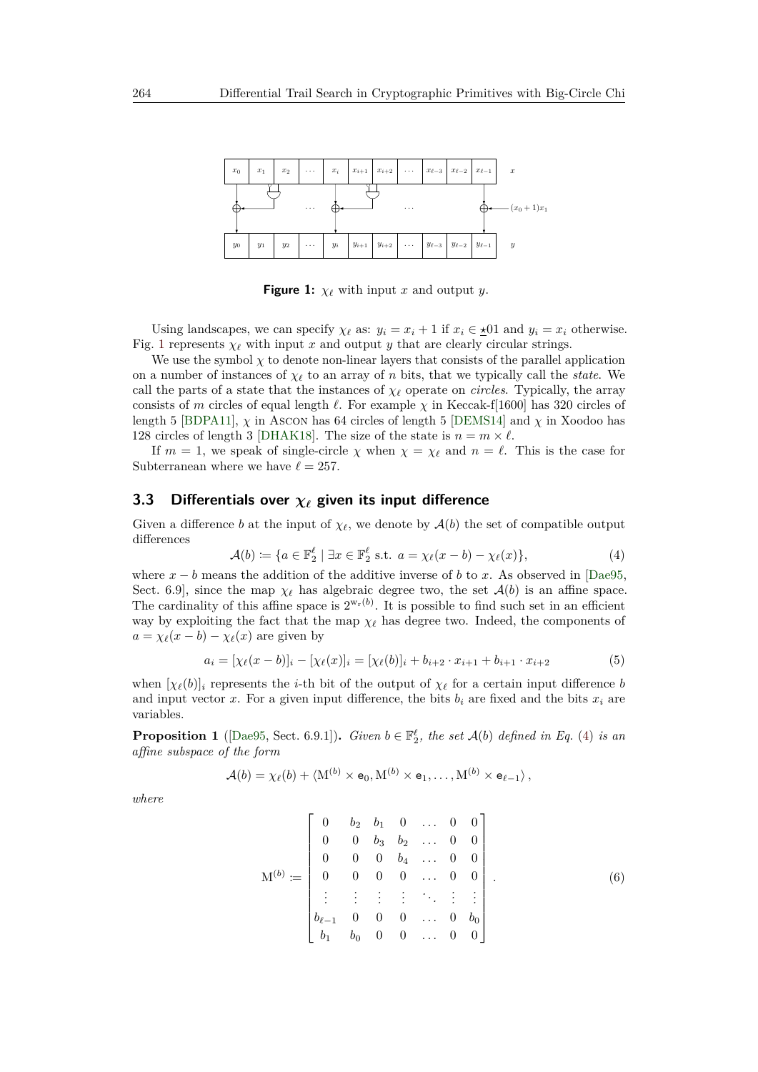**Figure 1:** $\chi_\ell$ with input $x$ and output $y$.

Using landscapes, we can specify $\chi_\ell$ as: $y_i = x_i + 1$ if $x_i \in \underline{\star}01$ and $y_i = x_i$ otherwise. Fig. 1 represents $\chi_\ell$ with input $x$ and output $y$ that are clearly circular strings.

We use the symbol $\chi$ to denote non-linear layers that consists of the parallel application on a number of instances of $\chi_\ell$ to an array of $n$ bits, that we typically call the *state*. We call the parts of a state that the instances of $\chi_\ell$ operate on *circles*. Typically, the array consists of $m$ circles of equal length $\ell$. For example $\chi$ in Keccak-f[1600] has 320 circles of length 5 [BDPA11], $\chi$ in Ascon has 64 circles of length 5 [DEMS14] and $\chi$ in Xoodoo has 128 circles of length 3 [DHAK18]. The size of the state is $n = m \times \ell$.

If $m = 1$, we speak of single-circle $\chi$ when $\chi = \chi_\ell$ and $n = \ell$. This is the case for Subterranean where we have $\ell = 257$.

## 3.3 Differentials over $\chi_\ell$ given its input difference

Given a difference $b$ at the input of $\chi_\ell$, we denote by $\mathcal{A}(b)$ the set of compatible output differences

$$\mathcal{A}(b) \coloneqq \{a \in \mathbb{F}_2^\ell \mid \exists x \in \mathbb{F}_2^\ell \text{ s.t. } a = \chi_\ell(x - b) - \chi_\ell(x)\}, \tag{4}$$

where $x - b$ means the addition of the additive inverse of $b$ to $x$. As observed in [Dae95, Sect. 6.9], since the map $\chi_\ell$ has algebraic degree two, the set $\mathcal{A}(b)$ is an affine space. The cardinality of this affine space is $2^{\mathrm{w_r}(b)}$. It is possible to find such set in an efficient way by exploiting the fact that the map $\chi_\ell$ has degree two. Indeed, the components of $a = \chi_\ell(x - b) - \chi_\ell(x)$ are given by

$$a_i = [\chi_\ell(x - b)]_i - [\chi_\ell(x)]_i = [\chi_\ell(b)]_i + b_{i+2} \cdot x_{i+1} + b_{i+1} \cdot x_{i+2} \tag{5}$$

when $[\chi_\ell(b)]_i$ represents the $i$-th bit of the output of $\chi_\ell$ for a certain input difference $b$ and input vector $x$. For a given input difference, the bits $b_i$ are fixed and the bits $x_i$ are variables.

**Proposition 1** ([Dae95, Sect. 6.9.1])**.** *Given $b \in \mathbb{F}_2^\ell$, the set $\mathcal{A}(b)$ defined in Eq. (4) is an affine subspace of the form*

$$\mathcal{A}(b) = \chi_\ell(b) + \left\langle \mathrm{M}^{(b)} \times \mathsf{e}_0, \mathrm{M}^{(b)} \times \mathsf{e}_1, \ldots, \mathrm{M}^{(b)} \times \mathsf{e}_{\ell-1} \right\rangle,$$

*where*

$$\mathrm{M}^{(b)} \coloneqq \begin{bmatrix} 0 & b_2 & b_1 & 0 & \ldots & 0 & 0 \\ 0 & 0 & b_3 & b_2 & \ldots & 0 & 0 \\ 0 & 0 & 0 & b_4 & \ldots & 0 & 0 \\ 0 & 0 & 0 & 0 & \ldots & 0 & 0 \\ \vdots & \vdots & \vdots & \vdots & \ddots & \vdots & \vdots \\ b_{\ell-1} & 0 & 0 & 0 & \ldots & 0 & b_0 \\ b_1 & b_0 & 0 & 0 & \ldots & 0 & 0 \end{bmatrix}. \tag{6}$$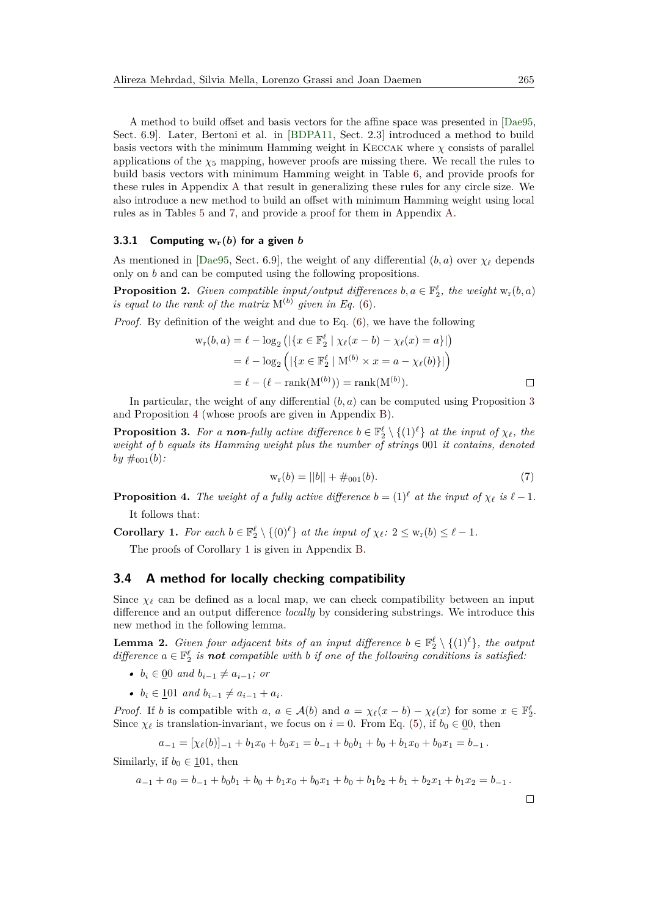A method to build offset and basis vectors for the affine space was presented in [Dae95, Sect. 6.9]. Later, Bertoni et al. in [BDPA11, Sect. 2.3] introduced a method to build basis vectors with the minimum Hamming weight in Keccak where $\chi$ consists of parallel applications of the $\chi_5$ mapping, however proofs are missing there. We recall the rules to build basis vectors with minimum Hamming weight in Table 6, and provide proofs for these rules in Appendix A that result in generalizing these rules for any circle size. We also introduce a new method to build an offset with minimum Hamming weight using local rules as in Tables 5 and 7, and provide a proof for them in Appendix A.

### 3.3.1 Computing $\mathrm{w_r}(b)$ for a given $b$

As mentioned in [Dae95, Sect. 6.9], the weight of any differential $(b, a)$ over $\chi_\ell$ depends only on $b$ and can be computed using the following propositions.

**Proposition 2.** *Given compatible input/output differences $b, a \in \mathbb{F}_2^\ell$, the weight $\mathrm{w_r}(b, a)$ is equal to the rank of the matrix $\mathrm{M}^{(b)}$ given in Eq.* (6).

*Proof.* By definition of the weight and due to Eq. (6), we have the following

$$
\begin{aligned}
\mathrm{w_r}(b, a) &= \ell - \log_2\left(|\{x \in \mathbb{F}_2^\ell \mid \chi_\ell(x - b) - \chi_\ell(x) = a\}|\right) \\
&= \ell - \log_2\left(|\{x \in \mathbb{F}_2^\ell \mid \mathrm{M}^{(b)} \times x = a - \chi_\ell(b)\}|\right) \\
&= \ell - (\ell - \mathrm{rank}(\mathrm{M}^{(b)})) = \mathrm{rank}(\mathrm{M}^{(b)}).
\end{aligned}
$$

□

In particular, the weight of any differential $(b, a)$ can be computed using Proposition 3 and Proposition 4 (whose proofs are given in Appendix B).

**Proposition 3.** *For a **non**-fully active difference $b \in \mathbb{F}_2^\ell \setminus \{(1)^\ell\}$ at the input of $\chi_\ell$, the weight of $b$ equals its Hamming weight plus the number of strings* 001 *it contains, denoted by $\#_{001}(b)$:*

$$
\mathrm{w_r}(b) = ||b|| + \#_{001}(b). \tag{7}
$$

**Proposition 4.** *The weight of a fully active difference $b = (1)^\ell$ at the input of $\chi_\ell$ is $\ell - 1$.*

It follows that:

**Corollary 1.** *For each $b \in \mathbb{F}_2^\ell \setminus \{(0)^\ell\}$ at the input of $\chi_\ell$: $2 \leq \mathrm{w_r}(b) \leq \ell - 1$.*

The proofs of Corollary 1 is given in Appendix B.

## 3.4 A method for locally checking compatibility

Since $\chi_\ell$ can be defined as a local map, we can check compatibility between an input difference and an output difference *locally* by considering substrings. We introduce this new method in the following lemma.

**Lemma 2.** *Given four adjacent bits of an input difference $b \in \mathbb{F}_2^\ell \setminus \{(1)^\ell\}$, the output difference $a \in \mathbb{F}_2^\ell$ is **not** compatible with $b$ if one of the following conditions is satisfied:*

- *$b_i \in \underline{0}0$ and $b_{i-1} \neq a_{i-1}$; or*
- *$b_i \in \underline{1}01$ and $b_{i-1} \neq a_{i-1} + a_i$.*

*Proof.* If $b$ is compatible with $a$, $a \in \mathcal{A}(b)$ and $a = \chi_\ell(x - b) - \chi_\ell(x)$ for some $x \in \mathbb{F}_2^\ell$. Since $\chi_\ell$ is translation-invariant, we focus on $i = 0$. From Eq. (5), if $b_0 \in \underline{0}0$, then

$$
a_{-1} = [\chi_\ell(b)]_{-1} + b_1 x_0 + b_0 x_1 = b_{-1} + b_0 b_1 + b_0 + b_1 x_0 + b_0 x_1 = b_{-1}\,.
$$

Similarly, if $b_0 \in \underline{1}01$, then

$$
a_{-1} + a_0 = b_{-1} + b_0 b_1 + b_0 + b_1 x_0 + b_0 x_1 + b_0 + b_1 b_2 + b_1 + b_2 x_1 + b_1 x_2 = b_{-1}\,.
$$

□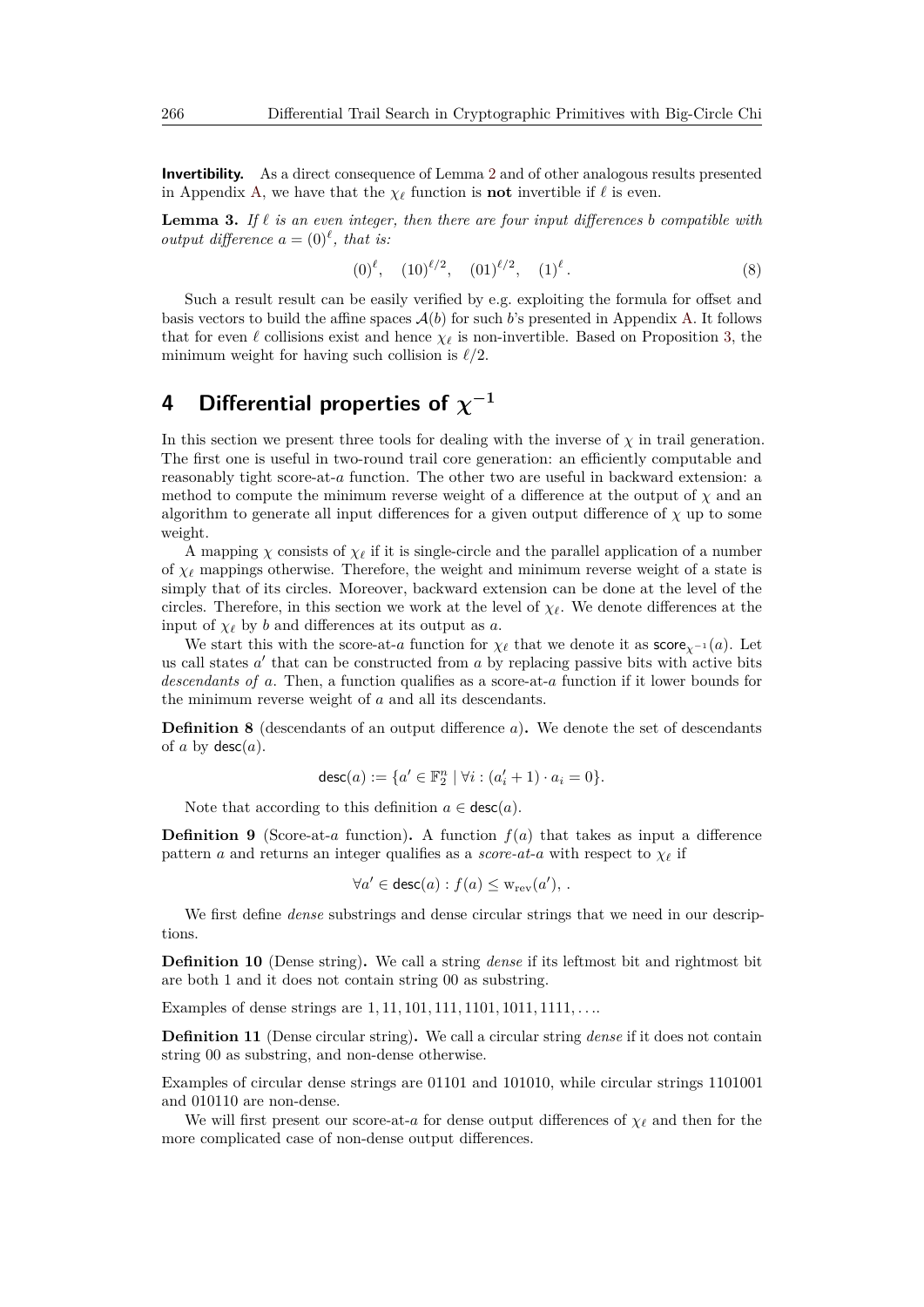**Invertibility.** As a direct consequence of Lemma 2 and of other analogous results presented in Appendix A, we have that the $\chi_\ell$ function is **not** invertible if $\ell$ is even.

**Lemma 3.** *If $\ell$ is an even integer, then there are four input differences $b$ compatible with output difference $a = (0)^\ell$, that is:*

$$(0)^\ell, \quad (10)^{\ell/2}, \quad (01)^{\ell/2}, \quad (1)^\ell . \tag{8}$$

Such a result result can be easily verified by e.g. exploiting the formula for offset and basis vectors to build the affine spaces $\mathcal{A}(b)$ for such $b$'s presented in Appendix A. It follows that for even $\ell$ collisions exist and hence $\chi_\ell$ is non-invertible. Based on Proposition 3, the minimum weight for having such collision is $\ell/2$.

# 4 Differential properties of $\chi^{-1}$

In this section we present three tools for dealing with the inverse of $\chi$ in trail generation. The first one is useful in two-round trail core generation: an efficiently computable and reasonably tight score-at-$a$ function. The other two are useful in backward extension: a method to compute the minimum reverse weight of a difference at the output of $\chi$ and an algorithm to generate all input differences for a given output difference of $\chi$ up to some weight.

A mapping $\chi$ consists of $\chi_\ell$ if it is single-circle and the parallel application of a number of $\chi_\ell$ mappings otherwise. Therefore, the weight and minimum reverse weight of a state is simply that of its circles. Moreover, backward extension can be done at the level of the circles. Therefore, in this section we work at the level of $\chi_\ell$. We denote differences at the input of $\chi_\ell$ by $b$ and differences at its output as $a$.

We start this with the score-at-$a$ function for $\chi_\ell$ that we denote it as $\mathsf{score}_{\chi^{-1}}(a)$. Let us call states $a'$ that can be constructed from $a$ by replacing passive bits with active bits *descendants of $a$*. Then, a function qualifies as a score-at-$a$ function if it lower bounds for the minimum reverse weight of $a$ and all its descendants.

**Definition 8** (descendants of an output difference $a$)**.** We denote the set of descendants of $a$ by $\mathsf{desc}(a)$.

$$\mathsf{desc}(a) := \{a' \in \mathbb{F}_2^n \mid \forall i : (a'_i + 1) \cdot a_i = 0\}.$$

Note that according to this definition $a \in \mathsf{desc}(a)$.

**Definition 9** (Score-at-$a$ function)**.** A function $f(a)$ that takes as input a difference pattern $a$ and returns an integer qualifies as a *score-at-$a$* with respect to $\chi_\ell$ if

$$\forall a' \in \mathsf{desc}(a) : f(a) \leq \mathrm{w}_{\mathrm{rev}}(a'), .$$

We first define *dense* substrings and dense circular strings that we need in our descriptions.

**Definition 10** (Dense string)**.** We call a string *dense* if its leftmost bit and rightmost bit are both 1 and it does not contain string 00 as substring.

Examples of dense strings are $1, 11, 101, 111, 1101, 1011, 1111, \ldots$.

**Definition 11** (Dense circular string)**.** We call a circular string *dense* if it does not contain string 00 as substring, and non-dense otherwise.

Examples of circular dense strings are 01101 and 101010, while circular strings 1101001 and 010110 are non-dense.

We will first present our score-at-$a$ for dense output differences of $\chi_\ell$ and then for the more complicated case of non-dense output differences.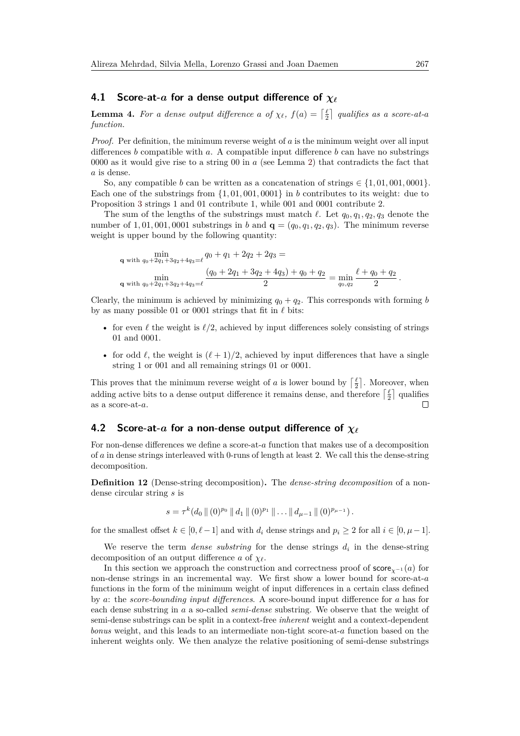### 4.1 Score-at-$a$ for a dense output difference of $\chi_\ell$

**Lemma 4.** *For a dense output difference $a$ of $\chi_\ell$, $f(a) = \left\lceil \frac{\ell}{2} \right\rceil$ qualifies as a score-at-$a$ function.*

*Proof.* Per definition, the minimum reverse weight of $a$ is the minimum weight over all input differences $b$ compatible with $a$. A compatible input difference $b$ can have no substrings 0000 as it would give rise to a string 00 in $a$ (see Lemma 2) that contradicts the fact that $a$ is dense.

So, any compatible $b$ can be written as a concatenation of strings $\in \{1, 01, 001, 0001\}$. Each one of the substrings from $\{1, 01, 001, 0001\}$ in $b$ contributes to its weight: due to Proposition 3 strings 1 and 01 contribute 1, while 001 and 0001 contribute 2.

The sum of the lengths of the substrings must match $\ell$. Let $q_0, q_1, q_2, q_3$ denote the number of $1, 01, 001, 0001$ substrings in $b$ and $\mathbf{q} = (q_0, q_1, q_2, q_3)$. The minimum reverse weight is upper bound by the following quantity:

$$\min_{\mathbf{q} \text{ with } q_0+2q_1+3q_2+4q_3=\ell} q_0 + q_1 + 2q_2 + 2q_3 =$$

$$\min_{\mathbf{q} \text{ with } q_0+2q_1+3q_2+4q_3=\ell} \frac{(q_0 + 2q_1 + 3q_2 + 4q_3) + q_0 + q_2}{2} = \min_{q_0,q_2} \frac{\ell + q_0 + q_2}{2}.$$

Clearly, the minimum is achieved by minimizing $q_0 + q_2$. This corresponds with forming $b$ by as many possible 01 or 0001 strings that fit in $\ell$ bits:

- for even $\ell$ the weight is $\ell/2$, achieved by input differences solely consisting of strings 01 and 0001.
- for odd $\ell$, the weight is $(\ell + 1)/2$, achieved by input differences that have a single string 1 or 001 and all remaining strings 01 or 0001.

This proves that the minimum reverse weight of $a$ is lower bound by $\left\lceil \frac{\ell}{2} \right\rceil$. Moreover, when adding active bits to a dense output difference it remains dense, and therefore $\left\lceil \frac{\ell}{2} \right\rceil$ qualifies as a score-at-$a$. □

### 4.2 Score-at-$a$ for a non-dense output difference of $\chi_\ell$

For non-dense differences we define a score-at-$a$ function that makes use of a decomposition of $a$ in dense strings interleaved with 0-runs of length at least 2. We call this the dense-string decomposition.

**Definition 12** (Dense-string decomposition)**.** The *dense-string decomposition* of a non-dense circular string $s$ is

$$s = \tau^k(d_0 \,\|\, (0)^{p_0} \,\|\, d_1 \,\|\, (0)^{p_1} \,\|\, \ldots \,\|\, d_{\mu-1} \,\|\, (0)^{p_{\mu-1}}).$$

for the smallest offset $k \in [0, \ell - 1]$ and with $d_i$ dense strings and $p_i \geq 2$ for all $i \in [0, \mu - 1]$.

We reserve the term *dense substring* for the dense strings $d_i$ in the dense-string decomposition of an output difference $a$ of $\chi_\ell$.

In this section we approach the construction and correctness proof of $\mathsf{score}_{\chi^{-1}}(a)$ for non-dense strings in an incremental way. We first show a lower bound for score-at-$a$ functions in the form of the minimum weight of input differences in a certain class defined by $a$: the *score-bounding input differences*. A score-bound input difference for $a$ has for each dense substring in $a$ a so-called *semi-dense* substring. We observe that the weight of semi-dense substrings can be split in a context-free *inherent* weight and a context-dependent *bonus* weight, and this leads to an intermediate non-tight score-at-$a$ function based on the inherent weights only. We then analyze the relative positioning of semi-dense substrings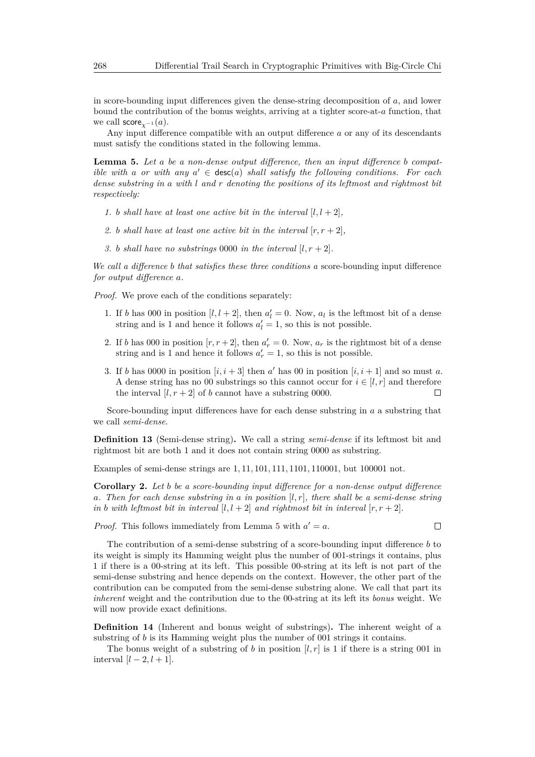in score-bounding input differences given the dense-string decomposition of $a$, and lower bound the contribution of the bonus weights, arriving at a tighter score-at-$a$ function, that we call $\mathsf{score}_{\chi^{-1}}(a)$.

Any input difference compatible with an output difference $a$ or any of its descendants must satisfy the conditions stated in the following lemma.

**Lemma 5.** *Let $a$ be a non-dense output difference, then an input difference $b$ compatible with $a$ or with any $a' \in \mathsf{desc}(a)$ shall satisfy the following conditions. For each dense substring in $a$ with $l$ and $r$ denoting the positions of its leftmost and rightmost bit respectively:*

1. *$b$ shall have at least one active bit in the interval $[l, l+2]$,*
2. *$b$ shall have at least one active bit in the interval $[r, r+2]$,*
3. *$b$ shall have no substrings 0000 in the interval $[l, r+2]$.*

*We call a difference $b$ that satisfies these three conditions a* score-bounding input difference *for output difference $a$.*

*Proof.* We prove each of the conditions separately:

1. If $b$ has 000 in position $[l, l+2]$, then $a'_l = 0$. Now, $a_l$ is the leftmost bit of a dense string and is 1 and hence it follows $a'_l = 1$, so this is not possible.
2. If $b$ has 000 in position $[r, r+2]$, then $a'_r = 0$. Now, $a_r$ is the rightmost bit of a dense string and is 1 and hence it follows $a'_r = 1$, so this is not possible.
3. If $b$ has 0000 in position $[i, i+3]$ then $a'$ has 00 in position $[i, i+1]$ and so must $a$. A dense string has no 00 substrings so this cannot occur for $i \in [l, r]$ and therefore the interval $[l, r+2]$ of $b$ cannot have a substring 0000. ◻

Score-bounding input differences have for each dense substring in $a$ a substring that we call *semi-dense*.

**Definition 13** (Semi-dense string)**.** We call a string *semi-dense* if its leftmost bit and rightmost bit are both 1 and it does not contain string 0000 as substring.

Examples of semi-dense strings are 1, 11, 101, 111, 1101, 110001, but 100001 not.

**Corollary 2.** *Let $b$ be a score-bounding input difference for a non-dense output difference $a$. Then for each dense substring in $a$ in position $[l, r]$, there shall be a semi-dense string in $b$ with leftmost bit in interval $[l, l+2]$ and rightmost bit in interval $[r, r+2]$.*

*Proof.* This follows immediately from Lemma 5 with $a' = a$. ◻

The contribution of a semi-dense substring of a score-bounding input difference $b$ to its weight is simply its Hamming weight plus the number of 001-strings it contains, plus 1 if there is a 00-string at its left. This possible 00-string at its left is not part of the semi-dense substring and hence depends on the context. However, the other part of the contribution can be computed from the semi-dense substring alone. We call that part its *inherent* weight and the contribution due to the 00-string at its left its *bonus* weight. We will now provide exact definitions.

**Definition 14** (Inherent and bonus weight of substrings)**.** The inherent weight of a substring of $b$ is its Hamming weight plus the number of 001 strings it contains.

The bonus weight of a substring of $b$ in position $[l, r]$ is 1 if there is a string 001 in interval $[l-2, l+1]$.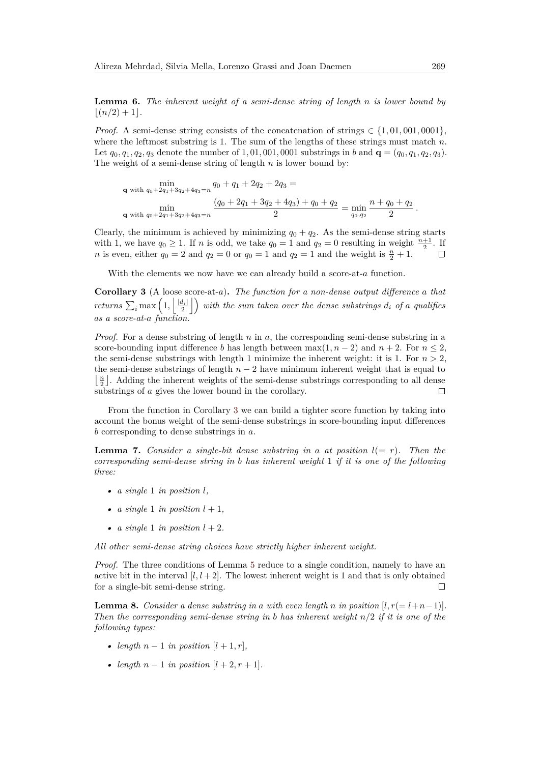**Lemma 6.** *The inherent weight of a semi-dense string of length $n$ is lower bound by $\lfloor (n/2) + 1 \rfloor$.*

*Proof.* A semi-dense string consists of the concatenation of strings $\in \{1, 01, 001, 0001\}$, where the leftmost substring is 1. The sum of the lengths of these strings must match $n$. Let $q_0, q_1, q_2, q_3$ denote the number of $1, 01, 001, 0001$ substrings in $b$ and $\mathbf{q} = (q_0, q_1, q_2, q_3)$. The weight of a semi-dense string of length $n$ is lower bound by:

$$\min_{\mathbf{q} \text{ with } q_0+2q_1+3q_2+4q_3=n} q_0 + q_1 + 2q_2 + 2q_3 =$$

$$\min_{\mathbf{q} \text{ with } q_0+2q_1+3q_2+4q_3=n} \frac{(q_0 + 2q_1 + 3q_2 + 4q_3) + q_0 + q_2}{2} = \min_{q_0, q_2} \frac{n + q_0 + q_2}{2} .$$

Clearly, the minimum is achieved by minimizing $q_0 + q_2$. As the semi-dense string starts with 1, we have $q_0 \geq 1$. If $n$ is odd, we take $q_0 = 1$ and $q_2 = 0$ resulting in weight $\frac{n+1}{2}$. If $n$ is even, either $q_0 = 2$ and $q_2 = 0$ or $q_0 = 1$ and $q_2 = 1$ and the weight is $\frac{n}{2} + 1$. $\square$

With the elements we now have we can already build a score-at-$a$ function.

**Corollary 3** (A loose score-at-$a$)**.** *The function for a non-dense output difference $a$ that returns $\sum_i \max\left(1, \left\lfloor \frac{|d_i|}{2} \right\rfloor\right)$ with the sum taken over the dense substrings $d_i$ of $a$ qualifies as a score-at-$a$ function.*

*Proof.* For a dense substring of length $n$ in $a$, the corresponding semi-dense substring in a score-bounding input difference $b$ has length between $\max(1, n-2)$ and $n+2$. For $n \leq 2$, the semi-dense substrings with length 1 minimize the inherent weight: it is 1. For $n > 2$, the semi-dense substrings of length $n-2$ have minimum inherent weight that is equal to $\left\lfloor \frac{n}{2} \right\rfloor$. Adding the inherent weights of the semi-dense substrings corresponding to all dense substrings of $a$ gives the lower bound in the corollary. $\square$

From the function in Corollary 3 we can build a tighter score function by taking into account the bonus weight of the semi-dense substrings in score-bounding input differences $b$ corresponding to dense substrings in $a$.

**Lemma 7.** *Consider a single-bit dense substring in $a$ at position $l (= r)$. Then the corresponding semi-dense string in $b$ has inherent weight 1 if it is one of the following three:*

- *a single 1 in position $l$,*
- *a single 1 in position $l + 1$,*
- *a single 1 in position $l + 2$.*

*All other semi-dense string choices have strictly higher inherent weight.*

*Proof.* The three conditions of Lemma 5 reduce to a single condition, namely to have an active bit in the interval $[l, l+2]$. The lowest inherent weight is 1 and that is only obtained for a single-bit semi-dense string. $\square$

**Lemma 8.** *Consider a dense substring in $a$ with even length $n$ in position $[l, r (= l+n-1)]$. Then the corresponding semi-dense string in $b$ has inherent weight $n/2$ if it is one of the following types:*

- *length $n - 1$ in position $[l + 1, r]$,*
- *length $n - 1$ in position $[l + 2, r + 1]$.*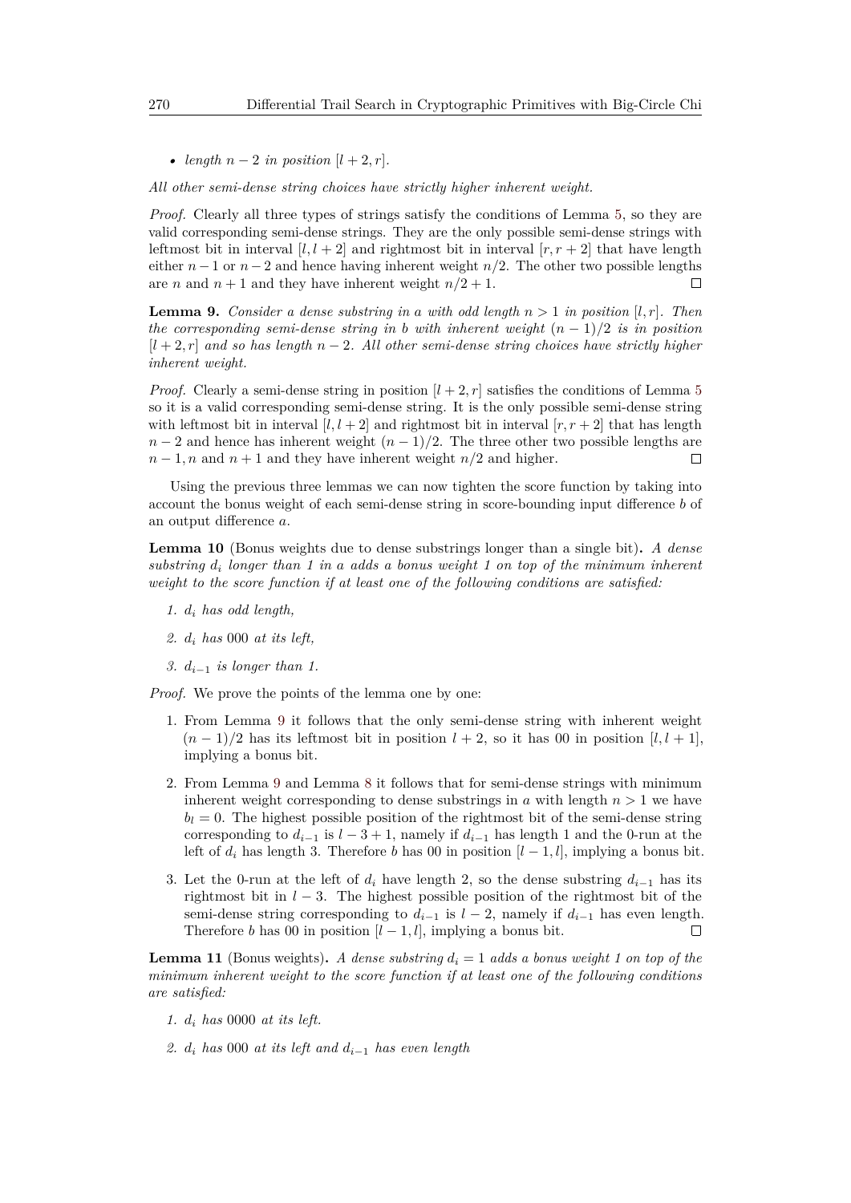- *length $n-2$ in position $[l+2, r]$.*

*All other semi-dense string choices have strictly higher inherent weight.*

*Proof.* Clearly all three types of strings satisfy the conditions of Lemma 5, so they are valid corresponding semi-dense strings. They are the only possible semi-dense strings with leftmost bit in interval $[l, l+2]$ and rightmost bit in interval $[r, r+2]$ that have length either $n-1$ or $n-2$ and hence having inherent weight $n/2$. The other two possible lengths are $n$ and $n+1$ and they have inherent weight $n/2+1$. ◻

**Lemma 9.** *Consider a dense substring in $a$ with odd length $n > 1$ in position $[l, r]$. Then the corresponding semi-dense string in $b$ with inherent weight $(n-1)/2$ is in position $[l+2, r]$ and so has length $n-2$. All other semi-dense string choices have strictly higher inherent weight.*

*Proof.* Clearly a semi-dense string in position $[l+2, r]$ satisfies the conditions of Lemma 5 so it is a valid corresponding semi-dense string. It is the only possible semi-dense string with leftmost bit in interval $[l, l+2]$ and rightmost bit in interval $[r, r+2]$ that has length $n-2$ and hence has inherent weight $(n-1)/2$. The three other two possible lengths are $n-1, n$ and $n+1$ and they have inherent weight $n/2$ and higher. ◻

Using the previous three lemmas we can now tighten the score function by taking into account the bonus weight of each semi-dense string in score-bounding input difference $b$ of an output difference $a$.

**Lemma 10** (Bonus weights due to dense substrings longer than a single bit)**.** *A dense substring $d_i$ longer than 1 in $a$ adds a bonus weight 1 on top of the minimum inherent weight to the score function if at least one of the following conditions are satisfied:*

1. *$d_i$ has odd length,*
2. *$d_i$ has 000 at its left,*
3. *$d_{i-1}$ is longer than 1.*

*Proof.* We prove the points of the lemma one by one:

1. From Lemma 9 it follows that the only semi-dense string with inherent weight $(n-1)/2$ has its leftmost bit in position $l+2$, so it has 00 in position $[l, l+1]$, implying a bonus bit.
2. From Lemma 9 and Lemma 8 it follows that for semi-dense strings with minimum inherent weight corresponding to dense substrings in $a$ with length $n > 1$ we have $b_l = 0$. The highest possible position of the rightmost bit of the semi-dense string corresponding to $d_{i-1}$ is $l-3+1$, namely if $d_{i-1}$ has length 1 and the 0-run at the left of $d_i$ has length 3. Therefore $b$ has 00 in position $[l-1, l]$, implying a bonus bit.
3. Let the 0-run at the left of $d_i$ have length 2, so the dense substring $d_{i-1}$ has its rightmost bit in $l-3$. The highest possible position of the rightmost bit of the semi-dense string corresponding to $d_{i-1}$ is $l-2$, namely if $d_{i-1}$ has even length. Therefore $b$ has 00 in position $[l-1, l]$, implying a bonus bit. ◻

**Lemma 11** (Bonus weights)**.** *A dense substring $d_i = 1$ adds a bonus weight 1 on top of the minimum inherent weight to the score function if at least one of the following conditions are satisfied:*

1. *$d_i$ has 0000 at its left.*
2. *$d_i$ has 000 at its left and $d_{i-1}$ has even length*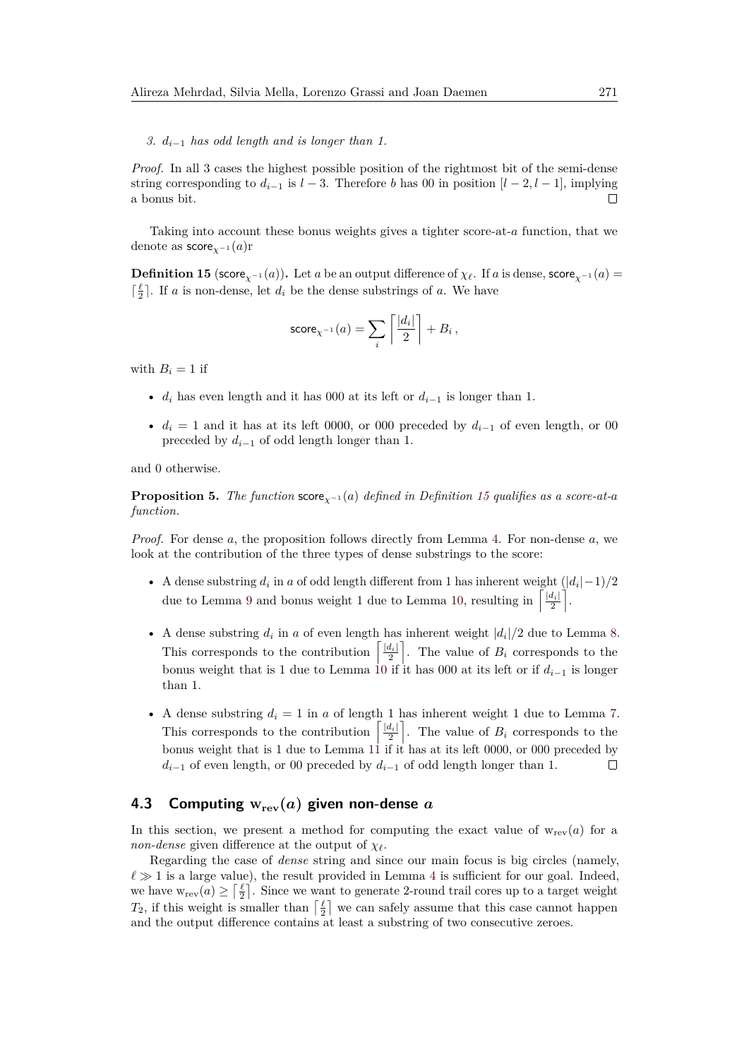*3. $d_{i-1}$ has odd length and is longer than 1.*

*Proof.* In all 3 cases the highest possible position of the rightmost bit of the semi-dense string corresponding to $d_{i-1}$ is $l-3$. Therefore $b$ has 00 in position $[l-2, l-1]$, implying a bonus bit. ◻

Taking into account these bonus weights gives a tighter score-at-$a$ function, that we denote as $\mathsf{score}_{\chi^{-1}}(a)$r

**Definition 15** ($\mathsf{score}_{\chi^{-1}}(a)$). Let $a$ be an output difference of $\chi_\ell$. If $a$ is dense, $\mathsf{score}_{\chi^{-1}}(a) = \lceil \frac{\ell}{2} \rceil$. If $a$ is non-dense, let $d_i$ be the dense substrings of $a$. We have

$$\mathsf{score}_{\chi^{-1}}(a) = \sum_i \left\lceil \frac{|d_i|}{2} \right\rceil + B_i \,,$$

with $B_i = 1$ if

- $d_i$ has even length and it has 000 at its left or $d_{i-1}$ is longer than 1.
- $d_i = 1$ and it has at its left 0000, or 000 preceded by $d_{i-1}$ of even length, or 00 preceded by $d_{i-1}$ of odd length longer than 1.

and 0 otherwise.

**Proposition 5.** *The function $\mathsf{score}_{\chi^{-1}}(a)$ defined in Definition 15 qualifies as a score-at-$a$ function.*

*Proof.* For dense $a$, the proposition follows directly from Lemma 4. For non-dense $a$, we look at the contribution of the three types of dense substrings to the score:

- A dense substring $d_i$ in $a$ of odd length different from 1 has inherent weight $(|d_i|-1)/2$ due to Lemma 9 and bonus weight 1 due to Lemma 10, resulting in $\left\lceil \frac{|d_i|}{2} \right\rceil$.
- A dense substring $d_i$ in $a$ of even length has inherent weight $|d_i|/2$ due to Lemma 8. This corresponds to the contribution $\left\lceil \frac{|d_i|}{2} \right\rceil$. The value of $B_i$ corresponds to the bonus weight that is 1 due to Lemma 10 if it has 000 at its left or if $d_{i-1}$ is longer than 1.
- A dense substring $d_i = 1$ in $a$ of length 1 has inherent weight 1 due to Lemma 7. This corresponds to the contribution $\left\lceil \frac{|d_i|}{2} \right\rceil$. The value of $B_i$ corresponds to the bonus weight that is 1 due to Lemma 11 if it has at its left 0000, or 000 preceded by $d_{i-1}$ of even length, or 00 preceded by $d_{i-1}$ of odd length longer than 1. ◻

### 4.3 Computing $\mathrm{w_{rev}}(a)$ given non-dense $a$

In this section, we present a method for computing the exact value of $\mathrm{w_{rev}}(a)$ for a *non-dense* given difference at the output of $\chi_\ell$.

Regarding the case of *dense* string and since our main focus is big circles (namely, $\ell \gg 1$ is a large value), the result provided in Lemma 4 is sufficient for our goal. Indeed, we have $\mathrm{w_{rev}}(a) \geq \lceil \frac{\ell}{2} \rceil$. Since we want to generate 2-round trail cores up to a target weight $T_2$, if this weight is smaller than $\lceil \frac{\ell}{2} \rceil$ we can safely assume that this case cannot happen and the output difference contains at least a substring of two consecutive zeroes.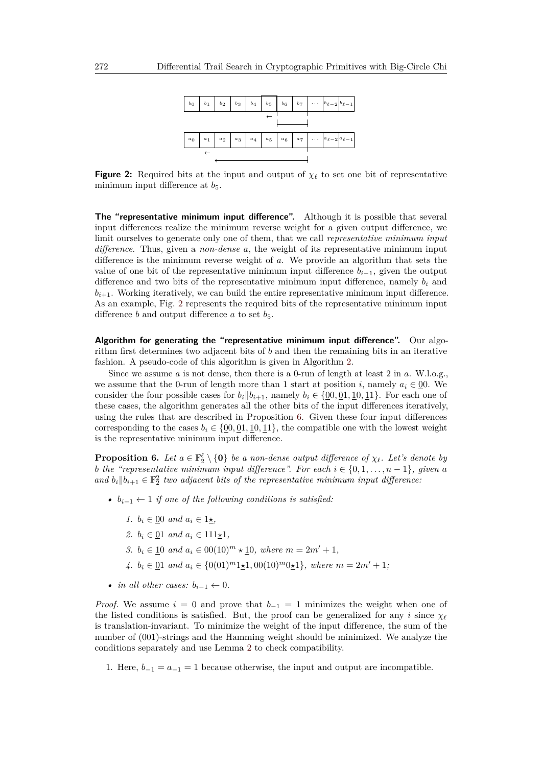Figure 2: Required bits at the input and output of $\chi_\ell$ to set one bit of representative minimum input difference at $b_5$.

**The "representative minimum input difference".** Although it is possible that several input differences realize the minimum reverse weight for a given output difference, we limit ourselves to generate only one of them, that we call *representative minimum input difference*. Thus, given a *non-dense* $a$, the weight of its representative minimum input difference is the minimum reverse weight of $a$. We provide an algorithm that sets the value of one bit of the representative minimum input difference $b_{i-1}$, given the output difference and two bits of the representative minimum input difference, namely $b_i$ and $b_{i+1}$. Working iteratively, we can build the entire representative minimum input difference. As an example, Fig. 2 represents the required bits of the representative minimum input difference $b$ and output difference $a$ to set $b_5$.

**Algorithm for generating the "representative minimum input difference".** Our algorithm first determines two adjacent bits of $b$ and then the remaining bits in an iterative fashion. A pseudo-code of this algorithm is given in Algorithm 2.

Since we assume $a$ is not dense, then there is a 0-run of length at least 2 in $a$. W.l.o.g., we assume that the 0-run of length more than 1 start at position $i$, namely $a_i \in \underline{0}0$. We consider the four possible cases for $b_i \| b_{i+1}$, namely $b_i \in \{\underline{0}0, \underline{0}1, \underline{1}0, \underline{1}1\}$. For each one of these cases, the algorithm generates all the other bits of the input differences iteratively, using the rules that are described in Proposition 6. Given these four input differences corresponding to the cases $b_i \in \{\underline{0}0, \underline{0}1, \underline{1}0, \underline{1}1\}$, the compatible one with the lowest weight is the representative minimum input difference.

**Proposition 6.** *Let $a \in \mathbb{F}_2^\ell \setminus \{\mathbf{0}\}$ be a non-dense output difference of $\chi_\ell$. Let's denote by $b$ the "representative minimum input difference". For each $i \in \{0, 1, \ldots, n-1\}$, given $a$ and $b_i \| b_{i+1} \in \mathbb{F}_2^2$ two adjacent bits of the representative minimum input difference:*

- *$b_{i-1} \leftarrow 1$ if one of the following conditions is satisfied:*
  1. *$b_i \in \underline{0}0$ and $a_i \in 1\underline{\star}$,*
  2. *$b_i \in \underline{0}1$ and $a_i \in 111\underline{\star}1$,*
  3. *$b_i \in \underline{1}0$ and $a_i \in 00(10)^m \star \underline{1}0$, where $m = 2m' + 1$,*
  4. *$b_i \in \underline{0}1$ and $a_i \in \{0(01)^m 1\underline{\star}1, 00(10)^m 0\underline{\star}1\}$, where $m = 2m' + 1$;*
- *in all other cases: $b_{i-1} \leftarrow 0$.*

*Proof.* We assume $i = 0$ and prove that $b_{-1} = 1$ minimizes the weight when one of the listed conditions is satisfied. But, the proof can be generalized for any $i$ since $\chi_\ell$ is translation-invariant. To minimize the weight of the input difference, the sum of the number of (001)-strings and the Hamming weight should be minimized. We analyze the conditions separately and use Lemma 2 to check compatibility.

1. Here, $b_{-1} = a_{-1} = 1$ because otherwise, the input and output are incompatible.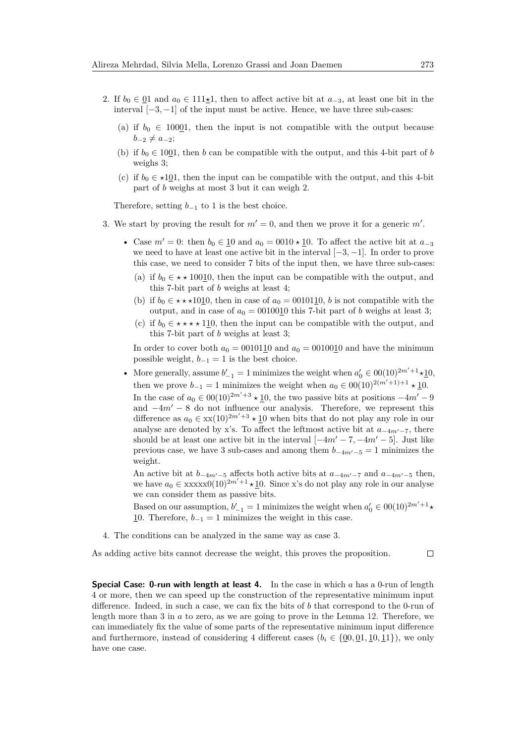2. If $b_0 \in \underline{0}1$ and $a_0 \in 111\underline{\star}1$, then to affect active bit at $a_{-3}$, at least one bit in the interval $[-3,-1]$ of the input must be active. Hence, we have three sub-cases:

   (a) if $b_0 \in 100\underline{0}1$, then the input is not compatible with the output because $b_{-2} \neq a_{-2}$;

   (b) if $b_0 \in 10\underline{0}1$, then $b$ can be compatible with the output, and this 4-bit part of $b$ weighs 3;

   (c) if $b_0 \in \star 1\underline{0}1$, then the input can be compatible with the output, and this 4-bit part of $b$ weighs at most 3 but it can weigh 2.

   Therefore, setting $b_{-1}$ to 1 is the best choice.

3. We start by proving the result for $m' = 0$, and then we prove it for a generic $m'$.

   - Case $m' = 0$: then $b_0 \in \underline{1}0$ and $a_0 = 0010 \star \underline{1}0$. To affect the active bit at $a_{-3}$ we need to have at least one active bit in the interval $[-3,-1]$. In order to prove this case, we need to consider 7 bits of the input then, we have three sub-cases:

     (a) if $b_0 \in \star\star 100\underline{1}0$, then the input can be compatible with the output, and this 7-bit part of $b$ weighs at least 4;

     (b) if $b_0 \in \star\star\star 10\underline{1}0$, then in case of $a_0 = 00101\underline{1}0$, $b$ is not compatible with the output, and in case of $a_0 = 00100\underline{1}0$ this 7-bit part of $b$ weighs at least 3;

     (c) if $b_0 \in \star\star\star\star 1\underline{1}0$, then the input can be compatible with the output, and this 7-bit part of $b$ weighs at least 3;

     In order to cover both $a_0 = 00101\underline{1}0$ and $a_0 = 00100\underline{1}0$ and have the minimum possible weight, $b_{-1} = 1$ is the best choice.

   - More generally, assume $b'_{-1} = 1$ minimizes the weight when $a'_0 \in 00(10)^{2m'+1}\star\underline{1}0$, then we prove $b_{-1} = 1$ minimizes the weight when $a_0 \in 00(10)^{2(m'+1)+1} \star \underline{1}0$.

     In the case of $a_0 \in 00(10)^{2m'+3} \star \underline{1}0$, the two passive bits at positions $-4m' - 9$ and $-4m' - 8$ do not influence our analysis. Therefore, we represent this difference as $a_0 \in \text{xx}(10)^{2m'+3} \star \underline{1}0$ when bits that do not play any role in our analyse are denoted by x's. To affect the leftmost active bit at $a_{-4m'-7}$, there should be at least one active bit in the interval $[-4m' - 7, -4m' - 5]$. Just like previous case, we have 3 sub-cases and among them $b_{-4m'-5} = 1$ minimizes the weight.

     An active bit at $b_{-4m'-5}$ affects both active bits at $a_{-4m'-7}$ and $a_{-4m'-5}$ then, we have $a_0 \in \text{xxxxx}0(10)^{2m'+1}\star\underline{1}0$. Since x's do not play any role in our analyse we can consider them as passive bits.

     Based on our assumption, $b'_{-1} = 1$ minimizes the weight when $a'_0 \in 00(10)^{2m'+1}\star \underline{1}0$. Therefore, $b_{-1} = 1$ minimizes the weight in this case.

4. The conditions can be analyzed in the same way as case 3.

As adding active bits cannot decrease the weight, this proves the proposition. □

**Special Case: 0-run with length at least 4.** In the case in which $a$ has a 0-run of length 4 or more, then we can speed up the construction of the representative minimum input difference. Indeed, in such a case, we can fix the bits of $b$ that correspond to the 0-run of length more than 3 in $a$ to zero, as we are going to prove in the Lemma 12. Therefore, we can immediately fix the value of some parts of the representative minimum input difference and furthermore, instead of considering 4 different cases ($b_i \in \{\underline{0}0, \underline{0}1, \underline{1}0, \underline{1}1\}$), we only have one case.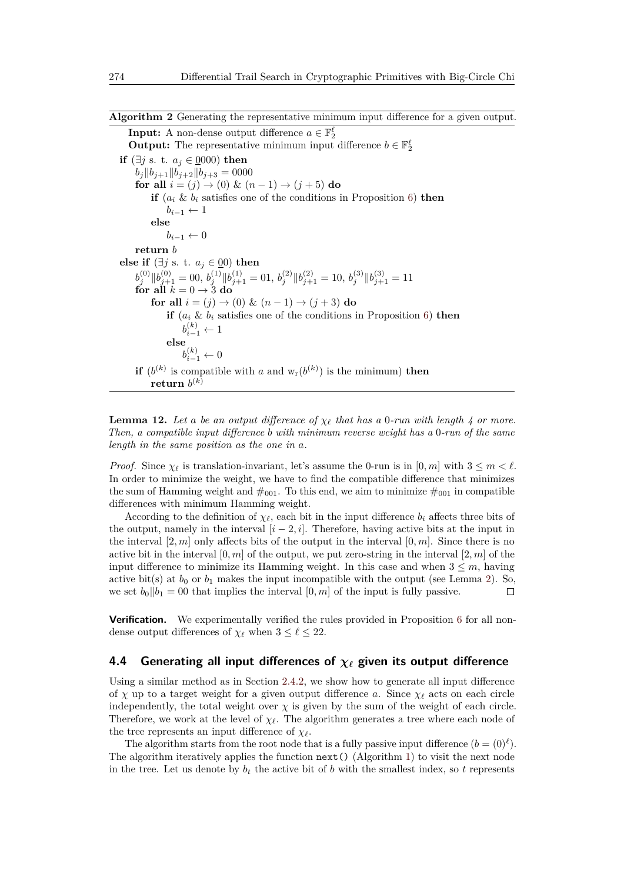**Algorithm 2** Generating the representative minimum input difference for a given output.

```
Input: A non-dense output difference a ∈ F_2^ℓ
Output: The representative minimum input difference b ∈ F_2^ℓ
if (∃j s. t. a_j ∈ 0000) then
    b_j||b_{j+1}||b_{j+2}||b_{j+3} = 0000
    for all i = (j) → (0) & (n − 1) → (j + 5) do
        if (a_i & b_i satisfies one of the conditions in Proposition 6) then
            b_{i−1} ← 1
        else
            b_{i−1} ← 0
    return b
else if (∃j s. t. a_j ∈ 00) then
    b_j^(0)||b_{j+1}^(0) = 00, b_j^(1)||b_{j+1}^(1) = 01, b_j^(2)||b_{j+1}^(2) = 10, b_j^(3)||b_{j+1}^(3) = 11
    for all k = 0 → 3 do
        for all i = (j) → (0) & (n − 1) → (j + 3) do
            if (a_i & b_i satisfies one of the conditions in Proposition 6) then
                b_{i−1}^(k) ← 1
            else
                b_{i−1}^(k) ← 0
    if (b^(k) is compatible with a and w_r(b^(k)) is the minimum) then
        return b^(k)
```

**Lemma 12.** *Let $a$ be an output difference of $\chi_\ell$ that has a 0-run with length 4 or more. Then, a compatible input difference $b$ with minimum reverse weight has a 0-run of the same length in the same position as the one in $a$.*

*Proof.* Since $\chi_\ell$ is translation-invariant, let's assume the 0-run is in $[0, m]$ with $3 \leq m < \ell$. In order to minimize the weight, we have to find the compatible difference that minimizes the sum of Hamming weight and $\#_{001}$. To this end, we aim to minimize $\#_{001}$ in compatible differences with minimum Hamming weight.

According to the definition of $\chi_\ell$, each bit in the input difference $b_i$ affects three bits of the output, namely in the interval $[i-2, i]$. Therefore, having active bits at the input in the interval $[2, m]$ only affects bits of the output in the interval $[0, m]$. Since there is no active bit in the interval $[0, m]$ of the output, we put zero-string in the interval $[2, m]$ of the input difference to minimize its Hamming weight. In this case and when $3 \leq m$, having active bit(s) at $b_0$ or $b_1$ makes the input incompatible with the output (see Lemma 2). So, we set $b_0 \| b_1 = 00$ that implies the interval $[0, m]$ of the input is fully passive. □

**Verification.** We experimentally verified the rules provided in Proposition 6 for all non-dense output differences of $\chi_\ell$ when $3 \leq \ell \leq 22$.

### 4.4 Generating all input differences of $\chi_\ell$ given its output difference

Using a similar method as in Section 2.4.2, we show how to generate all input difference of $\chi$ up to a target weight for a given output difference $a$. Since $\chi_\ell$ acts on each circle independently, the total weight over $\chi$ is given by the sum of the weight of each circle. Therefore, we work at the level of $\chi_\ell$. The algorithm generates a tree where each node of the tree represents an input difference of $\chi_\ell$.

The algorithm starts from the root node that is a fully passive input difference ($b = (0)^\ell$). The algorithm iteratively applies the function `next()` (Algorithm 1) to visit the next node in the tree. Let us denote by $b_t$ the active bit of $b$ with the smallest index, so $t$ represents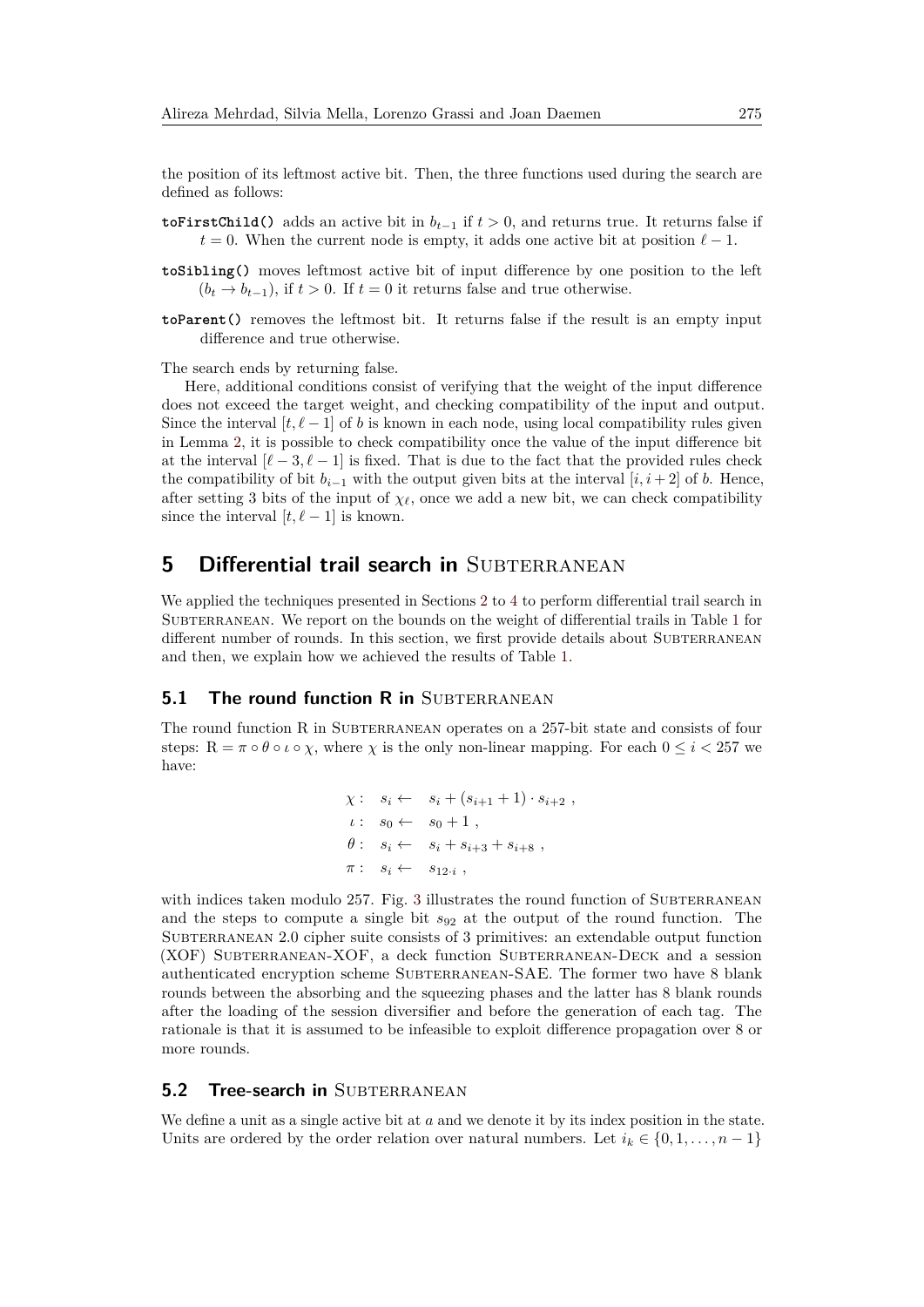the position of its leftmost active bit. Then, the three functions used during the search are defined as follows:

**toFirstChild()** adds an active bit in $b_{t-1}$ if $t > 0$, and returns true. It returns false if $t = 0$. When the current node is empty, it adds one active bit at position $\ell - 1$.

**toSibling()** moves leftmost active bit of input difference by one position to the left ($b_t \to b_{t-1}$), if $t > 0$. If $t = 0$ it returns false and true otherwise.

**toParent()** removes the leftmost bit. It returns false if the result is an empty input difference and true otherwise.

The search ends by returning false.

Here, additional conditions consist of verifying that the weight of the input difference does not exceed the target weight, and checking compatibility of the input and output. Since the interval $[t, \ell - 1]$ of $b$ is known in each node, using local compatibility rules given in Lemma 2, it is possible to check compatibility once the value of the input difference bit at the interval $[\ell - 3, \ell - 1]$ is fixed. That is due to the fact that the provided rules check the compatibility of bit $b_{i-1}$ with the output given bits at the interval $[i, i + 2]$ of $b$. Hence, after setting 3 bits of the input of $\chi_\ell$, once we add a new bit, we can check compatibility since the interval $[t, \ell - 1]$ is known.

# 5 Differential trail search in Subterranean

We applied the techniques presented in Sections 2 to 4 to perform differential trail search in Subterranean. We report on the bounds on the weight of differential trails in Table 1 for different number of rounds. In this section, we first provide details about Subterranean and then, we explain how we achieved the results of Table 1.

## 5.1 The round function R in Subterranean

The round function R in Subterranean operates on a 257-bit state and consists of four steps: $\mathrm{R} = \pi \circ \theta \circ \iota \circ \chi$, where $\chi$ is the only non-linear mapping. For each $0 \leq i < 257$ we have:

$$
\begin{aligned}
\chi :&\quad s_i \leftarrow \quad s_i + (s_{i+1} + 1) \cdot s_{i+2} \ , \\
\iota :&\quad s_0 \leftarrow \quad s_0 + 1 \ , \\
\theta :&\quad s_i \leftarrow \quad s_i + s_{i+3} + s_{i+8} \ , \\
\pi :&\quad s_i \leftarrow \quad s_{12 \cdot i} \ ,
\end{aligned}
$$

with indices taken modulo 257. Fig. 3 illustrates the round function of Subterranean and the steps to compute a single bit $s_{92}$ at the output of the round function. The Subterranean 2.0 cipher suite consists of 3 primitives: an extendable output function (XOF) Subterranean-XOF, a deck function Subterranean-Deck and a session authenticated encryption scheme Subterranean-SAE. The former two have 8 blank rounds between the absorbing and the squeezing phases and the latter has 8 blank rounds after the loading of the session diversifier and before the generation of each tag. The rationale is that it is assumed to be infeasible to exploit difference propagation over 8 or more rounds.

## 5.2 Tree-search in Subterranean

We define a unit as a single active bit at $a$ and we denote it by its index position in the state. Units are ordered by the order relation over natural numbers. Let $i_k \in \{0, 1, \ldots, n-1\}$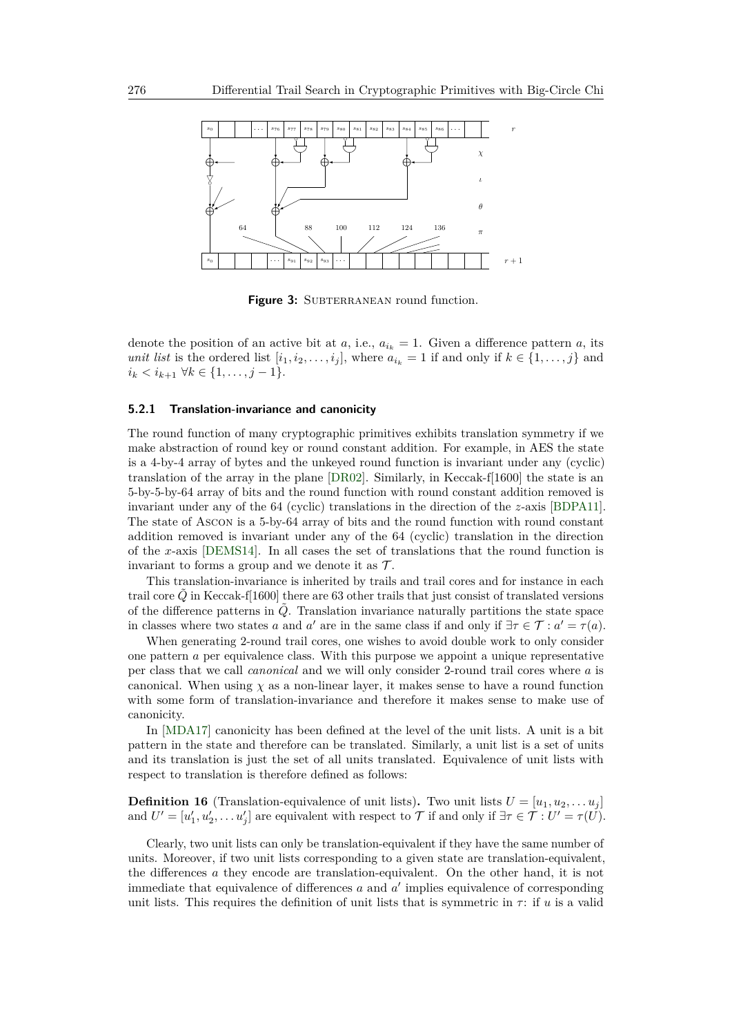**Figure 3:** SUBTERRANEAN round function.

denote the position of an active bit at $a$, i.e., $a_{i_k} = 1$. Given a difference pattern $a$, its *unit list* is the ordered list $[i_1, i_2, \ldots, i_j]$, where $a_{i_k} = 1$ if and only if $k \in \{1, \ldots, j\}$ and $i_k < i_{k+1}$ $\forall k \in \{1, \ldots, j-1\}$.

#### 5.2.1 Translation-invariance and canonicity

The round function of many cryptographic primitives exhibits translation symmetry if we make abstraction of round key or round constant addition. For example, in AES the state is a 4-by-4 array of bytes and the unkeyed round function is invariant under any (cyclic) translation of the array in the plane [DR02]. Similarly, in Keccak-f[1600] the state is an 5-by-5-by-64 array of bits and the round function with round constant addition removed is invariant under any of the 64 (cyclic) translations in the direction of the $z$-axis [BDPA11]. The state of ASCON is a 5-by-64 array of bits and the round function with round constant addition removed is invariant under any of the 64 (cyclic) translation in the direction of the $x$-axis [DEMS14]. In all cases the set of translations that the round function is invariant to forms a group and we denote it as $\mathcal{T}$.

This translation-invariance is inherited by trails and trail cores and for instance in each trail core $\tilde{Q}$ in Keccak-f[1600] there are 63 other trails that just consist of translated versions of the difference patterns in $\tilde{Q}$. Translation invariance naturally partitions the state space in classes where two states $a$ and $a'$ are in the same class if and only if $\exists \tau \in \mathcal{T} : a' = \tau(a)$.

When generating 2-round trail cores, one wishes to avoid double work to only consider one pattern $a$ per equivalence class. With this purpose we appoint a unique representative per class that we call *canonical* and we will only consider 2-round trail cores where $a$ is canonical. When using $\chi$ as a non-linear layer, it makes sense to have a round function with some form of translation-invariance and therefore it makes sense to make use of canonicity.

In [MDA17] canonicity has been defined at the level of the unit lists. A unit is a bit pattern in the state and therefore can be translated. Similarly, a unit list is a set of units and its translation is just the set of all units translated. Equivalence of unit lists with respect to translation is therefore defined as follows:

**Definition 16** (Translation-equivalence of unit lists)**.** Two unit lists $U = [u_1, u_2, \ldots u_j]$ and $U' = [u'_1, u'_2, \ldots u'_j]$ are equivalent with respect to $\mathcal{T}$ if and only if $\exists \tau \in \mathcal{T} : U' = \tau(U)$.

Clearly, two unit lists can only be translation-equivalent if they have the same number of units. Moreover, if two unit lists corresponding to a given state are translation-equivalent, the differences $a$ they encode are translation-equivalent. On the other hand, it is not immediate that equivalence of differences $a$ and $a'$ implies equivalence of corresponding unit lists. This requires the definition of unit lists that is symmetric in $\tau$: if $u$ is a valid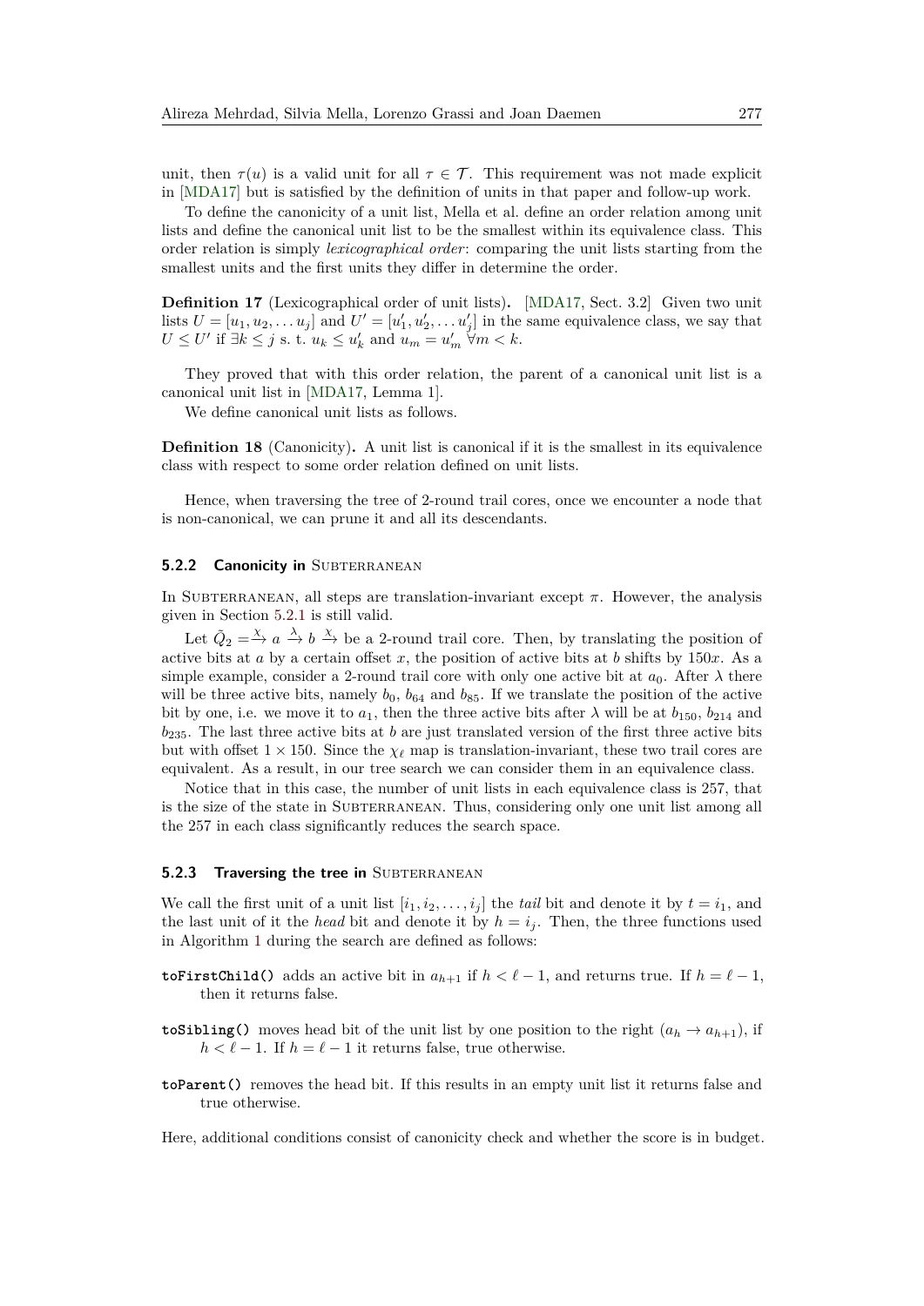unit, then $\tau(u)$ is a valid unit for all $\tau \in \mathcal{T}$. This requirement was not made explicit in [MDA17] but is satisfied by the definition of units in that paper and follow-up work.

To define the canonicity of a unit list, Mella et al. define an order relation among unit lists and define the canonical unit list to be the smallest within its equivalence class. This order relation is simply *lexicographical order*: comparing the unit lists starting from the smallest units and the first units they differ in determine the order.

**Definition 17** (Lexicographical order of unit lists)**.** [MDA17, Sect. 3.2] Given two unit lists $U = [u_1, u_2, \dots u_j]$ and $U' = [u'_1, u'_2, \dots u'_j]$ in the same equivalence class, we say that $U \leq U'$ if $\exists k \leq j$ s. t. $u_k \leq u'_k$ and $u_m = u'_m$ $\forall m < k$.

They proved that with this order relation, the parent of a canonical unit list is a canonical unit list in [MDA17, Lemma 1].

We define canonical unit lists as follows.

**Definition 18** (Canonicity)**.** A unit list is canonical if it is the smallest in its equivalence class with respect to some order relation defined on unit lists.

Hence, when traversing the tree of 2-round trail cores, once we encounter a node that is non-canonical, we can prune it and all its descendants.

### 5.2.2 Canonicity in Subterranean

In Subterranean, all steps are translation-invariant except $\pi$. However, the analysis given in Section 5.2.1 is still valid.

Let $\tilde{Q}_2 = \xrightarrow{\chi} a \xrightarrow{\lambda} b \xrightarrow{\chi}$ be a 2-round trail core. Then, by translating the position of active bits at $a$ by a certain offset $x$, the position of active bits at $b$ shifts by $150x$. As a simple example, consider a 2-round trail core with only one active bit at $a_0$. After $\lambda$ there will be three active bits, namely $b_0$, $b_{64}$ and $b_{85}$. If we translate the position of the active bit by one, i.e. we move it to $a_1$, then the three active bits after $\lambda$ will be at $b_{150}$, $b_{214}$ and $b_{235}$. The last three active bits at $b$ are just translated version of the first three active bits but with offset $1 \times 150$. Since the $\chi_\ell$ map is translation-invariant, these two trail cores are equivalent. As a result, in our tree search we can consider them in an equivalence class.

Notice that in this case, the number of unit lists in each equivalence class is 257, that is the size of the state in Subterranean. Thus, considering only one unit list among all the 257 in each class significantly reduces the search space.

### 5.2.3 Traversing the tree in Subterranean

We call the first unit of a unit list $[i_1, i_2, \dots, i_j]$ the *tail* bit and denote it by $t = i_1$, and the last unit of it the *head* bit and denote it by $h = i_j$. Then, the three functions used in Algorithm 1 during the search are defined as follows:

- **toFirstChild()** adds an active bit in $a_{h+1}$ if $h < \ell - 1$, and returns true. If $h = \ell - 1$, then it returns false.
- **toSibling()** moves head bit of the unit list by one position to the right ($a_h \to a_{h+1}$), if $h < \ell - 1$. If $h = \ell - 1$ it returns false, true otherwise.
- **toParent()** removes the head bit. If this results in an empty unit list it returns false and true otherwise.

Here, additional conditions consist of canonicity check and whether the score is in budget.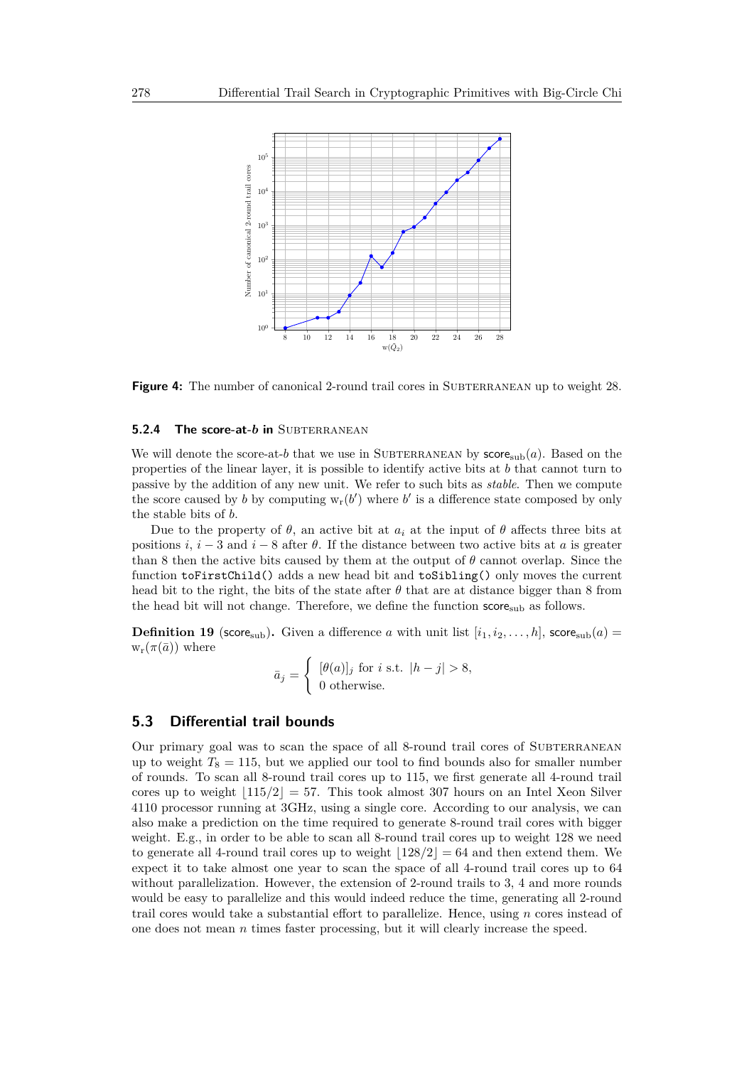**Figure 4:** The number of canonical 2-round trail cores in Subterranean up to weight 28.

### 5.2.4 The score-at-$b$ in Subterranean

We will denote the score-at-$b$ that we use in Subterranean by $\mathsf{score}_{\text{sub}}(a)$. Based on the properties of the linear layer, it is possible to identify active bits at $b$ that cannot turn to passive by the addition of any new unit. We refer to such bits as *stable*. Then we compute the score caused by $b$ by computing $\mathrm{w_r}(b')$ where $b'$ is a difference state composed by only the stable bits of $b$.

Due to the property of $\theta$, an active bit at $a_i$ at the input of $\theta$ affects three bits at positions $i$, $i-3$ and $i-8$ after $\theta$. If the distance between two active bits at $a$ is greater than 8 then the active bits caused by them at the output of $\theta$ cannot overlap. Since the function `toFirstChild()` adds a new head bit and `toSibling()` only moves the current head bit to the right, the bits of the state after $\theta$ that are at distance bigger than 8 from the head bit will not change. Therefore, we define the function $\mathsf{score}_{\text{sub}}$ as follows.

**Definition 19** ($\mathsf{score}_{\text{sub}}$)**.** Given a difference $a$ with unit list $[i_1, i_2, \ldots, h]$, $\mathsf{score}_{\text{sub}}(a) = \mathrm{w_r}(\pi(\bar{a}))$ where

$$\bar{a}_j = \begin{cases} [\theta(a)]_j \text{ for } i \text{ s.t. } |h-j| > 8, \\ 0 \text{ otherwise.} \end{cases}$$

## 5.3 Differential trail bounds

Our primary goal was to scan the space of all 8-round trail cores of Subterranean up to weight $T_8 = 115$, but we applied our tool to find bounds also for smaller number of rounds. To scan all 8-round trail cores up to 115, we first generate all 4-round trail cores up to weight $\lfloor 115/2 \rfloor = 57$. This took almost 307 hours on an Intel Xeon Silver 4110 processor running at 3GHz, using a single core. According to our analysis, we can also make a prediction on the time required to generate 8-round trail cores with bigger weight. E.g., in order to be able to scan all 8-round trail cores up to weight 128 we need to generate all 4-round trail cores up to weight $\lfloor 128/2 \rfloor = 64$ and then extend them. We expect it to take almost one year to scan the space of all 4-round trail cores up to 64 without parallelization. However, the extension of 2-round trails to 3, 4 and more rounds would be easy to parallelize and this would indeed reduce the time, generating all 2-round trail cores would take a substantial effort to parallelize. Hence, using $n$ cores instead of one does not mean $n$ times faster processing, but it will clearly increase the speed.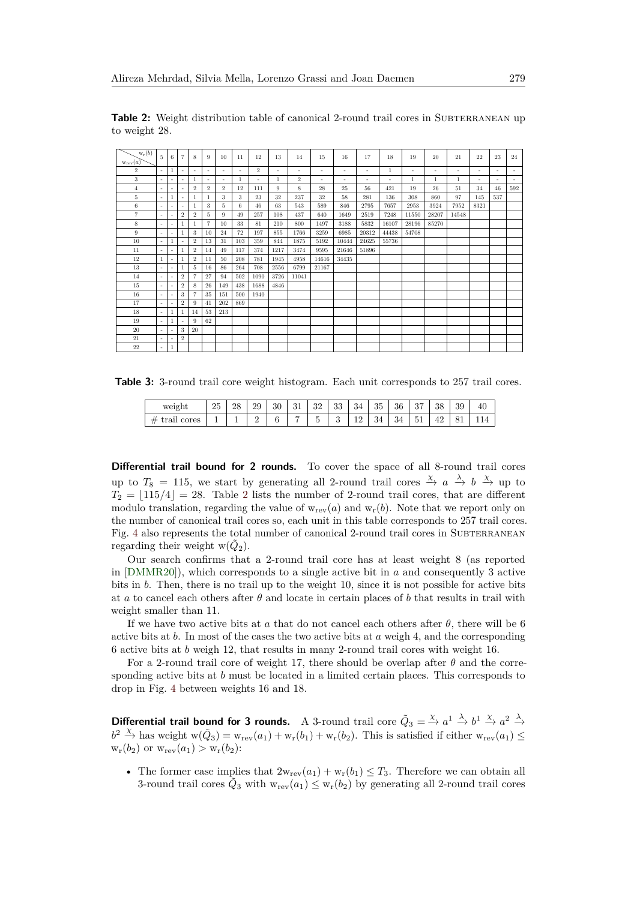**Table 2:** Weight distribution table of canonical 2-round trail cores in SUBTERRANEAN up to weight 28.

| $w_{rev}(a)$ \ $w_r(b)$ | 5 | 6 | 7 | 8 | 9 | 10 | 11 | 12 | 13 | 14 | 15 | 16 | 17 | 18 | 19 | 20 | 21 | 22 | 23 | 24 |
|---|---|---|---|---|---|---|---|---|---|---|---|---|---|---|---|---|---|---|---|---|
| 2 | - | 1 | - | - | - | - | - | 2 | - | - | - | - | - | 1 | - | - | - | - | - | - |
| 3 | - | - | - | 1 | - | - | 1 | - | 1 | 2 | - | - | - | - | 1 | 1 | 1 | - | - | - |
| 4 | - | - | - | 2 | 2 | 2 | 12 | 111 | 9 | 8 | 28 | 25 | 56 | 421 | 19 | 26 | 51 | 34 | 46 | 592 |
| 5 | - | 1 | - | 1 | 1 | 3 | 3 | 23 | 32 | 237 | 32 | 58 | 281 | 136 | 308 | 860 | 97 | 145 | 537 | |
| 6 | - | - | - | 1 | 3 | 5 | 6 | 46 | 63 | 543 | 589 | 846 | 2795 | 7657 | 2953 | 3924 | 7952 | 8321 | | |
| 7 | - | - | 2 | 2 | 5 | 9 | 49 | 257 | 108 | 437 | 640 | 1649 | 2519 | 7248 | 11550 | 28207 | 14548 | | | |
| 8 | - | - | 1 | 1 | 7 | 10 | 33 | 81 | 210 | 800 | 1497 | 3188 | 5832 | 16107 | 28196 | 85270 | | | | |
| 9 | - | - | 1 | 3 | 10 | 24 | 72 | 197 | 855 | 1766 | 3259 | 6985 | 20312 | 44438 | 54708 | | | | | |
| 10 | - | 1 | - | 2 | 13 | 31 | 103 | 359 | 844 | 1875 | 5192 | 10444 | 24625 | 55736 | | | | | | |
| 11 | - | - | 1 | 2 | 14 | 49 | 117 | 374 | 1217 | 3474 | 9595 | 21646 | 51896 | | | | | | | |
| 12 | 1 | - | 1 | 2 | 11 | 50 | 208 | 781 | 1945 | 4958 | 14616 | 34435 | | | | | | | | |
| 13 | - | - | 1 | 5 | 16 | 86 | 264 | 708 | 2556 | 6799 | 21167 | | | | | | | | | |
| 14 | - | - | 2 | 7 | 27 | 94 | 502 | 1090 | 3726 | 11041 | | | | | | | | | | |
| 15 | - | - | 2 | 8 | 26 | 149 | 438 | 1688 | 4846 | | | | | | | | | | | |
| 16 | - | - | 3 | 7 | 35 | 151 | 500 | 1940 | | | | | | | | | | | | |
| 17 | - | - | 2 | 9 | 41 | 202 | 869 | | | | | | | | | | | | | |
| 18 | - | 1 | 1 | 14 | 53 | 213 | | | | | | | | | | | | | | |
| 19 | - | 1 | - | 9 | 62 | | | | | | | | | | | | | | | |
| 20 | - | - | 3 | 20 | | | | | | | | | | | | | | | | |
| 21 | - | - | 2 | | | | | | | | | | | | | | | | | |
| 22 | - | 1 | | | | | | | | | | | | | | | | | | |

**Table 3:** 3-round trail core weight histogram. Each unit corresponds to 257 trail cores.

| weight | 25 | 28 | 29 | 30 | 31 | 32 | 33 | 34 | 35 | 36 | 37 | 38 | 39 | 40 |
|---|---|---|---|---|---|---|---|---|---|---|---|---|---|---|
| # trail cores | 1 | 1 | 2 | 6 | 7 | 5 | 3 | 12 | 34 | 34 | 51 | 42 | 81 | 114 |

**Differential trail bound for 2 rounds.** To cover the space of all 8-round trail cores up to $T_8 = 115$, we start by generating all 2-round trail cores $\xrightarrow{\chi} a \xrightarrow{\lambda} b \xrightarrow{\chi}$ up to $T_2 = \lfloor 115/4 \rfloor = 28$. Table 2 lists the number of 2-round trail cores, that are different modulo translation, regarding the value of $w_{rev}(a)$ and $w_r(b)$. Note that we report only on the number of canonical trail cores so, each unit in this table corresponds to 257 trail cores. Fig. 4 also represents the total number of canonical 2-round trail cores in SUBTERRANEAN regarding their weight $w(\tilde{Q}_2)$.

Our search confirms that a 2-round trail core has at least weight 8 (as reported in [DMMR20]), which corresponds to a single active bit in $a$ and consequently 3 active bits in $b$. Then, there is no trail up to the weight 10, since it is not possible for active bits at $a$ to cancel each others after $\theta$ and locate in certain places of $b$ that results in trail with weight smaller than 11.

If we have two active bits at $a$ that do not cancel each others after $\theta$, there will be 6 active bits at $b$. In most of the cases the two active bits at $a$ weigh 4, and the corresponding 6 active bits at $b$ weigh 12, that results in many 2-round trail cores with weight 16.

For a 2-round trail core of weight 17, there should be overlap after $\theta$ and the corresponding active bits at $b$ must be located in a limited certain places. This corresponds to drop in Fig. 4 between weights 16 and 18.

**Differential trail bound for 3 rounds.** A 3-round trail core $\tilde{Q}_3 = \xrightarrow{\chi} a^1 \xrightarrow{\lambda} b^1 \xrightarrow{\chi} a^2 \xrightarrow{\lambda} b^2 \xrightarrow{\chi}$ has weight $w(\tilde{Q}_3) = w_{rev}(a_1) + w_r(b_1) + w_r(b_2)$. This is satisfied if either $w_{rev}(a_1) \leq w_r(b_2)$ or $w_{rev}(a_1) > w_r(b_2)$:

- The former case implies that $2w_{rev}(a_1) + w_r(b_1) \leq T_3$. Therefore we can obtain all 3-round trail cores $\tilde{Q}_3$ with $w_{rev}(a_1) \leq w_r(b_2)$ by generating all 2-round trail cores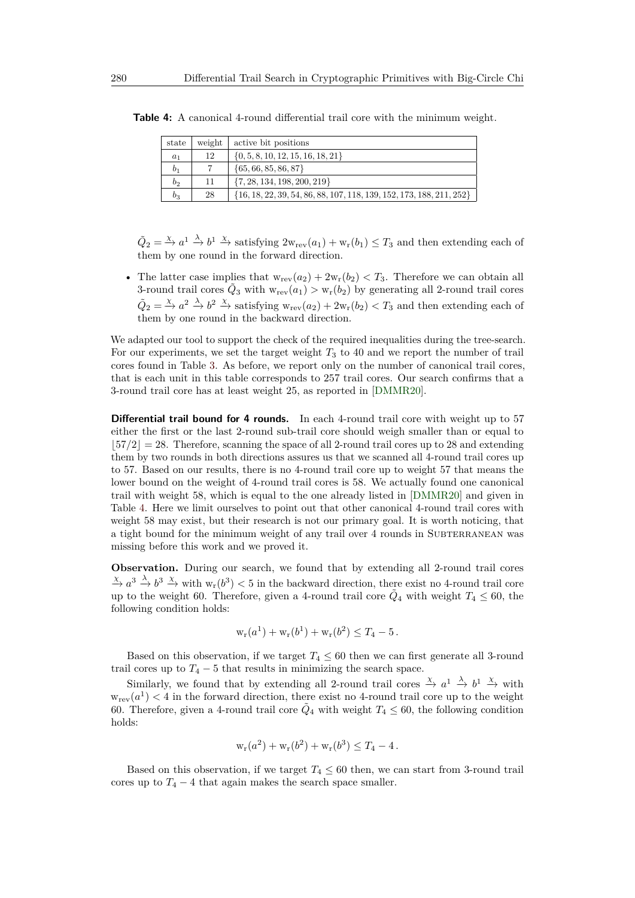**Table 4:** A canonical 4-round differential trail core with the minimum weight.

| state | weight | active bit positions |
|---|---|---|
| $a_1$ | 12 | $\{0, 5, 8, 10, 12, 15, 16, 18, 21\}$ |
| $b_1$ | 7 | $\{65, 66, 85, 86, 87\}$ |
| $b_2$ | 11 | $\{7, 28, 134, 198, 200, 219\}$ |
| $b_3$ | 28 | $\{16, 18, 22, 39, 54, 86, 88, 107, 118, 139, 152, 173, 188, 211, 252\}$ |

$\tilde{Q}_2 = \xrightarrow{\chi} a^1 \xrightarrow{\lambda} b^1 \xrightarrow{\chi}$ satisfying $2\mathrm{w}_{\mathrm{rev}}(a_1) + \mathrm{w}_{\mathrm{r}}(b_1) \leq T_3$ and then extending each of them by one round in the forward direction.

- The latter case implies that $\mathrm{w}_{\mathrm{rev}}(a_2) + 2\mathrm{w}_{\mathrm{r}}(b_2) < T_3$. Therefore we can obtain all 3-round trail cores $\tilde{Q}_3$ with $\mathrm{w}_{\mathrm{rev}}(a_1) > \mathrm{w}_{\mathrm{r}}(b_2)$ by generating all 2-round trail cores $\tilde{Q}_2 = \xrightarrow{\chi} a^2 \xrightarrow{\lambda} b^2 \xrightarrow{\chi}$ satisfying $\mathrm{w}_{\mathrm{rev}}(a_2) + 2\mathrm{w}_{\mathrm{r}}(b_2) < T_3$ and then extending each of them by one round in the backward direction.

We adapted our tool to support the check of the required inequalities during the tree-search. For our experiments, we set the target weight $T_3$ to 40 and we report the number of trail cores found in Table 3. As before, we report only on the number of canonical trail cores, that is each unit in this table corresponds to 257 trail cores. Our search confirms that a 3-round trail core has at least weight 25, as reported in [DMMR20].

**Differential trail bound for 4 rounds.** In each 4-round trail core with weight up to 57 either the first or the last 2-round sub-trail core should weigh smaller than or equal to $\lfloor 57/2 \rfloor = 28$. Therefore, scanning the space of all 2-round trail cores up to 28 and extending them by two rounds in both directions assures us that we scanned all 4-round trail cores up to 57. Based on our results, there is no 4-round trail core up to weight 57 that means the lower bound on the weight of 4-round trail cores is 58. We actually found one canonical trail with weight 58, which is equal to the one already listed in [DMMR20] and given in Table 4. Here we limit ourselves to point out that other canonical 4-round trail cores with weight 58 may exist, but their research is not our primary goal. It is worth noticing, that a tight bound for the minimum weight of any trail over 4 rounds in Subterranean was missing before this work and we proved it.

**Observation.** During our search, we found that by extending all 2-round trail cores $\xrightarrow{\chi} a^3 \xrightarrow{\lambda} b^3 \xrightarrow{\chi}$ with $\mathrm{w}_{\mathrm{r}}(b^3) < 5$ in the backward direction, there exist no 4-round trail core up to the weight 60. Therefore, given a 4-round trail core $\tilde{Q}_4$ with weight $T_4 \leq 60$, the following condition holds:

$$\mathrm{w}_{\mathrm{r}}(a^1) + \mathrm{w}_{\mathrm{r}}(b^1) + \mathrm{w}_{\mathrm{r}}(b^2) \leq T_4 - 5\,.$$

Based on this observation, if we target $T_4 \leq 60$ then we can first generate all 3-round trail cores up to $T_4 - 5$ that results in minimizing the search space.

Similarly, we found that by extending all 2-round trail cores $\xrightarrow{\chi} a^1 \xrightarrow{\lambda} b^1 \xrightarrow{\chi}$ with $\mathrm{w}_{\mathrm{rev}}(a^1) < 4$ in the forward direction, there exist no 4-round trail core up to the weight 60. Therefore, given a 4-round trail core $\tilde{Q}_4$ with weight $T_4 \leq 60$, the following condition holds:

$$\mathrm{w}_{\mathrm{r}}(a^2) + \mathrm{w}_{\mathrm{r}}(b^2) + \mathrm{w}_{\mathrm{r}}(b^3) \leq T_4 - 4\,.$$

Based on this observation, if we target $T_4 \leq 60$ then, we can start from 3-round trail cores up to $T_4 - 4$ that again makes the search space smaller.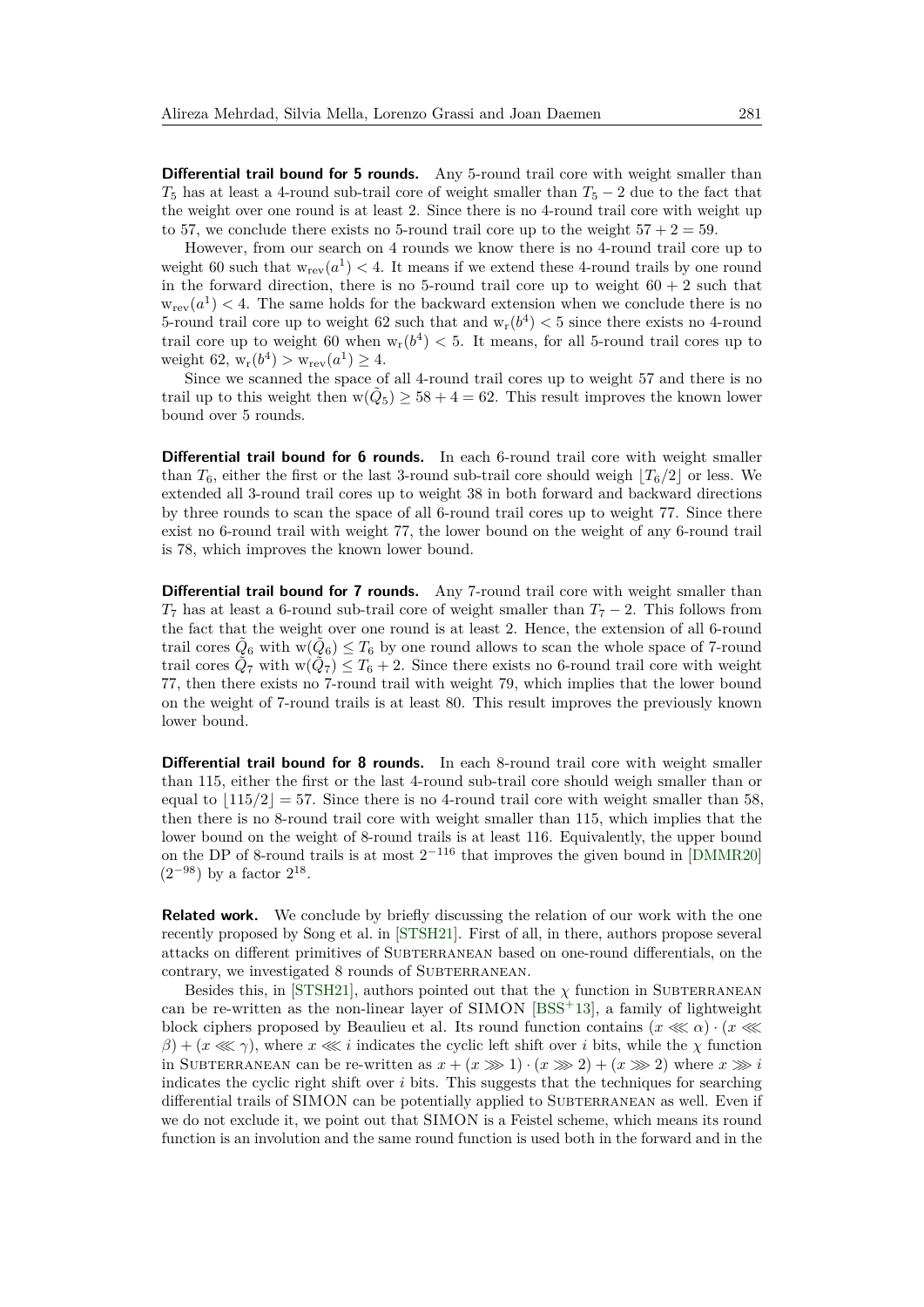**Differential trail bound for 5 rounds.** Any 5-round trail core with weight smaller than $T_5$ has at least a 4-round sub-trail core of weight smaller than $T_5 - 2$ due to the fact that the weight over one round is at least 2. Since there is no 4-round trail core with weight up to 57, we conclude there exists no 5-round trail core up to the weight $57 + 2 = 59$.

However, from our search on 4 rounds we know there is no 4-round trail core up to weight 60 such that $\mathrm{w_{rev}}(a^1) < 4$. It means if we extend these 4-round trails by one round in the forward direction, there is no 5-round trail core up to weight $60 + 2$ such that $\mathrm{w_{rev}}(a^1) < 4$. The same holds for the backward extension when we conclude there is no 5-round trail core up to weight 62 such that and $\mathrm{w_r}(b^4) < 5$ since there exists no 4-round trail core up to weight 60 when $\mathrm{w_r}(b^4) < 5$. It means, for all 5-round trail cores up to weight 62, $\mathrm{w_r}(b^4) > \mathrm{w_{rev}}(a^1) \geq 4$.

Since we scanned the space of all 4-round trail cores up to weight 57 and there is no trail up to this weight then $\mathrm{w}(\tilde{Q}_5) \geq 58 + 4 = 62$. This result improves the known lower bound over 5 rounds.

**Differential trail bound for 6 rounds.** In each 6-round trail core with weight smaller than $T_6$, either the first or the last 3-round sub-trail core should weigh $\lfloor T_6/2 \rfloor$ or less. We extended all 3-round trail cores up to weight 38 in both forward and backward directions by three rounds to scan the space of all 6-round trail cores up to weight 77. Since there exist no 6-round trail with weight 77, the lower bound on the weight of any 6-round trail is 78, which improves the known lower bound.

**Differential trail bound for 7 rounds.** Any 7-round trail core with weight smaller than $T_7$ has at least a 6-round sub-trail core of weight smaller than $T_7 - 2$. This follows from the fact that the weight over one round is at least 2. Hence, the extension of all 6-round trail cores $\tilde{Q}_6$ with $\mathrm{w}(\tilde{Q}_6) \leq T_6$ by one round allows to scan the whole space of 7-round trail cores $\tilde{Q}_7$ with $\mathrm{w}(\tilde{Q}_7) \leq T_6 + 2$. Since there exists no 6-round trail core with weight 77, then there exists no 7-round trail with weight 79, which implies that the lower bound on the weight of 7-round trails is at least 80. This result improves the previously known lower bound.

**Differential trail bound for 8 rounds.** In each 8-round trail core with weight smaller than 115, either the first or the last 4-round sub-trail core should weigh smaller than or equal to $\lfloor 115/2 \rfloor = 57$. Since there is no 4-round trail core with weight smaller than 58, then there is no 8-round trail core with weight smaller than 115, which implies that the lower bound on the weight of 8-round trails is at least 116. Equivalently, the upper bound on the DP of 8-round trails is at most $2^{-116}$ that improves the given bound in [DMMR20] $(2^{-98})$ by a factor $2^{18}$.

**Related work.** We conclude by briefly discussing the relation of our work with the one recently proposed by Song et al. in [STSH21]. First of all, in there, authors propose several attacks on different primitives of Subterranean based on one-round differentials, on the contrary, we investigated 8 rounds of Subterranean.

Besides this, in [STSH21], authors pointed out that the $\chi$ function in Subterranean can be re-written as the non-linear layer of SIMON [BSS+13], a family of lightweight block ciphers proposed by Beaulieu et al. Its round function contains $(x \lll \alpha) \cdot (x \lll \beta) + (x \lll \gamma)$, where $x \lll i$ indicates the cyclic left shift over $i$ bits, while the $\chi$ function in Subterranean can be re-written as $x + (x \ggg 1) \cdot (x \ggg 2) + (x \ggg 2)$ where $x \ggg i$ indicates the cyclic right shift over $i$ bits. This suggests that the techniques for searching differential trails of SIMON can be potentially applied to Subterranean as well. Even if we do not exclude it, we point out that SIMON is a Feistel scheme, which means its round function is an involution and the same round function is used both in the forward and in the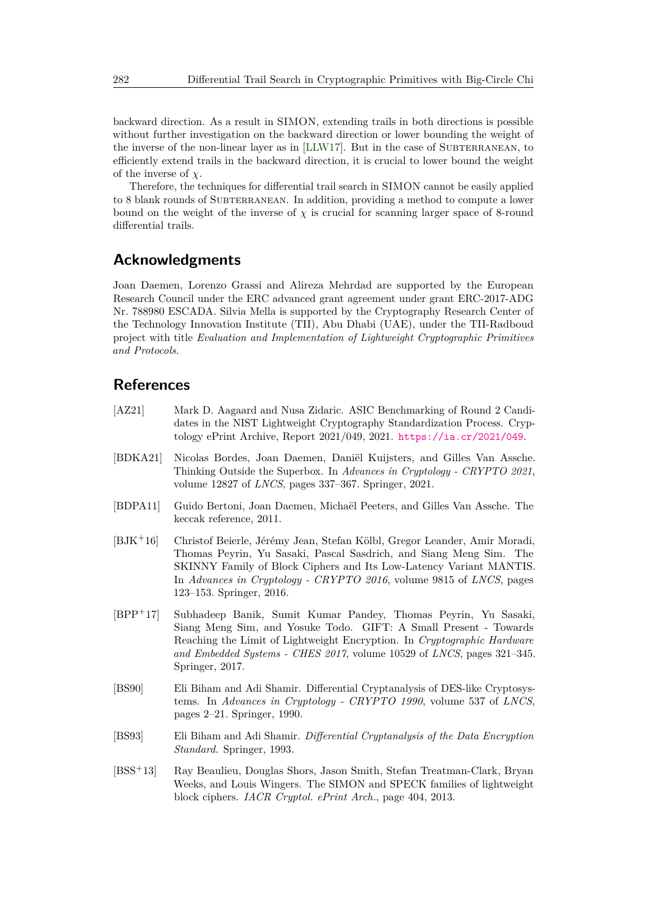backward direction. As a result in SIMON, extending trails in both directions is possible without further investigation on the backward direction or lower bounding the weight of the inverse of the non-linear layer as in [LLW17]. But in the case of Subterranean, to efficiently extend trails in the backward direction, it is crucial to lower bound the weight of the inverse of $\chi$.

Therefore, the techniques for differential trail search in SIMON cannot be easily applied to 8 blank rounds of Subterranean. In addition, providing a method to compute a lower bound on the weight of the inverse of $\chi$ is crucial for scanning larger space of 8-round differential trails.

## Acknowledgments

Joan Daemen, Lorenzo Grassi and Alireza Mehrdad are supported by the European Research Council under the ERC advanced grant agreement under grant ERC-2017-ADG Nr. 788980 ESCADA. Silvia Mella is supported by the Cryptography Research Center of the Technology Innovation Institute (TII), Abu Dhabi (UAE), under the TII-Radboud project with title *Evaluation and Implementation of Lightweight Cryptographic Primitives and Protocols*.

## References

[AZ21] Mark D. Aagaard and Nusa Zidaric. ASIC Benchmarking of Round 2 Candidates in the NIST Lightweight Cryptography Standardization Process. Cryptology ePrint Archive, Report 2021/049, 2021. https://ia.cr/2021/049.

[BDKA21] Nicolas Bordes, Joan Daemen, Daniël Kuijsters, and Gilles Van Assche. Thinking Outside the Superbox. In *Advances in Cryptology - CRYPTO 2021*, volume 12827 of *LNCS*, pages 337–367. Springer, 2021.

[BDPA11] Guido Bertoni, Joan Daemen, Michaël Peeters, and Gilles Van Assche. The keccak reference, 2011.

[BJK+16] Christof Beierle, Jérémy Jean, Stefan Kölbl, Gregor Leander, Amir Moradi, Thomas Peyrin, Yu Sasaki, Pascal Sasdrich, and Siang Meng Sim. The SKINNY Family of Block Ciphers and Its Low-Latency Variant MANTIS. In *Advances in Cryptology - CRYPTO 2016*, volume 9815 of *LNCS*, pages 123–153. Springer, 2016.

[BPP+17] Subhadeep Banik, Sumit Kumar Pandey, Thomas Peyrin, Yu Sasaki, Siang Meng Sim, and Yosuke Todo. GIFT: A Small Present - Towards Reaching the Limit of Lightweight Encryption. In *Cryptographic Hardware and Embedded Systems - CHES 2017*, volume 10529 of *LNCS*, pages 321–345. Springer, 2017.

[BS90] Eli Biham and Adi Shamir. Differential Cryptanalysis of DES-like Cryptosystems. In *Advances in Cryptology - CRYPTO 1990*, volume 537 of *LNCS*, pages 2–21. Springer, 1990.

[BS93] Eli Biham and Adi Shamir. *Differential Cryptanalysis of the Data Encryption Standard*. Springer, 1993.

[BSS+13] Ray Beaulieu, Douglas Shors, Jason Smith, Stefan Treatman-Clark, Bryan Weeks, and Louis Wingers. The SIMON and SPECK families of lightweight block ciphers. *IACR Cryptol. ePrint Arch.*, page 404, 2013.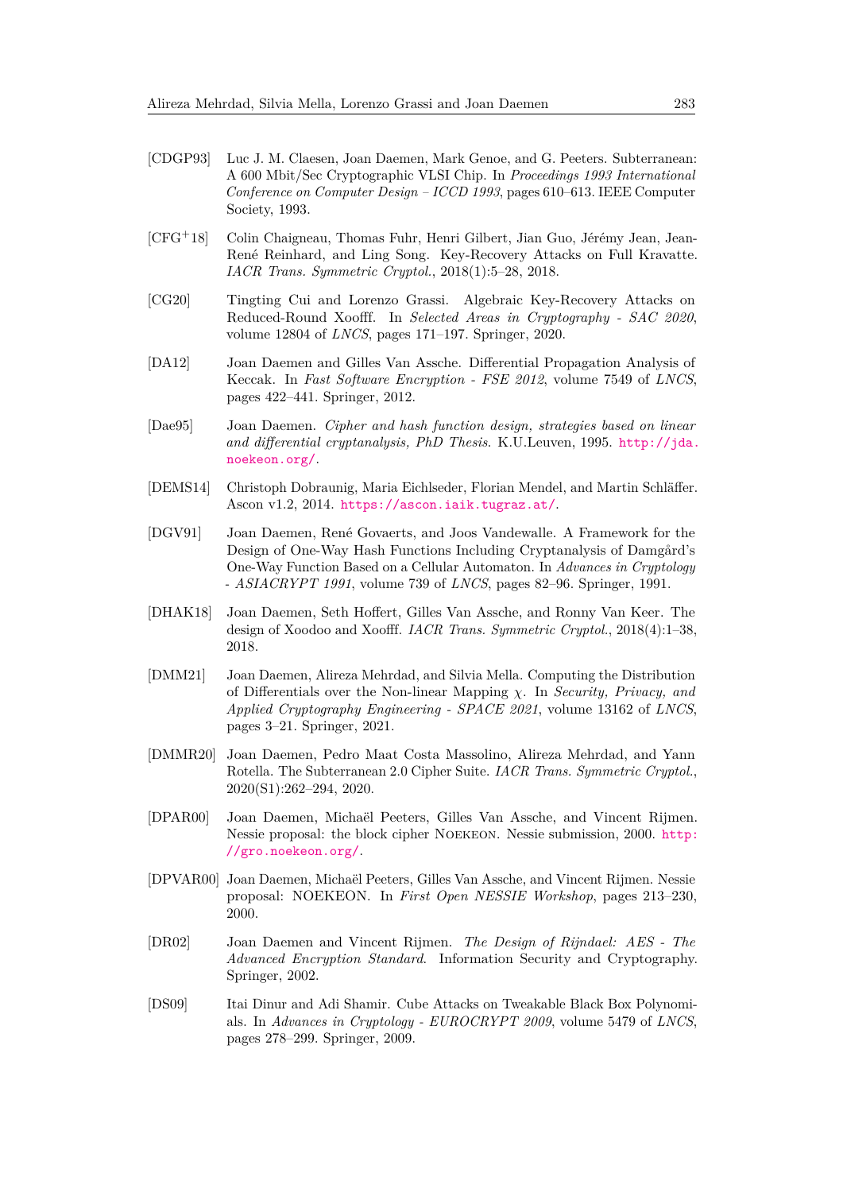[CDGP93] Luc J. M. Claesen, Joan Daemen, Mark Genoe, and G. Peeters. Subterranean: A 600 Mbit/Sec Cryptographic VLSI Chip. In *Proceedings 1993 International Conference on Computer Design – ICCD 1993*, pages 610–613. IEEE Computer Society, 1993.

[CFG+18] Colin Chaigneau, Thomas Fuhr, Henri Gilbert, Jian Guo, Jérémy Jean, Jean-René Reinhard, and Ling Song. Key-Recovery Attacks on Full Kravatte. *IACR Trans. Symmetric Cryptol.*, 2018(1):5–28, 2018.

[CG20] Tingting Cui and Lorenzo Grassi. Algebraic Key-Recovery Attacks on Reduced-Round Xoofff. In *Selected Areas in Cryptography - SAC 2020*, volume 12804 of *LNCS*, pages 171–197. Springer, 2020.

[DA12] Joan Daemen and Gilles Van Assche. Differential Propagation Analysis of Keccak. In *Fast Software Encryption - FSE 2012*, volume 7549 of *LNCS*, pages 422–441. Springer, 2012.

[Dae95] Joan Daemen. *Cipher and hash function design, strategies based on linear and differential cryptanalysis, PhD Thesis*. K.U.Leuven, 1995. http://jda.noekeon.org/.

[DEMS14] Christoph Dobraunig, Maria Eichlseder, Florian Mendel, and Martin Schläffer. Ascon v1.2, 2014. https://ascon.iaik.tugraz.at/.

[DGV91] Joan Daemen, René Govaerts, and Joos Vandewalle. A Framework for the Design of One-Way Hash Functions Including Cryptanalysis of Damgård's One-Way Function Based on a Cellular Automaton. In *Advances in Cryptology - ASIACRYPT 1991*, volume 739 of *LNCS*, pages 82–96. Springer, 1991.

[DHAK18] Joan Daemen, Seth Hoffert, Gilles Van Assche, and Ronny Van Keer. The design of Xoodoo and Xoofff. *IACR Trans. Symmetric Cryptol.*, 2018(4):1–38, 2018.

[DMM21] Joan Daemen, Alireza Mehrdad, and Silvia Mella. Computing the Distribution of Differentials over the Non-linear Mapping $\chi$. In *Security, Privacy, and Applied Cryptography Engineering - SPACE 2021*, volume 13162 of *LNCS*, pages 3–21. Springer, 2021.

[DMMR20] Joan Daemen, Pedro Maat Costa Massolino, Alireza Mehrdad, and Yann Rotella. The Subterranean 2.0 Cipher Suite. *IACR Trans. Symmetric Cryptol.*, 2020(S1):262–294, 2020.

[DPAR00] Joan Daemen, Michaël Peeters, Gilles Van Assche, and Vincent Rijmen. Nessie proposal: the block cipher Noekeon. Nessie submission, 2000. http://gro.noekeon.org/.

[DPVAR00] Joan Daemen, Michaël Peeters, Gilles Van Assche, and Vincent Rijmen. Nessie proposal: NOEKEON. In *First Open NESSIE Workshop*, pages 213–230, 2000.

[DR02] Joan Daemen and Vincent Rijmen. *The Design of Rijndael: AES - The Advanced Encryption Standard*. Information Security and Cryptography. Springer, 2002.

[DS09] Itai Dinur and Adi Shamir. Cube Attacks on Tweakable Black Box Polynomials. In *Advances in Cryptology - EUROCRYPT 2009*, volume 5479 of *LNCS*, pages 278–299. Springer, 2009.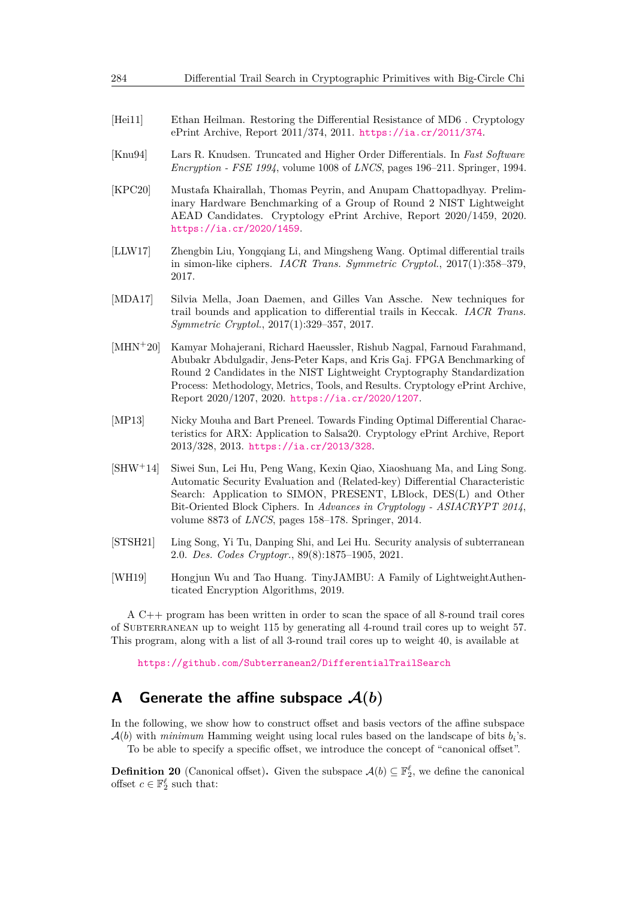[Hei11] Ethan Heilman. Restoring the Differential Resistance of MD6 . Cryptology ePrint Archive, Report 2011/374, 2011. https://ia.cr/2011/374.

[Knu94] Lars R. Knudsen. Truncated and Higher Order Differentials. In *Fast Software Encryption - FSE 1994*, volume 1008 of *LNCS*, pages 196–211. Springer, 1994.

[KPC20] Mustafa Khairallah, Thomas Peyrin, and Anupam Chattopadhyay. Preliminary Hardware Benchmarking of a Group of Round 2 NIST Lightweight AEAD Candidates. Cryptology ePrint Archive, Report 2020/1459, 2020. https://ia.cr/2020/1459.

[LLW17] Zhengbin Liu, Yongqiang Li, and Mingsheng Wang. Optimal differential trails in simon-like ciphers. *IACR Trans. Symmetric Cryptol.*, 2017(1):358–379, 2017.

[MDA17] Silvia Mella, Joan Daemen, and Gilles Van Assche. New techniques for trail bounds and application to differential trails in Keccak. *IACR Trans. Symmetric Cryptol.*, 2017(1):329–357, 2017.

[MHN+20] Kamyar Mohajerani, Richard Haeussler, Rishub Nagpal, Farnoud Farahmand, Abubakr Abdulgadir, Jens-Peter Kaps, and Kris Gaj. FPGA Benchmarking of Round 2 Candidates in the NIST Lightweight Cryptography Standardization Process: Methodology, Metrics, Tools, and Results. Cryptology ePrint Archive, Report 2020/1207, 2020. https://ia.cr/2020/1207.

[MP13] Nicky Mouha and Bart Preneel. Towards Finding Optimal Differential Characteristics for ARX: Application to Salsa20. Cryptology ePrint Archive, Report 2013/328, 2013. https://ia.cr/2013/328.

[SHW+14] Siwei Sun, Lei Hu, Peng Wang, Kexin Qiao, Xiaoshuang Ma, and Ling Song. Automatic Security Evaluation and (Related-key) Differential Characteristic Search: Application to SIMON, PRESENT, LBlock, DES(L) and Other Bit-Oriented Block Ciphers. In *Advances in Cryptology - ASIACRYPT 2014*, volume 8873 of *LNCS*, pages 158–178. Springer, 2014.

[STSH21] Ling Song, Yi Tu, Danping Shi, and Lei Hu. Security analysis of subterranean 2.0. *Des. Codes Cryptogr.*, 89(8):1875–1905, 2021.

[WH19] Hongjun Wu and Tao Huang. TinyJAMBU: A Family of LightweightAuthenticated Encryption Algorithms, 2019.

A C++ program has been written in order to scan the space of all 8-round trail cores of Subterranean up to weight 115 by generating all 4-round trail cores up to weight 57. This program, along with a list of all 3-round trail cores up to weight 40, is available at

https://github.com/Subterranean2/DifferentialTrailSearch

## A Generate the affine subspace $\mathcal{A}(b)$

In the following, we show how to construct offset and basis vectors of the affine subspace $\mathcal{A}(b)$ with *minimum* Hamming weight using local rules based on the landscape of bits $b_i$'s.

To be able to specify a specific offset, we introduce the concept of "canonical offset".

**Definition 20** (Canonical offset)**.** Given the subspace $\mathcal{A}(b) \subseteq \mathbb{F}_2^\ell$, we define the canonical offset $c \in \mathbb{F}_2^\ell$ such that: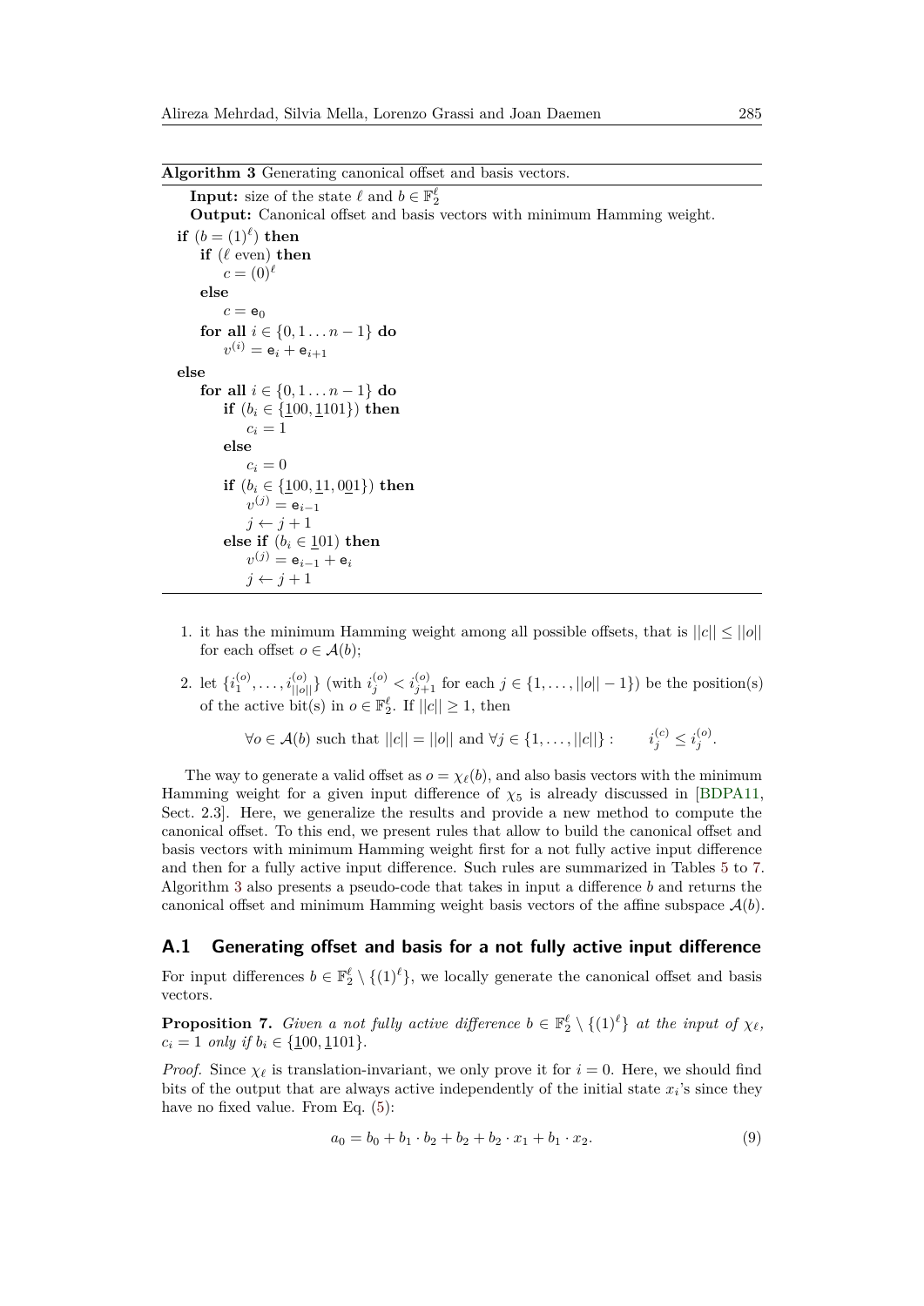**Algorithm 3** Generating canonical offset and basis vectors.

```
Input: size of the state ℓ and b ∈ F_2^ℓ
Output: Canonical offset and basis vectors with minimum Hamming weight.
if (b = (1)^ℓ) then
    if (ℓ even) then
        c = (0)^ℓ
    else
        c = e_0
    for all i ∈ {0, 1 ... n − 1} do
        v^(i) = e_i + e_{i+1}
else
    for all i ∈ {0, 1 ... n − 1} do
        if (b_i ∈ {1̲00, 1̲101}) then
            c_i = 1
        else
            c_i = 0
        if (b_i ∈ {1̲00, 1̲1, 00̲1}) then
            v^(j) = e_{i−1}
            j ← j + 1
        else if (b_i ∈ 1̲01) then
            v^(j) = e_{i−1} + e_i
            j ← j + 1
```

1. it has the minimum Hamming weight among all possible offsets, that is $||c|| \leq ||o||$ for each offset $o \in \mathcal{A}(b)$;
2. let $\{i_1^{(o)}, \dots, i_{||o||}^{(o)}\}$ (with $i_j^{(o)} < i_{j+1}^{(o)}$ for each $j \in \{1, \dots, ||o|| - 1\}$) be the position(s) of the active bit(s) in $o \in \mathbb{F}_2^\ell$. If $||c|| \geq 1$, then

$$\forall o \in \mathcal{A}(b) \text{ such that } ||c|| = ||o|| \text{ and } \forall j \in \{1, \dots, ||c||\}: \qquad i_j^{(c)} \leq i_j^{(o)}.$$

The way to generate a valid offset as $o = \chi_\ell(b)$, and also basis vectors with the minimum Hamming weight for a given input difference of $\chi_5$ is already discussed in [BDPA11, Sect. 2.3]. Here, we generalize the results and provide a new method to compute the canonical offset. To this end, we present rules that allow to build the canonical offset and basis vectors with minimum Hamming weight first for a not fully active input difference and then for a fully active input difference. Such rules are summarized in Tables 5 to 7. Algorithm 3 also presents a pseudo-code that takes in input a difference $b$ and returns the canonical offset and minimum Hamming weight basis vectors of the affine subspace $\mathcal{A}(b)$.

## A.1 Generating offset and basis for a not fully active input difference

For input differences $b \in \mathbb{F}_2^\ell \setminus \{(1)^\ell\}$, we locally generate the canonical offset and basis vectors.

**Proposition 7.** *Given a not fully active difference $b \in \mathbb{F}_2^\ell \setminus \{(1)^\ell\}$ at the input of $\chi_\ell$, $c_i = 1$ only if $b_i \in \{\underline{1}00, \underline{1}101\}$.*

*Proof.* Since $\chi_\ell$ is translation-invariant, we only prove it for $i = 0$. Here, we should find bits of the output that are always active independently of the initial state $x_i$'s since they have no fixed value. From Eq. (5):

$$a_0 = b_0 + b_1 \cdot b_2 + b_2 + b_2 \cdot x_1 + b_1 \cdot x_2. \tag{9}$$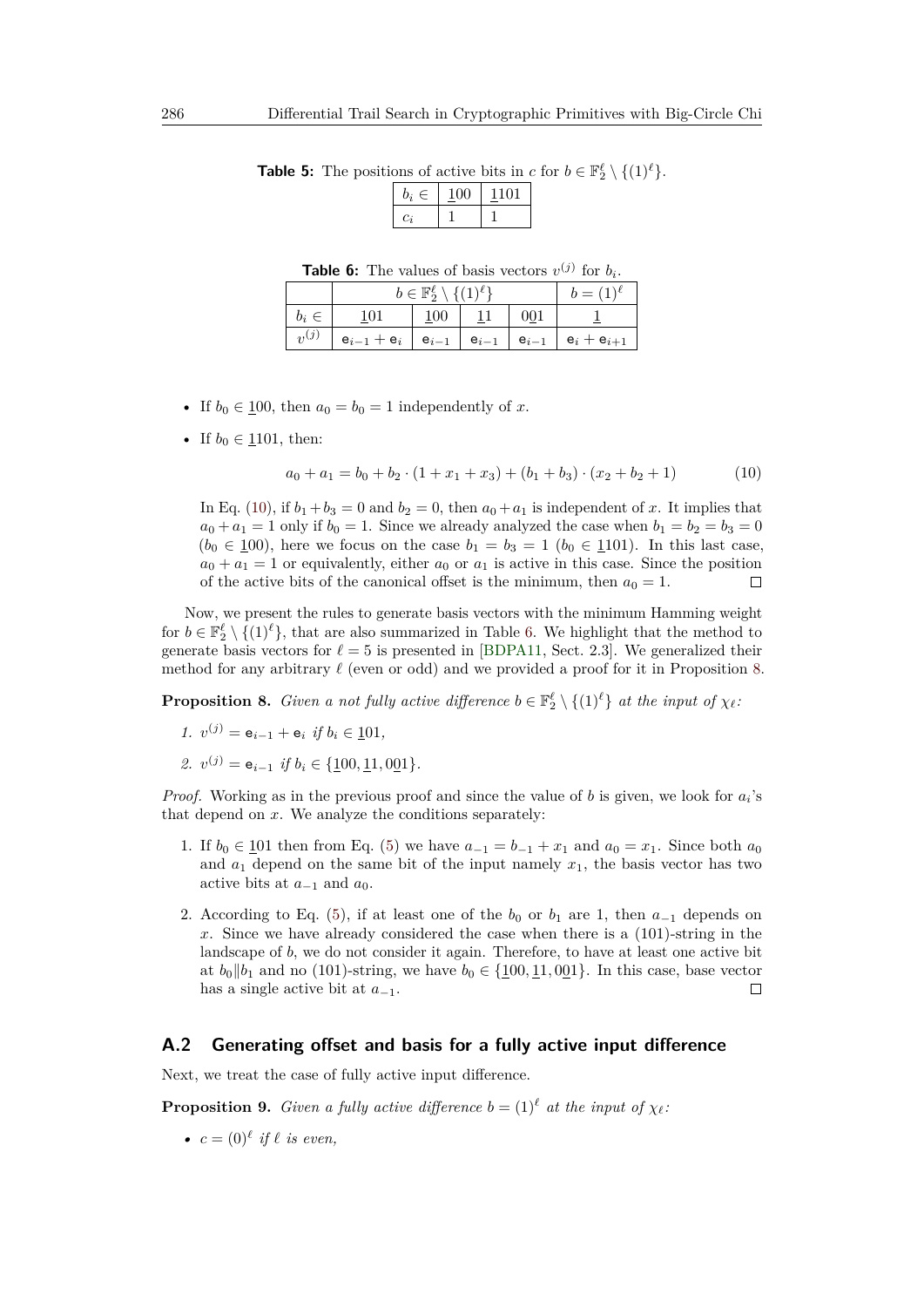**Table 5:** The positions of active bits in $c$ for $b \in \mathbb{F}_2^\ell \setminus \{(1)^\ell\}$.

| $b_i \in$ | $\underline{1}00$ | $\underline{1}101$ |
|---|---|---|
| $c_i$ | 1 | 1 |

**Table 6:** The values of basis vectors $v^{(j)}$ for $b_i$.

| | $b \in \mathbb{F}_2^\ell \setminus \{(1)^\ell\}$ | | | | $b = (1)^\ell$ |
|---|---|---|---|---|---|
| $b_i \in$ | $\underline{1}01$ | $\underline{1}00$ | $\underline{1}1$ | $0\underline{0}1$ | $\underline{1}$ |
| $v^{(j)}$ | $\mathsf{e}_{i-1} + \mathsf{e}_i$ | $\mathsf{e}_{i-1}$ | $\mathsf{e}_{i-1}$ | $\mathsf{e}_{i-1}$ | $\mathsf{e}_i + \mathsf{e}_{i+1}$ |

- If $b_0 \in \underline{1}00$, then $a_0 = b_0 = 1$ independently of $x$.
- If $b_0 \in \underline{1}101$, then:

$$a_0 + a_1 = b_0 + b_2 \cdot (1 + x_1 + x_3) + (b_1 + b_3) \cdot (x_2 + b_2 + 1) \tag{10}$$

  In Eq. (10), if $b_1 + b_3 = 0$ and $b_2 = 0$, then $a_0 + a_1$ is independent of $x$. It implies that $a_0 + a_1 = 1$ only if $b_0 = 1$. Since we already analyzed the case when $b_1 = b_2 = b_3 = 0$ ($b_0 \in \underline{1}00$), here we focus on the case $b_1 = b_3 = 1$ ($b_0 \in \underline{1}101$). In this last case, $a_0 + a_1 = 1$ or equivalently, either $a_0$ or $a_1$ is active in this case. Since the position of the active bits of the canonical offset is the minimum, then $a_0 = 1$. □

Now, we present the rules to generate basis vectors with the minimum Hamming weight for $b \in \mathbb{F}_2^\ell \setminus \{(1)^\ell\}$, that are also summarized in Table 6. We highlight that the method to generate basis vectors for $\ell = 5$ is presented in [BDPA11, Sect. 2.3]. We generalized their method for any arbitrary $\ell$ (even or odd) and we provided a proof for it in Proposition 8.

**Proposition 8.** *Given a not fully active difference $b \in \mathbb{F}_2^\ell \setminus \{(1)^\ell\}$ at the input of $\chi_\ell$:*

1. $v^{(j)} = \mathsf{e}_{i-1} + \mathsf{e}_i$ *if* $b_i \in \underline{1}01$,
2. $v^{(j)} = \mathsf{e}_{i-1}$ *if* $b_i \in \{\underline{1}00, \underline{1}1, 0\underline{0}1\}$.

*Proof.* Working as in the previous proof and since the value of $b$ is given, we look for $a_i$'s that depend on $x$. We analyze the conditions separately:

1. If $b_0 \in \underline{1}01$ then from Eq. (5) we have $a_{-1} = b_{-1} + x_1$ and $a_0 = x_1$. Since both $a_0$ and $a_1$ depend on the same bit of the input namely $x_1$, the basis vector has two active bits at $a_{-1}$ and $a_0$.
2. According to Eq. (5), if at least one of the $b_0$ or $b_1$ are 1, then $a_{-1}$ depends on $x$. Since we have already considered the case when there is a (101)-string in the landscape of $b$, we do not consider it again. Therefore, to have at least one active bit at $b_0 \| b_1$ and no (101)-string, we have $b_0 \in \{\underline{1}00, \underline{1}1, 0\underline{0}1\}$. In this case, base vector has a single active bit at $a_{-1}$. □

## A.2 Generating offset and basis for a fully active input difference

Next, we treat the case of fully active input difference.

**Proposition 9.** *Given a fully active difference $b = (1)^\ell$ at the input of $\chi_\ell$:*

- $c = (0)^\ell$ *if $\ell$ is even,*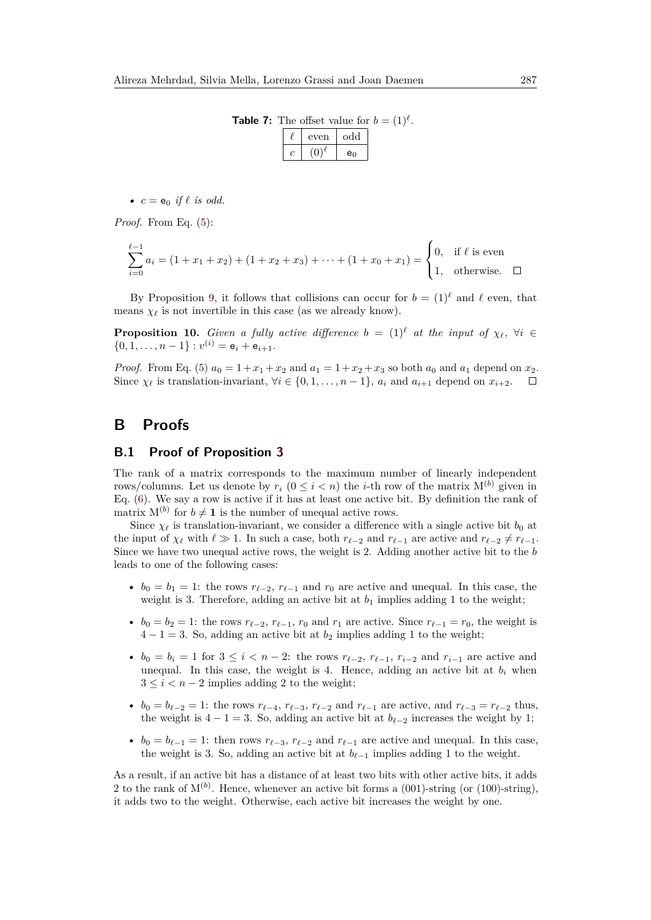**Table 7:** The offset value for $b = (1)^\ell$.

| $\ell$ | even | odd |
|---|---|---|
| $c$ | $(0)^\ell$ | $\mathsf{e}_0$ |

- $c = \mathsf{e}_0$ *if* $\ell$ *is odd.*

*Proof.* From Eq. (5):

$$\sum_{i=0}^{\ell-1} a_i = (1 + x_1 + x_2) + (1 + x_2 + x_3) + \cdots + (1 + x_0 + x_1) = \begin{cases} 0, & \text{if } \ell \text{ is even} \\ 1, & \text{otherwise.} \end{cases} \quad \square$$

By Proposition 9, it follows that collisions can occur for $b = (1)^\ell$ and $\ell$ even, that means $\chi_\ell$ is not invertible in this case (as we already know).

**Proposition 10.** *Given a fully active difference $b = (1)^\ell$ at the input of $\chi_\ell$, $\forall i \in \{0, 1, \ldots, n-1\} : v^{(i)} = \mathsf{e}_i + \mathsf{e}_{i+1}$.*

*Proof.* From Eq. (5) $a_0 = 1 + x_1 + x_2$ and $a_1 = 1 + x_2 + x_3$ so both $a_0$ and $a_1$ depend on $x_2$. Since $\chi_\ell$ is translation-invariant, $\forall i \in \{0, 1, \ldots, n-1\}$, $a_i$ and $a_{i+1}$ depend on $x_{i+2}$. $\square$

# B Proofs

## B.1 Proof of Proposition 3

The rank of a matrix corresponds to the maximum number of linearly independent rows/columns. Let us denote by $r_i$ $(0 \le i < n)$ the $i$-th row of the matrix $\mathrm{M}^{(b)}$ given in Eq. (6). We say a row is active if it has at least one active bit. By definition the rank of matrix $\mathrm{M}^{(b)}$ for $b \neq \mathbf{1}$ is the number of unequal active rows.

Since $\chi_\ell$ is translation-invariant, we consider a difference with a single active bit $b_0$ at the input of $\chi_\ell$ with $\ell \gg 1$. In such a case, both $r_{\ell-2}$ and $r_{\ell-1}$ are active and $r_{\ell-2} \neq r_{\ell-1}$. Since we have two unequal active rows, the weight is 2. Adding another active bit to the $b$ leads to one of the following cases:

- $b_0 = b_1 = 1$: the rows $r_{\ell-2}$, $r_{\ell-1}$ and $r_0$ are active and unequal. In this case, the weight is 3. Therefore, adding an active bit at $b_1$ implies adding 1 to the weight;
- $b_0 = b_2 = 1$: the rows $r_{\ell-2}$, $r_{\ell-1}$, $r_0$ and $r_1$ are active. Since $r_{\ell-1} = r_0$, the weight is $4 - 1 = 3$. So, adding an active bit at $b_2$ implies adding 1 to the weight;
- $b_0 = b_i = 1$ for $3 \le i < n-2$: the rows $r_{\ell-2}$, $r_{\ell-1}$, $r_{i-2}$ and $r_{i-1}$ are active and unequal. In this case, the weight is 4. Hence, adding an active bit at $b_i$ when $3 \le i < n-2$ implies adding 2 to the weight;
- $b_0 = b_{\ell-2} = 1$: the rows $r_{\ell-4}$, $r_{\ell-3}$, $r_{\ell-2}$ and $r_{\ell-1}$ are active, and $r_{\ell-3} = r_{\ell-2}$ thus, the weight is $4 - 1 = 3$. So, adding an active bit at $b_{\ell-2}$ increases the weight by 1;
- $b_0 = b_{\ell-1} = 1$: then rows $r_{\ell-3}$, $r_{\ell-2}$ and $r_{\ell-1}$ are active and unequal. In this case, the weight is 3. So, adding an active bit at $b_{\ell-1}$ implies adding 1 to the weight.

As a result, if an active bit has a distance of at least two bits with other active bits, it adds 2 to the rank of $\mathrm{M}^{(b)}$. Hence, whenever an active bit forms a (001)-string (or (100)-string), it adds two to the weight. Otherwise, each active bit increases the weight by one.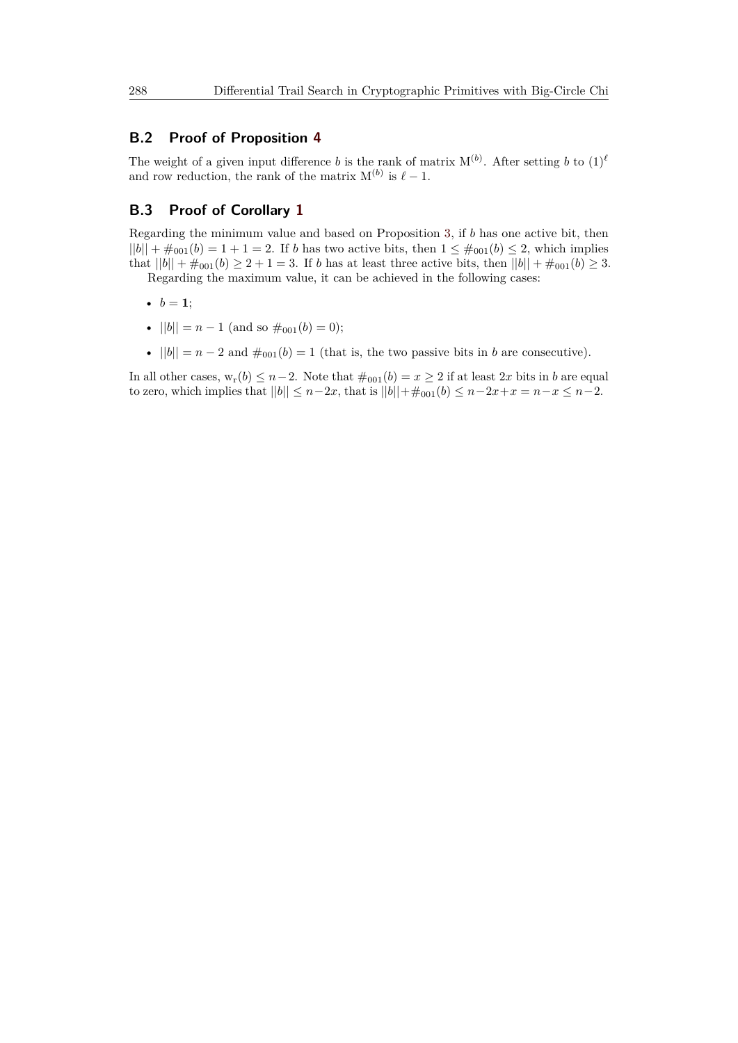### B.2 Proof of Proposition 4

The weight of a given input difference $b$ is the rank of matrix $\mathrm{M}^{(b)}$. After setting $b$ to $(1)^\ell$ and row reduction, the rank of the matrix $\mathrm{M}^{(b)}$ is $\ell - 1$.

### B.3 Proof of Corollary 1

Regarding the minimum value and based on Proposition 3, if $b$ has one active bit, then $||b|| + \#_{001}(b) = 1 + 1 = 2$. If $b$ has two active bits, then $1 \leq \#_{001}(b) \leq 2$, which implies that $||b|| + \#_{001}(b) \geq 2 + 1 = 3$. If $b$ has at least three active bits, then $||b|| + \#_{001}(b) \geq 3$.

Regarding the maximum value, it can be achieved in the following cases:

- $b = \mathbf{1}$;
- $||b|| = n - 1$ (and so $\#_{001}(b) = 0$);
- $||b|| = n - 2$ and $\#_{001}(b) = 1$ (that is, the two passive bits in $b$ are consecutive).

In all other cases, $\mathrm{w_r}(b) \leq n - 2$. Note that $\#_{001}(b) = x \geq 2$ if at least $2x$ bits in $b$ are equal to zero, which implies that $||b|| \leq n - 2x$, that is $||b|| + \#_{001}(b) \leq n - 2x + x = n - x \leq n - 2$.